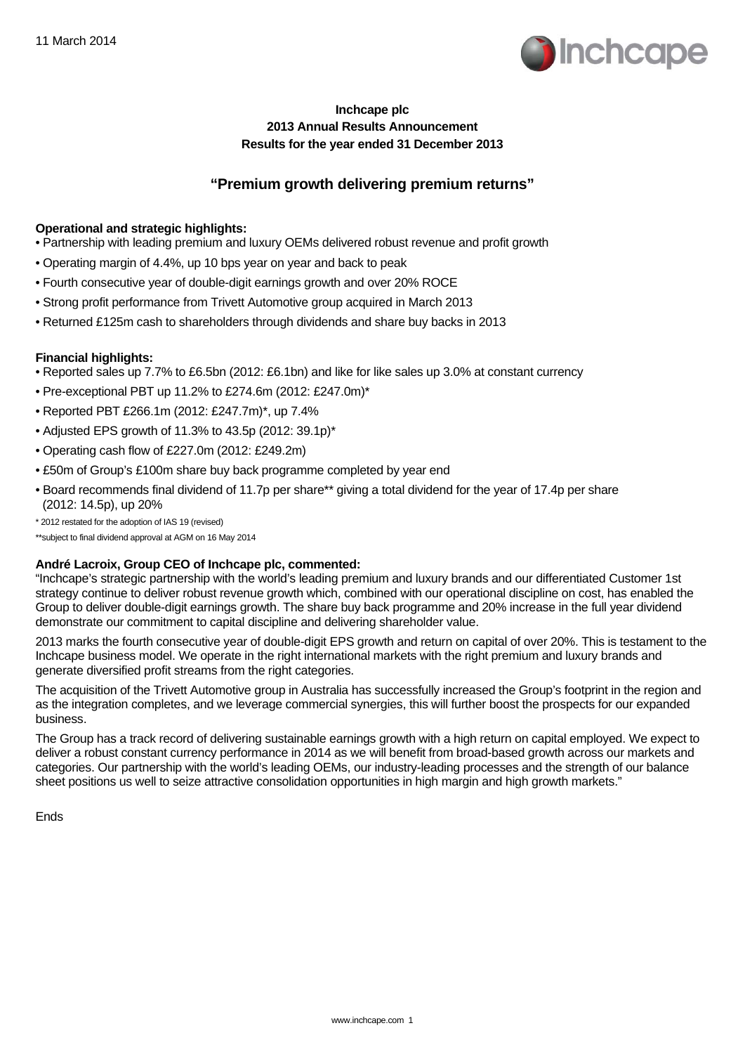11 March 2014

**Inchcape plc**
**2013 Annual Results Announcement**
**Results for the year ended 31 December 2013**

## "Premium growth delivering premium returns"

**Operational and strategic highlights:**

- Partnership with leading premium and luxury OEMs delivered robust revenue and profit growth
- Operating margin of 4.4%, up 10 bps year on year and back to peak
- Fourth consecutive year of double-digit earnings growth and over 20% ROCE
- Strong profit performance from Trivett Automotive group acquired in March 2013
- Returned £125m cash to shareholders through dividends and share buy backs in 2013

**Financial highlights:**

- Reported sales up 7.7% to £6.5bn (2012: £6.1bn) and like for like sales up 3.0% at constant currency
- Pre-exceptional PBT up 11.2% to £274.6m (2012: £247.0m)*
- Reported PBT £266.1m (2012: £247.7m)*, up 7.4%
- Adjusted EPS growth of 11.3% to 43.5p (2012: 39.1p)*
- Operating cash flow of £227.0m (2012: £249.2m)
- £50m of Group's £100m share buy back programme completed by year end
- Board recommends final dividend of 11.7p per share** giving a total dividend for the year of 17.4p per share (2012: 14.5p), up 20%

\* 2012 restated for the adoption of IAS 19 (revised)

\*\*subject to final dividend approval at AGM on 16 May 2014

**André Lacroix, Group CEO of Inchcape plc, commented:**

"Inchcape's strategic partnership with the world's leading premium and luxury brands and our differentiated Customer 1st strategy continue to deliver robust revenue growth which, combined with our operational discipline on cost, has enabled the Group to deliver double-digit earnings growth. The share buy back programme and 20% increase in the full year dividend demonstrate our commitment to capital discipline and delivering shareholder value.

2013 marks the fourth consecutive year of double-digit EPS growth and return on capital of over 20%. This is testament to the Inchcape business model. We operate in the right international markets with the right premium and luxury brands and generate diversified profit streams from the right categories.

The acquisition of the Trivett Automotive group in Australia has successfully increased the Group's footprint in the region and as the integration completes, and we leverage commercial synergies, this will further boost the prospects for our expanded business.

The Group has a track record of delivering sustainable earnings growth with a high return on capital employed. We expect to deliver a robust constant currency performance in 2014 as we will benefit from broad-based growth across our markets and categories. Our partnership with the world's leading OEMs, our industry-leading processes and the strength of our balance sheet positions us well to seize attractive consolidation opportunities in high margin and high growth markets."

Ends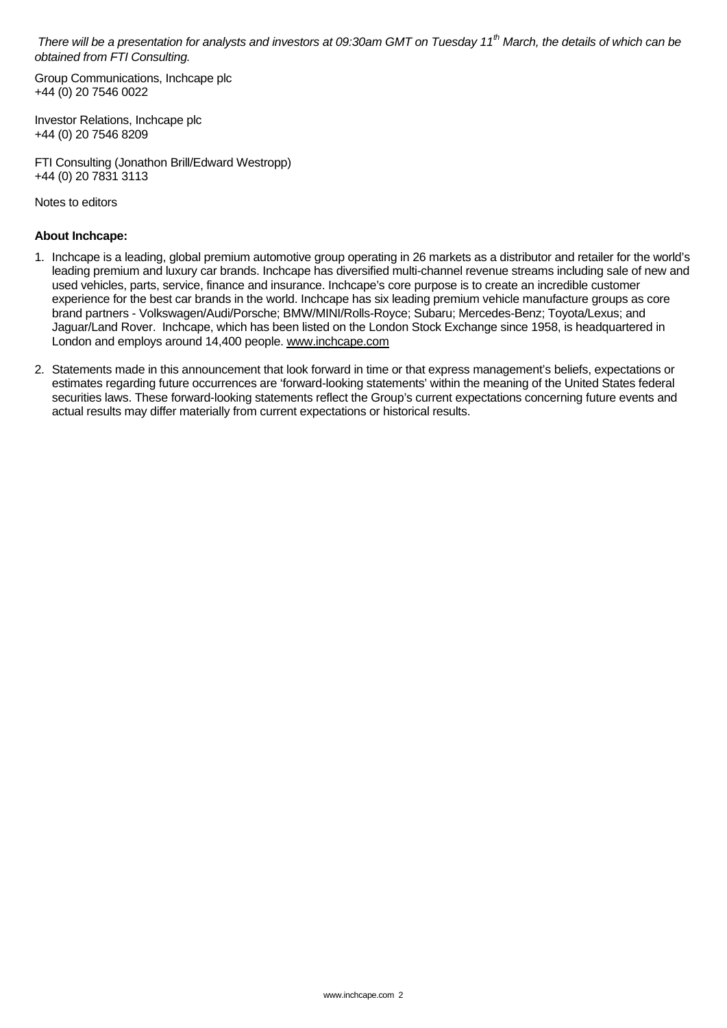*There will be a presentation for analysts and investors at 09:30am GMT on Tuesday 11th March, the details of which can be obtained from FTI Consulting.*

Group Communications, Inchcape plc
+44 (0) 20 7546 0022

Investor Relations, Inchcape plc
+44 (0) 20 7546 8209

FTI Consulting (Jonathon Brill/Edward Westropp)
+44 (0) 20 7831 3113

Notes to editors

**About Inchcape:**

1. Inchcape is a leading, global premium automotive group operating in 26 markets as a distributor and retailer for the world's leading premium and luxury car brands. Inchcape has diversified multi-channel revenue streams including sale of new and used vehicles, parts, service, finance and insurance. Inchcape's core purpose is to create an incredible customer experience for the best car brands in the world. Inchcape has six leading premium vehicle manufacture groups as core brand partners - Volkswagen/Audi/Porsche; BMW/MINI/Rolls-Royce; Subaru; Mercedes-Benz; Toyota/Lexus; and Jaguar/Land Rover. Inchcape, which has been listed on the London Stock Exchange since 1958, is headquartered in London and employs around 14,400 people. www.inchcape.com

2. Statements made in this announcement that look forward in time or that express management's beliefs, expectations or estimates regarding future occurrences are 'forward-looking statements' within the meaning of the United States federal securities laws. These forward-looking statements reflect the Group's current expectations concerning future events and actual results may differ materially from current expectations or historical results.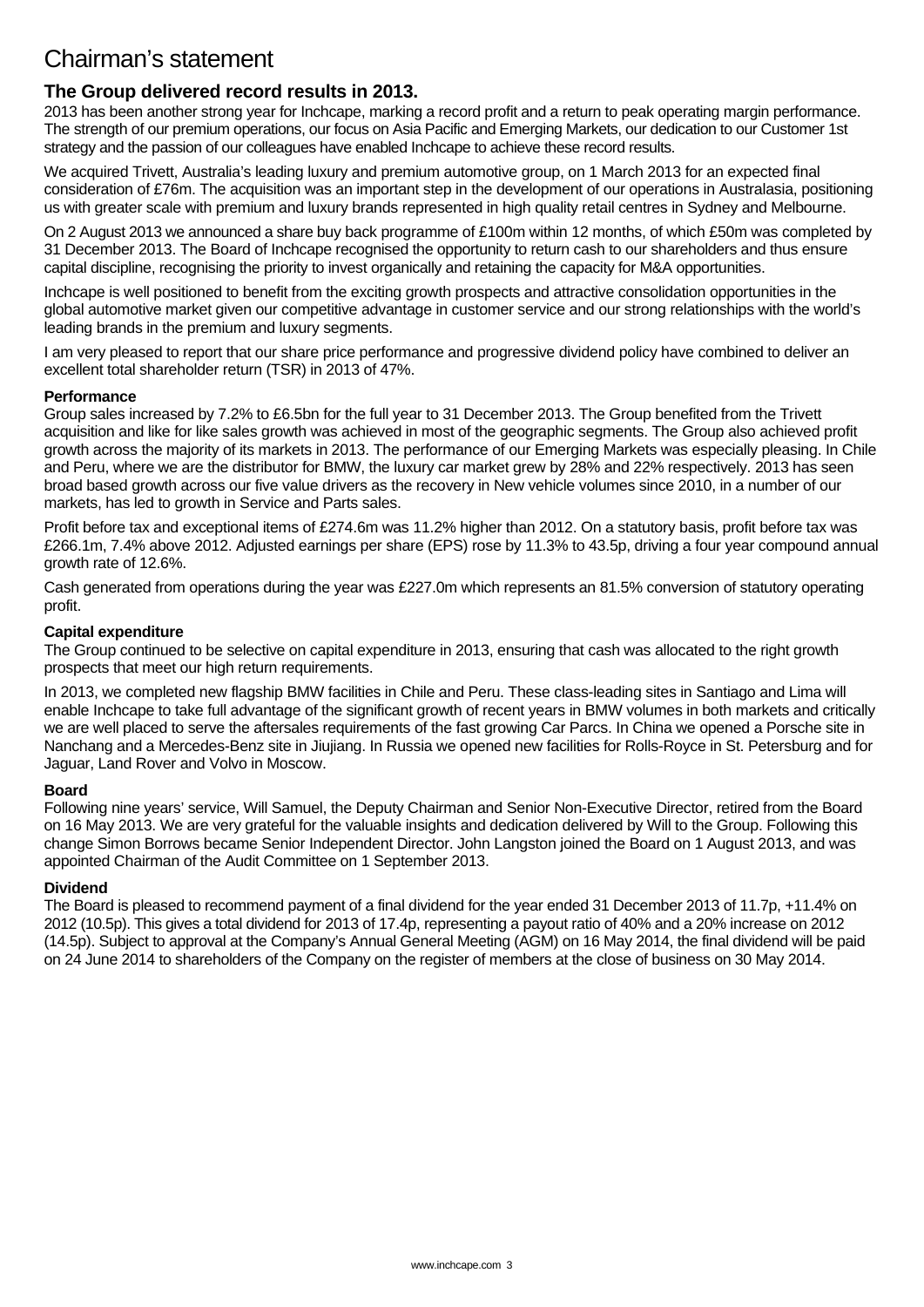# Chairman's statement

## The Group delivered record results in 2013.

2013 has been another strong year for Inchcape, marking a record profit and a return to peak operating margin performance. The strength of our premium operations, our focus on Asia Pacific and Emerging Markets, our dedication to our Customer 1st strategy and the passion of our colleagues have enabled Inchcape to achieve these record results.

We acquired Trivett, Australia's leading luxury and premium automotive group, on 1 March 2013 for an expected final consideration of £76m. The acquisition was an important step in the development of our operations in Australasia, positioning us with greater scale with premium and luxury brands represented in high quality retail centres in Sydney and Melbourne.

On 2 August 2013 we announced a share buy back programme of £100m within 12 months, of which £50m was completed by 31 December 2013. The Board of Inchcape recognised the opportunity to return cash to our shareholders and thus ensure capital discipline, recognising the priority to invest organically and retaining the capacity for M&A opportunities.

Inchcape is well positioned to benefit from the exciting growth prospects and attractive consolidation opportunities in the global automotive market given our competitive advantage in customer service and our strong relationships with the world's leading brands in the premium and luxury segments.

I am very pleased to report that our share price performance and progressive dividend policy have combined to deliver an excellent total shareholder return (TSR) in 2013 of 47%.

### Performance

Group sales increased by 7.2% to £6.5bn for the full year to 31 December 2013. The Group benefited from the Trivett acquisition and like for like sales growth was achieved in most of the geographic segments. The Group also achieved profit growth across the majority of its markets in 2013. The performance of our Emerging Markets was especially pleasing. In Chile and Peru, where we are the distributor for BMW, the luxury car market grew by 28% and 22% respectively. 2013 has seen broad based growth across our five value drivers as the recovery in New vehicle volumes since 2010, in a number of our markets, has led to growth in Service and Parts sales.

Profit before tax and exceptional items of £274.6m was 11.2% higher than 2012. On a statutory basis, profit before tax was £266.1m, 7.4% above 2012. Adjusted earnings per share (EPS) rose by 11.3% to 43.5p, driving a four year compound annual growth rate of 12.6%.

Cash generated from operations during the year was £227.0m which represents an 81.5% conversion of statutory operating profit.

### Capital expenditure

The Group continued to be selective on capital expenditure in 2013, ensuring that cash was allocated to the right growth prospects that meet our high return requirements.

In 2013, we completed new flagship BMW facilities in Chile and Peru. These class-leading sites in Santiago and Lima will enable Inchcape to take full advantage of the significant growth of recent years in BMW volumes in both markets and critically we are well placed to serve the aftersales requirements of the fast growing Car Parcs. In China we opened a Porsche site in Nanchang and a Mercedes-Benz site in Jiujiang. In Russia we opened new facilities for Rolls-Royce in St. Petersburg and for Jaguar, Land Rover and Volvo in Moscow.

### Board

Following nine years' service, Will Samuel, the Deputy Chairman and Senior Non-Executive Director, retired from the Board on 16 May 2013. We are very grateful for the valuable insights and dedication delivered by Will to the Group. Following this change Simon Borrows became Senior Independent Director. John Langston joined the Board on 1 August 2013, and was appointed Chairman of the Audit Committee on 1 September 2013.

### Dividend

The Board is pleased to recommend payment of a final dividend for the year ended 31 December 2013 of 11.7p, +11.4% on 2012 (10.5p). This gives a total dividend for 2013 of 17.4p, representing a payout ratio of 40% and a 20% increase on 2012 (14.5p). Subject to approval at the Company's Annual General Meeting (AGM) on 16 May 2014, the final dividend will be paid on 24 June 2014 to shareholders of the Company on the register of members at the close of business on 30 May 2014.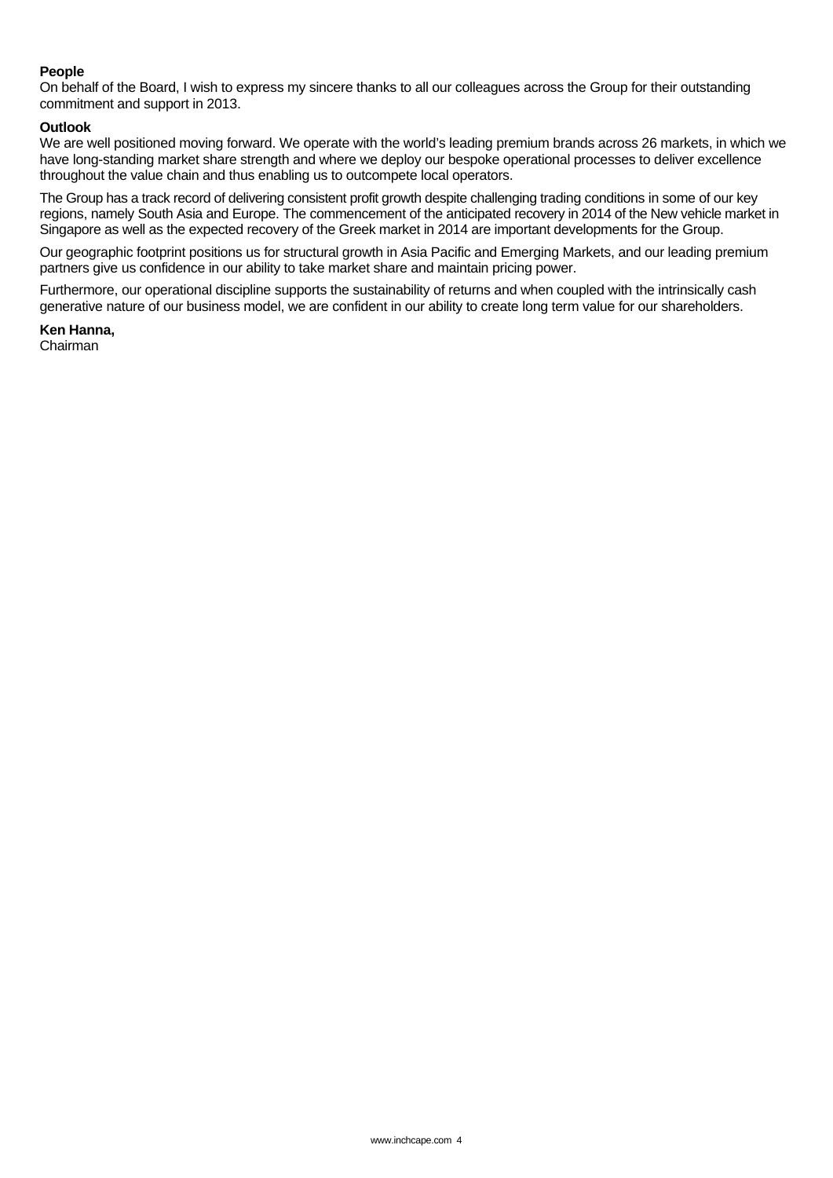**People**

On behalf of the Board, I wish to express my sincere thanks to all our colleagues across the Group for their outstanding commitment and support in 2013.

**Outlook**

We are well positioned moving forward. We operate with the world's leading premium brands across 26 markets, in which we have long-standing market share strength and where we deploy our bespoke operational processes to deliver excellence throughout the value chain and thus enabling us to outcompete local operators.

The Group has a track record of delivering consistent profit growth despite challenging trading conditions in some of our key regions, namely South Asia and Europe. The commencement of the anticipated recovery in 2014 of the New vehicle market in Singapore as well as the expected recovery of the Greek market in 2014 are important developments for the Group.

Our geographic footprint positions us for structural growth in Asia Pacific and Emerging Markets, and our leading premium partners give us confidence in our ability to take market share and maintain pricing power.

Furthermore, our operational discipline supports the sustainability of returns and when coupled with the intrinsically cash generative nature of our business model, we are confident in our ability to create long term value for our shareholders.

**Ken Hanna,**
Chairman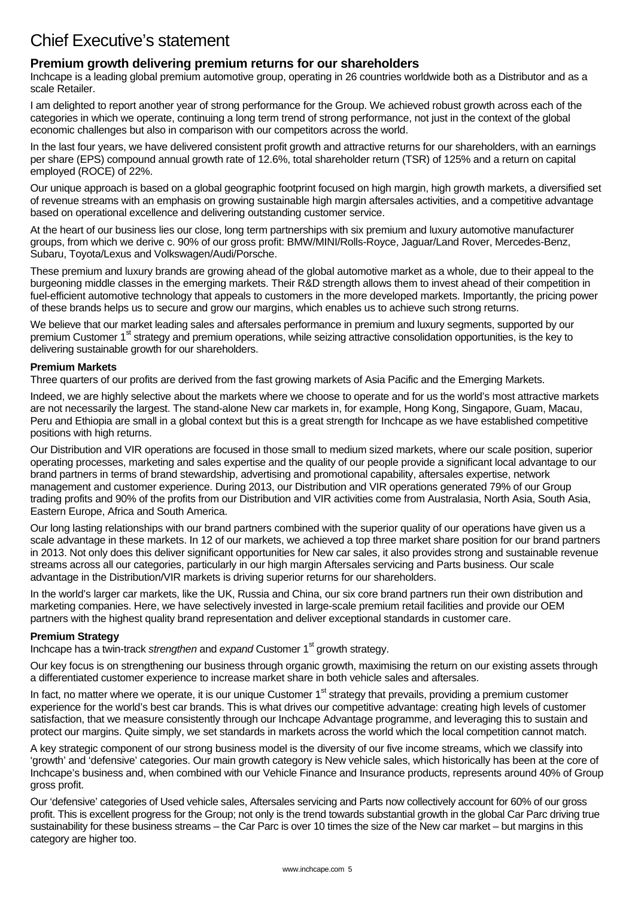# Chief Executive's statement

## Premium growth delivering premium returns for our shareholders

Inchcape is a leading global premium automotive group, operating in 26 countries worldwide both as a Distributor and as a scale Retailer.

I am delighted to report another year of strong performance for the Group. We achieved robust growth across each of the categories in which we operate, continuing a long term trend of strong performance, not just in the context of the global economic challenges but also in comparison with our competitors across the world.

In the last four years, we have delivered consistent profit growth and attractive returns for our shareholders, with an earnings per share (EPS) compound annual growth rate of 12.6%, total shareholder return (TSR) of 125% and a return on capital employed (ROCE) of 22%.

Our unique approach is based on a global geographic footprint focused on high margin, high growth markets, a diversified set of revenue streams with an emphasis on growing sustainable high margin aftersales activities, and a competitive advantage based on operational excellence and delivering outstanding customer service.

At the heart of our business lies our close, long term partnerships with six premium and luxury automotive manufacturer groups, from which we derive c. 90% of our gross profit: BMW/MINI/Rolls-Royce, Jaguar/Land Rover, Mercedes-Benz, Subaru, Toyota/Lexus and Volkswagen/Audi/Porsche.

These premium and luxury brands are growing ahead of the global automotive market as a whole, due to their appeal to the burgeoning middle classes in the emerging markets. Their R&D strength allows them to invest ahead of their competition in fuel-efficient automotive technology that appeals to customers in the more developed markets. Importantly, the pricing power of these brands helps us to secure and grow our margins, which enables us to achieve such strong returns.

We believe that our market leading sales and aftersales performance in premium and luxury segments, supported by our premium Customer 1st strategy and premium operations, while seizing attractive consolidation opportunities, is the key to delivering sustainable growth for our shareholders.

**Premium Markets**

Three quarters of our profits are derived from the fast growing markets of Asia Pacific and the Emerging Markets.

Indeed, we are highly selective about the markets where we choose to operate and for us the world's most attractive markets are not necessarily the largest. The stand-alone New car markets in, for example, Hong Kong, Singapore, Guam, Macau, Peru and Ethiopia are small in a global context but this is a great strength for Inchcape as we have established competitive positions with high returns.

Our Distribution and VIR operations are focused in those small to medium sized markets, where our scale position, superior operating processes, marketing and sales expertise and the quality of our people provide a significant local advantage to our brand partners in terms of brand stewardship, advertising and promotional capability, aftersales expertise, network management and customer experience. During 2013, our Distribution and VIR operations generated 79% of our Group trading profits and 90% of the profits from our Distribution and VIR activities come from Australasia, North Asia, South Asia, Eastern Europe, Africa and South America.

Our long lasting relationships with our brand partners combined with the superior quality of our operations have given us a scale advantage in these markets. In 12 of our markets, we achieved a top three market share position for our brand partners in 2013. Not only does this deliver significant opportunities for New car sales, it also provides strong and sustainable revenue streams across all our categories, particularly in our high margin Aftersales servicing and Parts business. Our scale advantage in the Distribution/VIR markets is driving superior returns for our shareholders.

In the world's larger car markets, like the UK, Russia and China, our six core brand partners run their own distribution and marketing companies. Here, we have selectively invested in large-scale premium retail facilities and provide our OEM partners with the highest quality brand representation and deliver exceptional standards in customer care.

**Premium Strategy**

Inchcape has a twin-track *strengthen* and *expand* Customer 1st growth strategy.

Our key focus is on strengthening our business through organic growth, maximising the return on our existing assets through a differentiated customer experience to increase market share in both vehicle sales and aftersales.

In fact, no matter where we operate, it is our unique Customer 1st strategy that prevails, providing a premium customer experience for the world's best car brands. This is what drives our competitive advantage: creating high levels of customer satisfaction, that we measure consistently through our Inchcape Advantage programme, and leveraging this to sustain and protect our margins. Quite simply, we set standards in markets across the world which the local competition cannot match.

A key strategic component of our strong business model is the diversity of our five income streams, which we classify into 'growth' and 'defensive' categories. Our main growth category is New vehicle sales, which historically has been at the core of Inchcape's business and, when combined with our Vehicle Finance and Insurance products, represents around 40% of Group gross profit.

Our 'defensive' categories of Used vehicle sales, Aftersales servicing and Parts now collectively account for 60% of our gross profit. This is excellent progress for the Group; not only is the trend towards substantial growth in the global Car Parc driving true sustainability for these business streams – the Car Parc is over 10 times the size of the New car market – but margins in this category are higher too.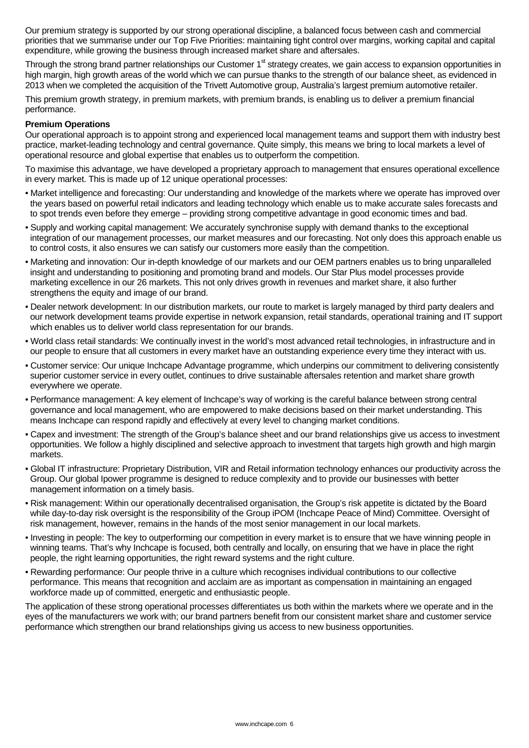Our premium strategy is supported by our strong operational discipline, a balanced focus between cash and commercial priorities that we summarise under our Top Five Priorities: maintaining tight control over margins, working capital and capital expenditure, while growing the business through increased market share and aftersales.

Through the strong brand partner relationships our Customer 1st strategy creates, we gain access to expansion opportunities in high margin, high growth areas of the world which we can pursue thanks to the strength of our balance sheet, as evidenced in 2013 when we completed the acquisition of the Trivett Automotive group, Australia's largest premium automotive retailer.

This premium growth strategy, in premium markets, with premium brands, is enabling us to deliver a premium financial performance.

**Premium Operations**

Our operational approach is to appoint strong and experienced local management teams and support them with industry best practice, market-leading technology and central governance. Quite simply, this means we bring to local markets a level of operational resource and global expertise that enables us to outperform the competition.

To maximise this advantage, we have developed a proprietary approach to management that ensures operational excellence in every market. This is made up of 12 unique operational processes:

- Market intelligence and forecasting: Our understanding and knowledge of the markets where we operate has improved over the years based on powerful retail indicators and leading technology which enable us to make accurate sales forecasts and to spot trends even before they emerge – providing strong competitive advantage in good economic times and bad.
- Supply and working capital management: We accurately synchronise supply with demand thanks to the exceptional integration of our management processes, our market measures and our forecasting. Not only does this approach enable us to control costs, it also ensures we can satisfy our customers more easily than the competition.
- Marketing and innovation: Our in-depth knowledge of our markets and our OEM partners enables us to bring unparalleled insight and understanding to positioning and promoting brand and models. Our Star Plus model processes provide marketing excellence in our 26 markets. This not only drives growth in revenues and market share, it also further strengthens the equity and image of our brand.
- Dealer network development: In our distribution markets, our route to market is largely managed by third party dealers and our network development teams provide expertise in network expansion, retail standards, operational training and IT support which enables us to deliver world class representation for our brands.
- World class retail standards: We continually invest in the world's most advanced retail technologies, in infrastructure and in our people to ensure that all customers in every market have an outstanding experience every time they interact with us.
- Customer service: Our unique Inchcape Advantage programme, which underpins our commitment to delivering consistently superior customer service in every outlet, continues to drive sustainable aftersales retention and market share growth everywhere we operate.
- Performance management: A key element of Inchcape's way of working is the careful balance between strong central governance and local management, who are empowered to make decisions based on their market understanding. This means Inchcape can respond rapidly and effectively at every level to changing market conditions.
- Capex and investment: The strength of the Group's balance sheet and our brand relationships give us access to investment opportunities. We follow a highly disciplined and selective approach to investment that targets high growth and high margin markets.
- Global IT infrastructure: Proprietary Distribution, VIR and Retail information technology enhances our productivity across the Group. Our global Ipower programme is designed to reduce complexity and to provide our businesses with better management information on a timely basis.
- Risk management: Within our operationally decentralised organisation, the Group's risk appetite is dictated by the Board while day-to-day risk oversight is the responsibility of the Group iPOM (Inchcape Peace of Mind) Committee. Oversight of risk management, however, remains in the hands of the most senior management in our local markets.
- Investing in people: The key to outperforming our competition in every market is to ensure that we have winning people in winning teams. That's why Inchcape is focused, both centrally and locally, on ensuring that we have in place the right people, the right learning opportunities, the right reward systems and the right culture.
- Rewarding performance: Our people thrive in a culture which recognises individual contributions to our collective performance. This means that recognition and acclaim are as important as compensation in maintaining an engaged workforce made up of committed, energetic and enthusiastic people.

The application of these strong operational processes differentiates us both within the markets where we operate and in the eyes of the manufacturers we work with; our brand partners benefit from our consistent market share and customer service performance which strengthen our brand relationships giving us access to new business opportunities.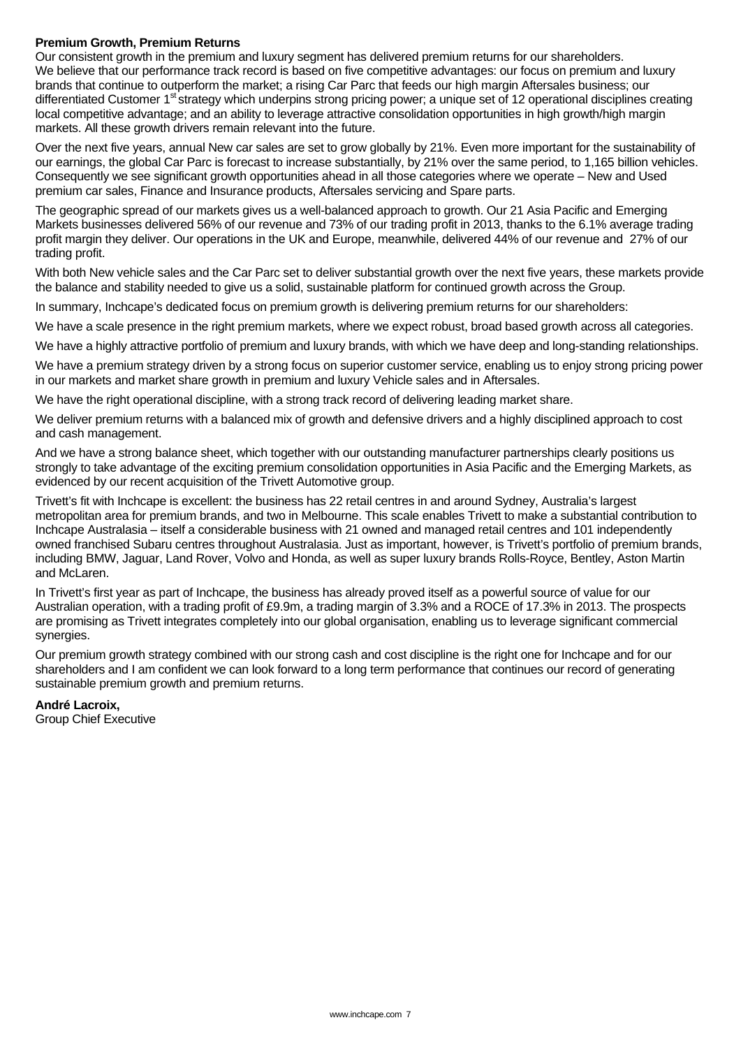**Premium Growth, Premium Returns**

Our consistent growth in the premium and luxury segment has delivered premium returns for our shareholders. We believe that our performance track record is based on five competitive advantages: our focus on premium and luxury brands that continue to outperform the market; a rising Car Parc that feeds our high margin Aftersales business; our differentiated Customer 1st strategy which underpins strong pricing power; a unique set of 12 operational disciplines creating local competitive advantage; and an ability to leverage attractive consolidation opportunities in high growth/high margin markets. All these growth drivers remain relevant into the future.

Over the next five years, annual New car sales are set to grow globally by 21%. Even more important for the sustainability of our earnings, the global Car Parc is forecast to increase substantially, by 21% over the same period, to 1,165 billion vehicles. Consequently we see significant growth opportunities ahead in all those categories where we operate – New and Used premium car sales, Finance and Insurance products, Aftersales servicing and Spare parts.

The geographic spread of our markets gives us a well-balanced approach to growth. Our 21 Asia Pacific and Emerging Markets businesses delivered 56% of our revenue and 73% of our trading profit in 2013, thanks to the 6.1% average trading profit margin they deliver. Our operations in the UK and Europe, meanwhile, delivered 44% of our revenue and 27% of our trading profit.

With both New vehicle sales and the Car Parc set to deliver substantial growth over the next five years, these markets provide the balance and stability needed to give us a solid, sustainable platform for continued growth across the Group.

In summary, Inchcape's dedicated focus on premium growth is delivering premium returns for our shareholders:

We have a scale presence in the right premium markets, where we expect robust, broad based growth across all categories.

We have a highly attractive portfolio of premium and luxury brands, with which we have deep and long-standing relationships.

We have a premium strategy driven by a strong focus on superior customer service, enabling us to enjoy strong pricing power in our markets and market share growth in premium and luxury Vehicle sales and in Aftersales.

We have the right operational discipline, with a strong track record of delivering leading market share.

We deliver premium returns with a balanced mix of growth and defensive drivers and a highly disciplined approach to cost and cash management.

And we have a strong balance sheet, which together with our outstanding manufacturer partnerships clearly positions us strongly to take advantage of the exciting premium consolidation opportunities in Asia Pacific and the Emerging Markets, as evidenced by our recent acquisition of the Trivett Automotive group.

Trivett's fit with Inchcape is excellent: the business has 22 retail centres in and around Sydney, Australia's largest metropolitan area for premium brands, and two in Melbourne. This scale enables Trivett to make a substantial contribution to Inchcape Australasia – itself a considerable business with 21 owned and managed retail centres and 101 independently owned franchised Subaru centres throughout Australasia. Just as important, however, is Trivett's portfolio of premium brands, including BMW, Jaguar, Land Rover, Volvo and Honda, as well as super luxury brands Rolls-Royce, Bentley, Aston Martin and McLaren.

In Trivett's first year as part of Inchcape, the business has already proved itself as a powerful source of value for our Australian operation, with a trading profit of £9.9m, a trading margin of 3.3% and a ROCE of 17.3% in 2013. The prospects are promising as Trivett integrates completely into our global organisation, enabling us to leverage significant commercial synergies.

Our premium growth strategy combined with our strong cash and cost discipline is the right one for Inchcape and for our shareholders and I am confident we can look forward to a long term performance that continues our record of generating sustainable premium growth and premium returns.

**André Lacroix,**
Group Chief Executive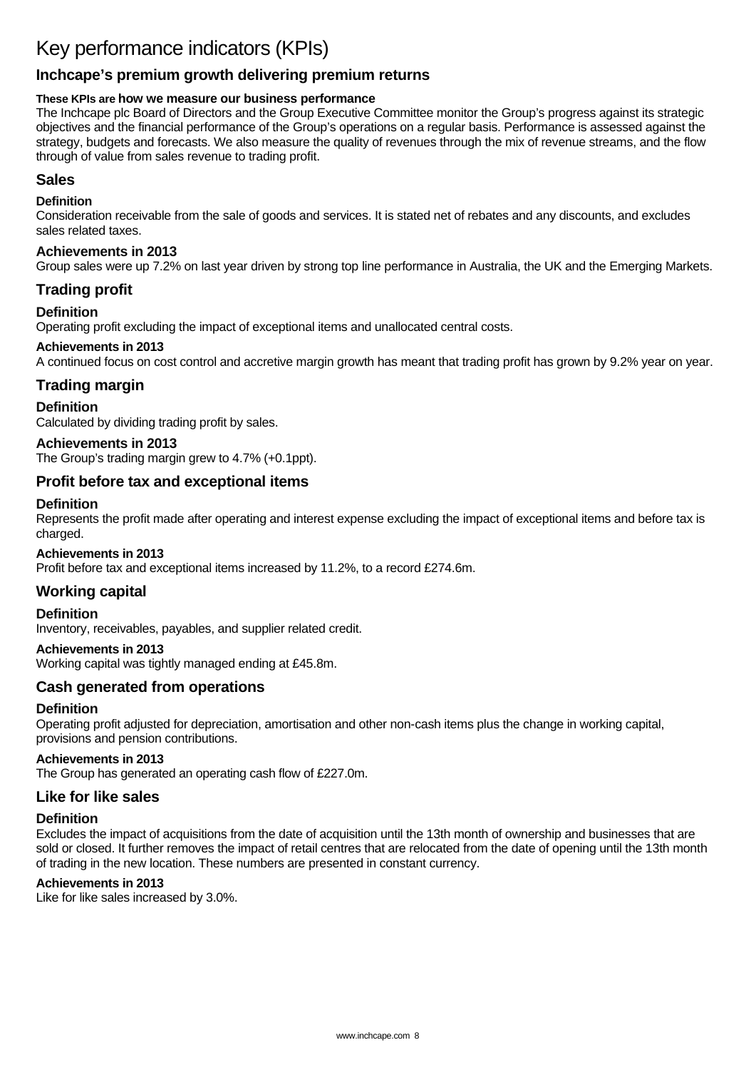# Key performance indicators (KPIs)

## Inchcape's premium growth delivering premium returns

**These KPIs are how we measure our business performance**

The Inchcape plc Board of Directors and the Group Executive Committee monitor the Group's progress against its strategic objectives and the financial performance of the Group's operations on a regular basis. Performance is assessed against the strategy, budgets and forecasts. We also measure the quality of revenues through the mix of revenue streams, and the flow through of value from sales revenue to trading profit.

## Sales

**Definition**

Consideration receivable from the sale of goods and services. It is stated net of rebates and any discounts, and excludes sales related taxes.

**Achievements in 2013**

Group sales were up 7.2% on last year driven by strong top line performance in Australia, the UK and the Emerging Markets.

## Trading profit

**Definition**

Operating profit excluding the impact of exceptional items and unallocated central costs.

**Achievements in 2013**

A continued focus on cost control and accretive margin growth has meant that trading profit has grown by 9.2% year on year.

## Trading margin

**Definition**

Calculated by dividing trading profit by sales.

**Achievements in 2013**

The Group's trading margin grew to 4.7% (+0.1ppt).

## Profit before tax and exceptional items

**Definition**

Represents the profit made after operating and interest expense excluding the impact of exceptional items and before tax is charged.

**Achievements in 2013**

Profit before tax and exceptional items increased by 11.2%, to a record £274.6m.

## Working capital

**Definition**

Inventory, receivables, payables, and supplier related credit.

**Achievements in 2013**

Working capital was tightly managed ending at £45.8m.

## Cash generated from operations

**Definition**

Operating profit adjusted for depreciation, amortisation and other non-cash items plus the change in working capital, provisions and pension contributions.

**Achievements in 2013**

The Group has generated an operating cash flow of £227.0m.

## Like for like sales

**Definition**

Excludes the impact of acquisitions from the date of acquisition until the 13th month of ownership and businesses that are sold or closed. It further removes the impact of retail centres that are relocated from the date of opening until the 13th month of trading in the new location. These numbers are presented in constant currency.

**Achievements in 2013**

Like for like sales increased by 3.0%.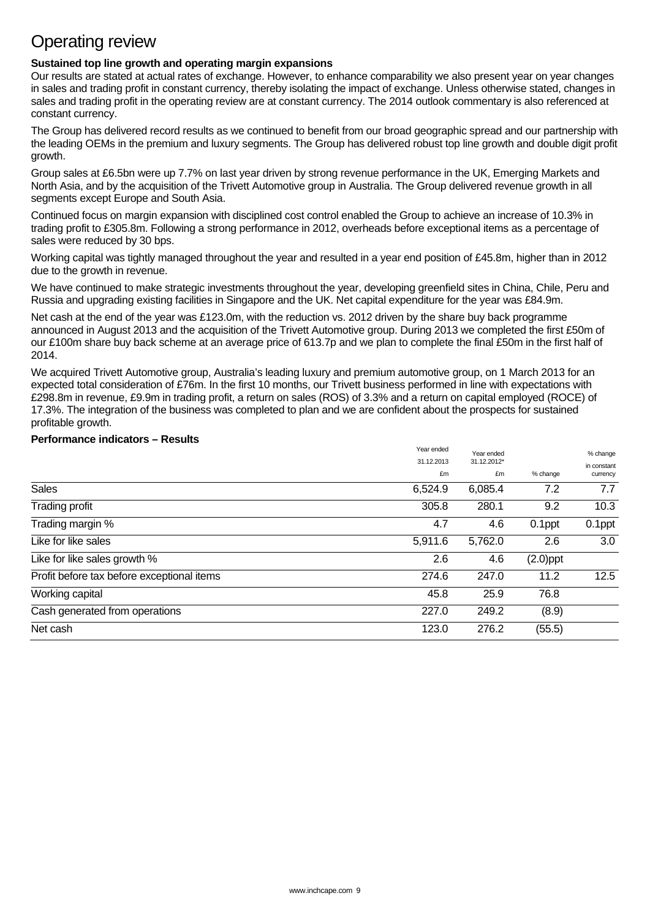# Operating review

**Sustained top line growth and operating margin expansions**

Our results are stated at actual rates of exchange. However, to enhance comparability we also present year on year changes in sales and trading profit in constant currency, thereby isolating the impact of exchange. Unless otherwise stated, changes in sales and trading profit in the operating review are at constant currency. The 2014 outlook commentary is also referenced at constant currency.

The Group has delivered record results as we continued to benefit from our broad geographic spread and our partnership with the leading OEMs in the premium and luxury segments. The Group has delivered robust top line growth and double digit profit growth.

Group sales at £6.5bn were up 7.7% on last year driven by strong revenue performance in the UK, Emerging Markets and North Asia, and by the acquisition of the Trivett Automotive group in Australia. The Group delivered revenue growth in all segments except Europe and South Asia.

Continued focus on margin expansion with disciplined cost control enabled the Group to achieve an increase of 10.3% in trading profit to £305.8m. Following a strong performance in 2012, overheads before exceptional items as a percentage of sales were reduced by 30 bps.

Working capital was tightly managed throughout the year and resulted in a year end position of £45.8m, higher than in 2012 due to the growth in revenue.

We have continued to make strategic investments throughout the year, developing greenfield sites in China, Chile, Peru and Russia and upgrading existing facilities in Singapore and the UK. Net capital expenditure for the year was £84.9m.

Net cash at the end of the year was £123.0m, with the reduction vs. 2012 driven by the share buy back programme announced in August 2013 and the acquisition of the Trivett Automotive group. During 2013 we completed the first £50m of our £100m share buy back scheme at an average price of 613.7p and we plan to complete the final £50m in the first half of 2014.

We acquired Trivett Automotive group, Australia's leading luxury and premium automotive group, on 1 March 2013 for an expected total consideration of £76m. In the first 10 months, our Trivett business performed in line with expectations with £298.8m in revenue, £9.9m in trading profit, a return on sales (ROS) of 3.3% and a return on capital employed (ROCE) of 17.3%. The integration of the business was completed to plan and we are confident about the prospects for sustained profitable growth.

**Performance indicators – Results**

| | Year ended 31.12.2013 £m | Year ended 31.12.2012* £m | % change | % change in constant currency |
|---|---|---|---|---|
| Sales | 6,524.9 | 6,085.4 | 7.2 | 7.7 |
| Trading profit | 305.8 | 280.1 | 9.2 | 10.3 |
| Trading margin % | 4.7 | 4.6 | 0.1ppt | 0.1ppt |
| Like for like sales | 5,911.6 | 5,762.0 | 2.6 | 3.0 |
| Like for like sales growth % | 2.6 | 4.6 | (2.0)ppt | |
| Profit before tax before exceptional items | 274.6 | 247.0 | 11.2 | 12.5 |
| Working capital | 45.8 | 25.9 | 76.8 | |
| Cash generated from operations | 227.0 | 249.2 | (8.9) | |
| Net cash | 123.0 | 276.2 | (55.5) | |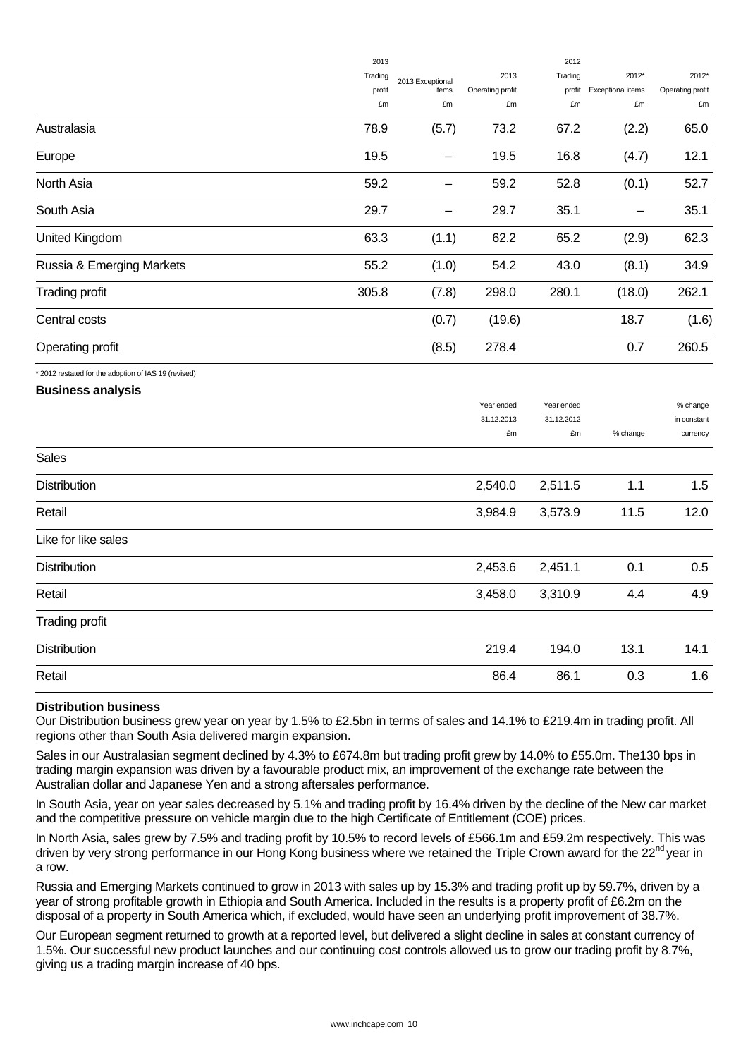| | 2013 Trading profit £m | 2013 Exceptional items £m | 2013 Operating profit £m | 2012 Trading profit £m | 2012* Exceptional items £m | 2012* Operating profit £m |
|---|---|---|---|---|---|---|
| Australasia | 78.9 | (5.7) | 73.2 | 67.2 | (2.2) | 65.0 |
| Europe | 19.5 | – | 19.5 | 16.8 | (4.7) | 12.1 |
| North Asia | 59.2 | – | 59.2 | 52.8 | (0.1) | 52.7 |
| South Asia | 29.7 | – | 29.7 | 35.1 | – | 35.1 |
| United Kingdom | 63.3 | (1.1) | 62.2 | 65.2 | (2.9) | 62.3 |
| Russia & Emerging Markets | 55.2 | (1.0) | 54.2 | 43.0 | (8.1) | 34.9 |
| Trading profit | 305.8 | (7.8) | 298.0 | 280.1 | (18.0) | 262.1 |
| Central costs | | (0.7) | (19.6) | | 18.7 | (1.6) |
| Operating profit | | (8.5) | 278.4 | | 0.7 | 260.5 |

* 2012 restated for the adoption of IAS 19 (revised)

**Business analysis**

| | Year ended 31.12.2013 £m | Year ended 31.12.2012 £m | % change | % change in constant currency |
|---|---|---|---|---|
| Sales | | | | |
| Distribution | 2,540.0 | 2,511.5 | 1.1 | 1.5 |
| Retail | 3,984.9 | 3,573.9 | 11.5 | 12.0 |
| Like for like sales | | | | |
| Distribution | 2,453.6 | 2,451.1 | 0.1 | 0.5 |
| Retail | 3,458.0 | 3,310.9 | 4.4 | 4.9 |
| Trading profit | | | | |
| Distribution | 219.4 | 194.0 | 13.1 | 14.1 |
| Retail | 86.4 | 86.1 | 0.3 | 1.6 |

**Distribution business**

Our Distribution business grew year on year by 1.5% to £2.5bn in terms of sales and 14.1% to £219.4m in trading profit. All regions other than South Asia delivered margin expansion.

Sales in our Australasian segment declined by 4.3% to £674.8m but trading profit grew by 14.0% to £55.0m. The130 bps in trading margin expansion was driven by a favourable product mix, an improvement of the exchange rate between the Australian dollar and Japanese Yen and a strong aftersales performance.

In South Asia, year on year sales decreased by 5.1% and trading profit by 16.4% driven by the decline of the New car market and the competitive pressure on vehicle margin due to the high Certificate of Entitlement (COE) prices.

In North Asia, sales grew by 7.5% and trading profit by 10.5% to record levels of £566.1m and £59.2m respectively. This was driven by very strong performance in our Hong Kong business where we retained the Triple Crown award for the 22nd year in a row.

Russia and Emerging Markets continued to grow in 2013 with sales up by 15.3% and trading profit up by 59.7%, driven by a year of strong profitable growth in Ethiopia and South America. Included in the results is a property profit of £6.2m on the disposal of a property in South America which, if excluded, would have seen an underlying profit improvement of 38.7%.

Our European segment returned to growth at a reported level, but delivered a slight decline in sales at constant currency of 1.5%. Our successful new product launches and our continuing cost controls allowed us to grow our trading profit by 8.7%, giving us a trading margin increase of 40 bps.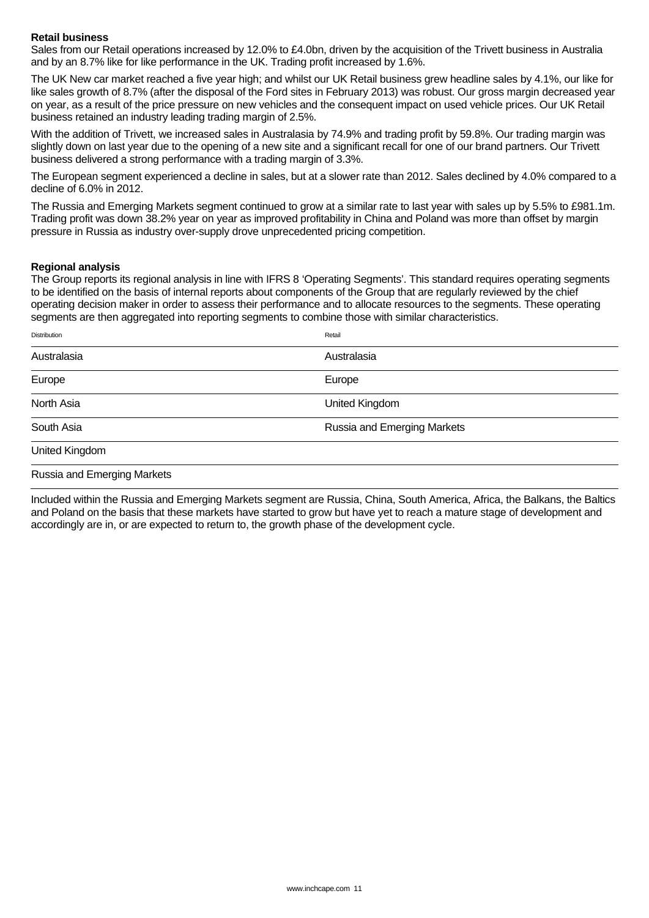**Retail business**

Sales from our Retail operations increased by 12.0% to £4.0bn, driven by the acquisition of the Trivett business in Australia and by an 8.7% like for like performance in the UK. Trading profit increased by 1.6%.

The UK New car market reached a five year high; and whilst our UK Retail business grew headline sales by 4.1%, our like for like sales growth of 8.7% (after the disposal of the Ford sites in February 2013) was robust. Our gross margin decreased year on year, as a result of the price pressure on new vehicles and the consequent impact on used vehicle prices. Our UK Retail business retained an industry leading trading margin of 2.5%.

With the addition of Trivett, we increased sales in Australasia by 74.9% and trading profit by 59.8%. Our trading margin was slightly down on last year due to the opening of a new site and a significant recall for one of our brand partners. Our Trivett business delivered a strong performance with a trading margin of 3.3%.

The European segment experienced a decline in sales, but at a slower rate than 2012. Sales declined by 4.0% compared to a decline of 6.0% in 2012.

The Russia and Emerging Markets segment continued to grow at a similar rate to last year with sales up by 5.5% to £981.1m. Trading profit was down 38.2% year on year as improved profitability in China and Poland was more than offset by margin pressure in Russia as industry over-supply drove unprecedented pricing competition.

**Regional analysis**

The Group reports its regional analysis in line with IFRS 8 'Operating Segments'. This standard requires operating segments to be identified on the basis of internal reports about components of the Group that are regularly reviewed by the chief operating decision maker in order to assess their performance and to allocate resources to the segments. These operating segments are then aggregated into reporting segments to combine those with similar characteristics.

| Distribution | Retail |
|---|---|
| Australasia | Australasia |
| Europe | Europe |
| North Asia | United Kingdom |
| South Asia | Russia and Emerging Markets |
| United Kingdom | |
| Russia and Emerging Markets | |

Included within the Russia and Emerging Markets segment are Russia, China, South America, Africa, the Balkans, the Baltics and Poland on the basis that these markets have started to grow but have yet to reach a mature stage of development and accordingly are in, or are expected to return to, the growth phase of the development cycle.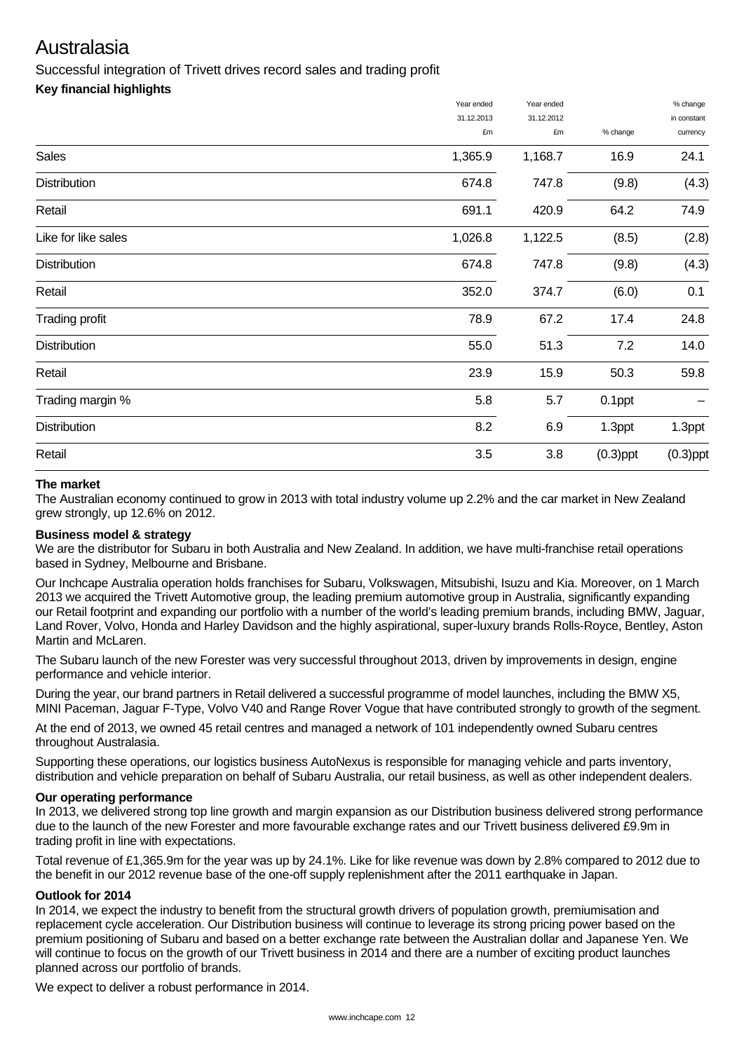# Australasia

Successful integration of Trivett drives record sales and trading profit

**Key financial highlights**

| | Year ended 31.12.2013 £m | Year ended 31.12.2012 £m | % change | % change in constant currency |
|---|---|---|---|---|
| Sales | 1,365.9 | 1,168.7 | 16.9 | 24.1 |
| Distribution | 674.8 | 747.8 | (9.8) | (4.3) |
| Retail | 691.1 | 420.9 | 64.2 | 74.9 |
| Like for like sales | 1,026.8 | 1,122.5 | (8.5) | (2.8) |
| Distribution | 674.8 | 747.8 | (9.8) | (4.3) |
| Retail | 352.0 | 374.7 | (6.0) | 0.1 |
| Trading profit | 78.9 | 67.2 | 17.4 | 24.8 |
| Distribution | 55.0 | 51.3 | 7.2 | 14.0 |
| Retail | 23.9 | 15.9 | 50.3 | 59.8 |
| Trading margin % | 5.8 | 5.7 | 0.1ppt | – |
| Distribution | 8.2 | 6.9 | 1.3ppt | 1.3ppt |
| Retail | 3.5 | 3.8 | (0.3)ppt | (0.3)ppt |

**The market**

The Australian economy continued to grow in 2013 with total industry volume up 2.2% and the car market in New Zealand grew strongly, up 12.6% on 2012.

**Business model & strategy**

We are the distributor for Subaru in both Australia and New Zealand. In addition, we have multi-franchise retail operations based in Sydney, Melbourne and Brisbane.

Our Inchcape Australia operation holds franchises for Subaru, Volkswagen, Mitsubishi, Isuzu and Kia. Moreover, on 1 March 2013 we acquired the Trivett Automotive group, the leading premium automotive group in Australia, significantly expanding our Retail footprint and expanding our portfolio with a number of the world's leading premium brands, including BMW, Jaguar, Land Rover, Volvo, Honda and Harley Davidson and the highly aspirational, super-luxury brands Rolls-Royce, Bentley, Aston Martin and McLaren.

The Subaru launch of the new Forester was very successful throughout 2013, driven by improvements in design, engine performance and vehicle interior.

During the year, our brand partners in Retail delivered a successful programme of model launches, including the BMW X5, MINI Paceman, Jaguar F-Type, Volvo V40 and Range Rover Vogue that have contributed strongly to growth of the segment.

At the end of 2013, we owned 45 retail centres and managed a network of 101 independently owned Subaru centres throughout Australasia.

Supporting these operations, our logistics business AutoNexus is responsible for managing vehicle and parts inventory, distribution and vehicle preparation on behalf of Subaru Australia, our retail business, as well as other independent dealers.

**Our operating performance**

In 2013, we delivered strong top line growth and margin expansion as our Distribution business delivered strong performance due to the launch of the new Forester and more favourable exchange rates and our Trivett business delivered £9.9m in trading profit in line with expectations.

Total revenue of £1,365.9m for the year was up by 24.1%. Like for like revenue was down by 2.8% compared to 2012 due to the benefit in our 2012 revenue base of the one-off supply replenishment after the 2011 earthquake in Japan.

**Outlook for 2014**

In 2014, we expect the industry to benefit from the structural growth drivers of population growth, premiumisation and replacement cycle acceleration. Our Distribution business will continue to leverage its strong pricing power based on the premium positioning of Subaru and based on a better exchange rate between the Australian dollar and Japanese Yen. We will continue to focus on the growth of our Trivett business in 2014 and there are a number of exciting product launches planned across our portfolio of brands.

We expect to deliver a robust performance in 2014.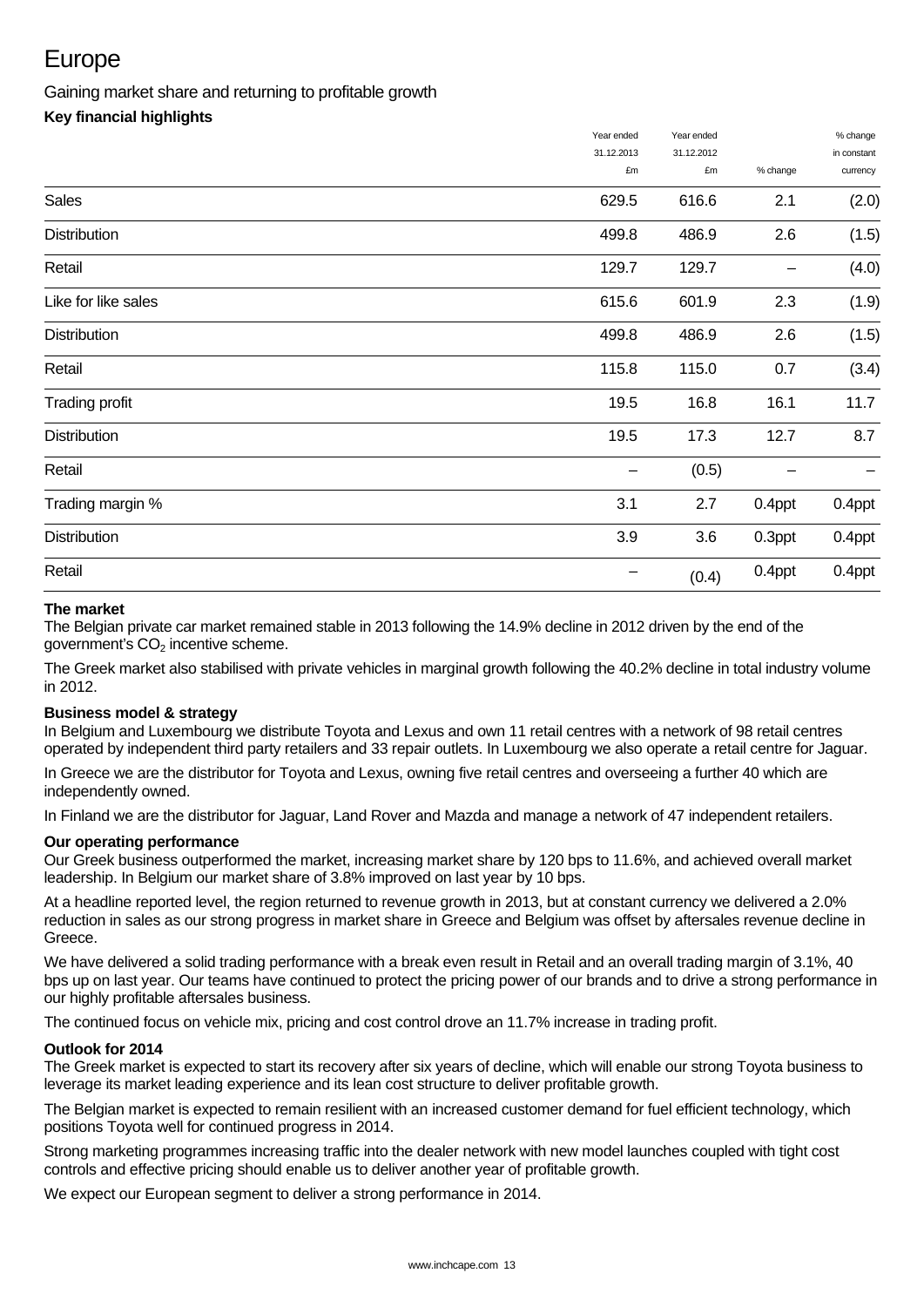# Europe

## Gaining market share and returning to profitable growth

### Key financial highlights

| | Year ended 31.12.2013 £m | Year ended 31.12.2012 £m | % change | % change in constant currency |
|---|---|---|---|---|
| Sales | 629.5 | 616.6 | 2.1 | (2.0) |
| Distribution | 499.8 | 486.9 | 2.6 | (1.5) |
| Retail | 129.7 | 129.7 | – | (4.0) |
| Like for like sales | 615.6 | 601.9 | 2.3 | (1.9) |
| Distribution | 499.8 | 486.9 | 2.6 | (1.5) |
| Retail | 115.8 | 115.0 | 0.7 | (3.4) |
| Trading profit | 19.5 | 16.8 | 16.1 | 11.7 |
| Distribution | 19.5 | 17.3 | 12.7 | 8.7 |
| Retail | – | (0.5) | – | – |
| Trading margin % | 3.1 | 2.7 | 0.4ppt | 0.4ppt |
| Distribution | 3.9 | 3.6 | 0.3ppt | 0.4ppt |
| Retail | – | (0.4) | 0.4ppt | 0.4ppt |

**The market**

The Belgian private car market remained stable in 2013 following the 14.9% decline in 2012 driven by the end of the government's $CO_2$ incentive scheme.

The Greek market also stabilised with private vehicles in marginal growth following the 40.2% decline in total industry volume in 2012.

**Business model & strategy**

In Belgium and Luxembourg we distribute Toyota and Lexus and own 11 retail centres with a network of 98 retail centres operated by independent third party retailers and 33 repair outlets. In Luxembourg we also operate a retail centre for Jaguar.

In Greece we are the distributor for Toyota and Lexus, owning five retail centres and overseeing a further 40 which are independently owned.

In Finland we are the distributor for Jaguar, Land Rover and Mazda and manage a network of 47 independent retailers.

**Our operating performance**

Our Greek business outperformed the market, increasing market share by 120 bps to 11.6%, and achieved overall market leadership. In Belgium our market share of 3.8% improved on last year by 10 bps.

At a headline reported level, the region returned to revenue growth in 2013, but at constant currency we delivered a 2.0% reduction in sales as our strong progress in market share in Greece and Belgium was offset by aftersales revenue decline in Greece.

We have delivered a solid trading performance with a break even result in Retail and an overall trading margin of 3.1%, 40 bps up on last year. Our teams have continued to protect the pricing power of our brands and to drive a strong performance in our highly profitable aftersales business.

The continued focus on vehicle mix, pricing and cost control drove an 11.7% increase in trading profit.

**Outlook for 2014**

The Greek market is expected to start its recovery after six years of decline, which will enable our strong Toyota business to leverage its market leading experience and its lean cost structure to deliver profitable growth.

The Belgian market is expected to remain resilient with an increased customer demand for fuel efficient technology, which positions Toyota well for continued progress in 2014.

Strong marketing programmes increasing traffic into the dealer network with new model launches coupled with tight cost controls and effective pricing should enable us to deliver another year of profitable growth.

We expect our European segment to deliver a strong performance in 2014.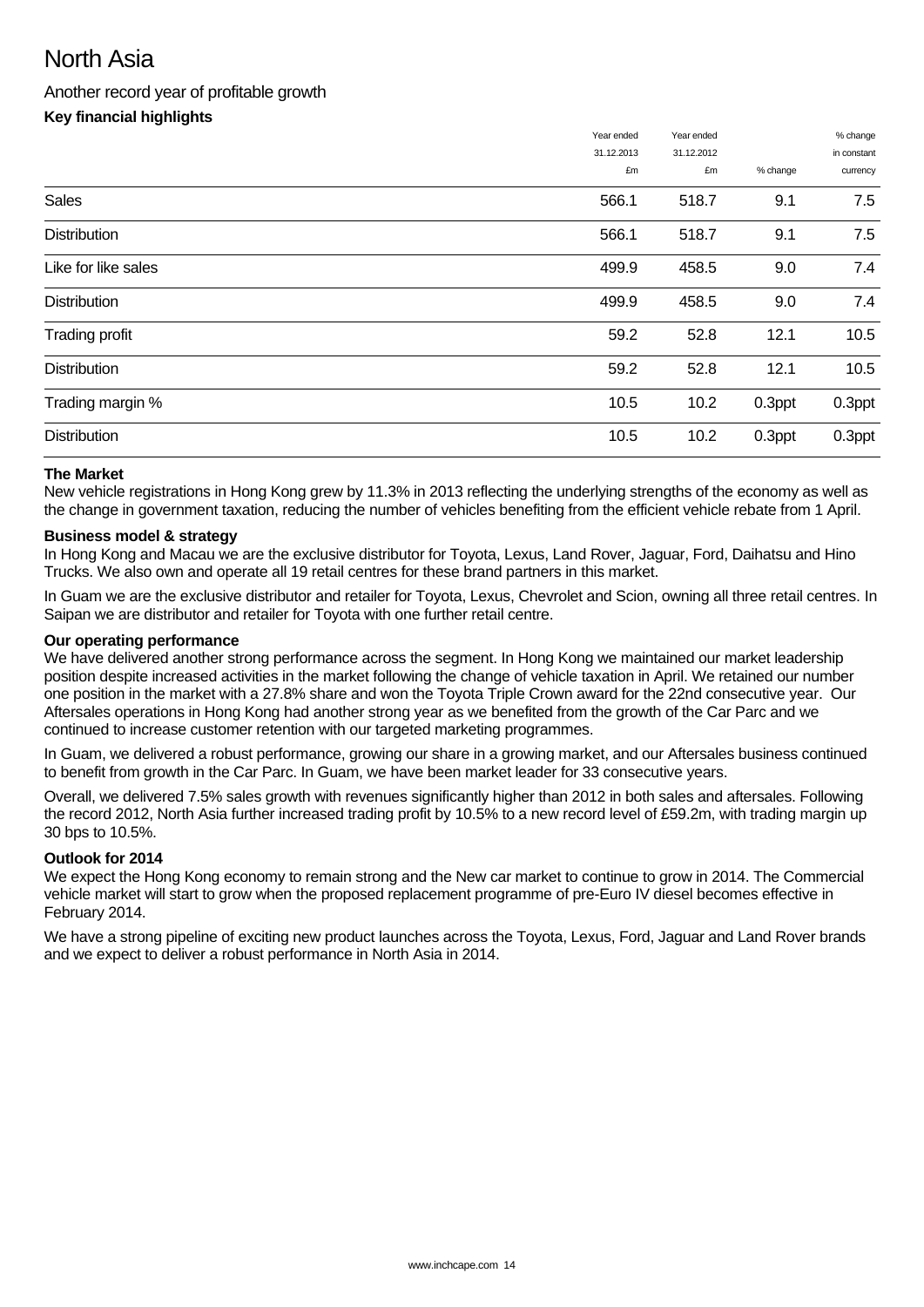# North Asia

## Another record year of profitable growth

### Key financial highlights

| | Year ended 31.12.2013 £m | Year ended 31.12.2012 £m | % change | % change in constant currency |
|---|---|---|---|---|
| Sales | 566.1 | 518.7 | 9.1 | 7.5 |
| Distribution | 566.1 | 518.7 | 9.1 | 7.5 |
| Like for like sales | 499.9 | 458.5 | 9.0 | 7.4 |
| Distribution | 499.9 | 458.5 | 9.0 | 7.4 |
| Trading profit | 59.2 | 52.8 | 12.1 | 10.5 |
| Distribution | 59.2 | 52.8 | 12.1 | 10.5 |
| Trading margin % | 10.5 | 10.2 | 0.3ppt | 0.3ppt |
| Distribution | 10.5 | 10.2 | 0.3ppt | 0.3ppt |

**The Market**

New vehicle registrations in Hong Kong grew by 11.3% in 2013 reflecting the underlying strengths of the economy as well as the change in government taxation, reducing the number of vehicles benefiting from the efficient vehicle rebate from 1 April.

**Business model & strategy**

In Hong Kong and Macau we are the exclusive distributor for Toyota, Lexus, Land Rover, Jaguar, Ford, Daihatsu and Hino Trucks. We also own and operate all 19 retail centres for these brand partners in this market.

In Guam we are the exclusive distributor and retailer for Toyota, Lexus, Chevrolet and Scion, owning all three retail centres. In Saipan we are distributor and retailer for Toyota with one further retail centre.

**Our operating performance**

We have delivered another strong performance across the segment. In Hong Kong we maintained our market leadership position despite increased activities in the market following the change of vehicle taxation in April. We retained our number one position in the market with a 27.8% share and won the Toyota Triple Crown award for the 22nd consecutive year. Our Aftersales operations in Hong Kong had another strong year as we benefited from the growth of the Car Parc and we continued to increase customer retention with our targeted marketing programmes.

In Guam, we delivered a robust performance, growing our share in a growing market, and our Aftersales business continued to benefit from growth in the Car Parc. In Guam, we have been market leader for 33 consecutive years.

Overall, we delivered 7.5% sales growth with revenues significantly higher than 2012 in both sales and aftersales. Following the record 2012, North Asia further increased trading profit by 10.5% to a new record level of £59.2m, with trading margin up 30 bps to 10.5%.

**Outlook for 2014**

We expect the Hong Kong economy to remain strong and the New car market to continue to grow in 2014. The Commercial vehicle market will start to grow when the proposed replacement programme of pre-Euro IV diesel becomes effective in February 2014.

We have a strong pipeline of exciting new product launches across the Toyota, Lexus, Ford, Jaguar and Land Rover brands and we expect to deliver a robust performance in North Asia in 2014.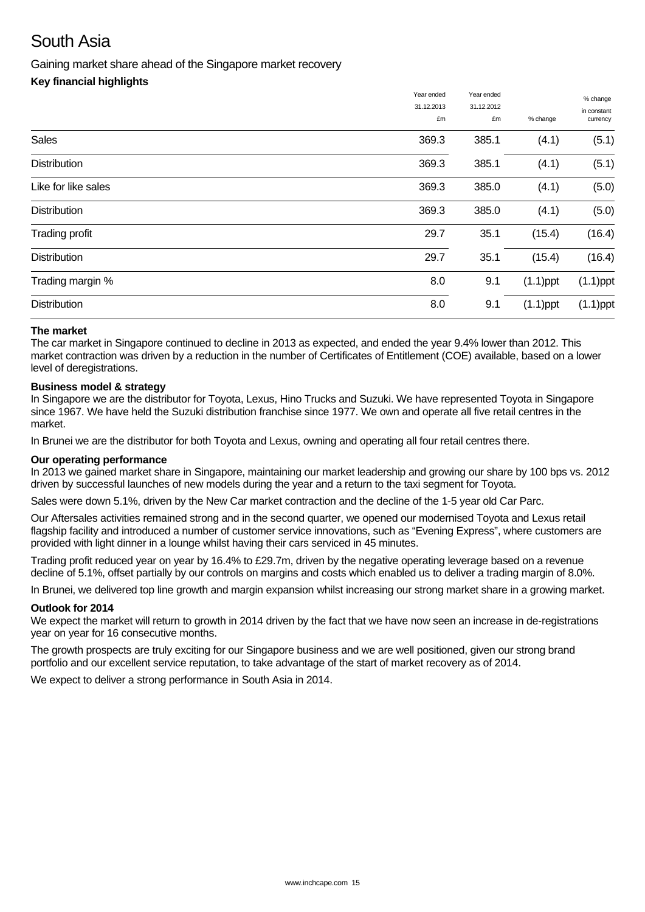# South Asia

## Gaining market share ahead of the Singapore market recovery

### Key financial highlights

| | Year ended 31.12.2013 £m | Year ended 31.12.2012 £m | % change | % change in constant currency |
|---|---|---|---|---|
| Sales | 369.3 | 385.1 | (4.1) | (5.1) |
| Distribution | 369.3 | 385.1 | (4.1) | (5.1) |
| Like for like sales | 369.3 | 385.0 | (4.1) | (5.0) |
| Distribution | 369.3 | 385.0 | (4.1) | (5.0) |
| Trading profit | 29.7 | 35.1 | (15.4) | (16.4) |
| Distribution | 29.7 | 35.1 | (15.4) | (16.4) |
| Trading margin % | 8.0 | 9.1 | (1.1)ppt | (1.1)ppt |
| Distribution | 8.0 | 9.1 | (1.1)ppt | (1.1)ppt |

**The market**

The car market in Singapore continued to decline in 2013 as expected, and ended the year 9.4% lower than 2012. This market contraction was driven by a reduction in the number of Certificates of Entitlement (COE) available, based on a lower level of deregistrations.

**Business model & strategy**

In Singapore we are the distributor for Toyota, Lexus, Hino Trucks and Suzuki. We have represented Toyota in Singapore since 1967. We have held the Suzuki distribution franchise since 1977. We own and operate all five retail centres in the market.

In Brunei we are the distributor for both Toyota and Lexus, owning and operating all four retail centres there.

**Our operating performance**

In 2013 we gained market share in Singapore, maintaining our market leadership and growing our share by 100 bps vs. 2012 driven by successful launches of new models during the year and a return to the taxi segment for Toyota.

Sales were down 5.1%, driven by the New Car market contraction and the decline of the 1-5 year old Car Parc.

Our Aftersales activities remained strong and in the second quarter, we opened our modernised Toyota and Lexus retail flagship facility and introduced a number of customer service innovations, such as "Evening Express", where customers are provided with light dinner in a lounge whilst having their cars serviced in 45 minutes.

Trading profit reduced year on year by 16.4% to £29.7m, driven by the negative operating leverage based on a revenue decline of 5.1%, offset partially by our controls on margins and costs which enabled us to deliver a trading margin of 8.0%.

In Brunei, we delivered top line growth and margin expansion whilst increasing our strong market share in a growing market.

**Outlook for 2014**

We expect the market will return to growth in 2014 driven by the fact that we have now seen an increase in de-registrations year on year for 16 consecutive months.

The growth prospects are truly exciting for our Singapore business and we are well positioned, given our strong brand portfolio and our excellent service reputation, to take advantage of the start of market recovery as of 2014.

We expect to deliver a strong performance in South Asia in 2014.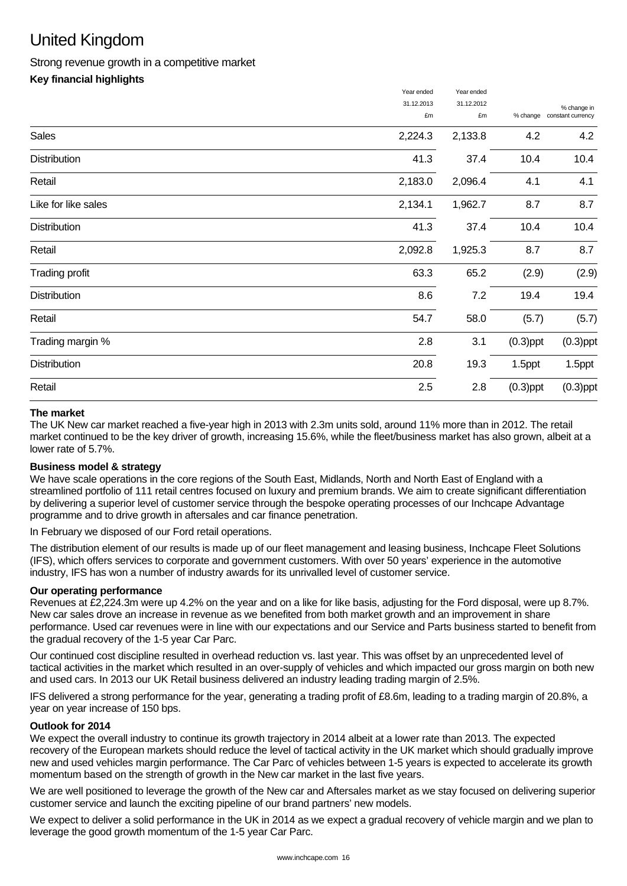# United Kingdom

## Strong revenue growth in a competitive market

### Key financial highlights

| | Year ended 31.12.2013 £m | Year ended 31.12.2012 £m | % change | % change in constant currency |
|---|---|---|---|---|
| Sales | 2,224.3 | 2,133.8 | 4.2 | 4.2 |
| Distribution | 41.3 | 37.4 | 10.4 | 10.4 |
| Retail | 2,183.0 | 2,096.4 | 4.1 | 4.1 |
| Like for like sales | 2,134.1 | 1,962.7 | 8.7 | 8.7 |
| Distribution | 41.3 | 37.4 | 10.4 | 10.4 |
| Retail | 2,092.8 | 1,925.3 | 8.7 | 8.7 |
| Trading profit | 63.3 | 65.2 | (2.9) | (2.9) |
| Distribution | 8.6 | 7.2 | 19.4 | 19.4 |
| Retail | 54.7 | 58.0 | (5.7) | (5.7) |
| Trading margin % | 2.8 | 3.1 | (0.3)ppt | (0.3)ppt |
| Distribution | 20.8 | 19.3 | 1.5ppt | 1.5ppt |
| Retail | 2.5 | 2.8 | (0.3)ppt | (0.3)ppt |

**The market**

The UK New car market reached a five-year high in 2013 with 2.3m units sold, around 11% more than in 2012. The retail market continued to be the key driver of growth, increasing 15.6%, while the fleet/business market has also grown, albeit at a lower rate of 5.7%.

**Business model & strategy**

We have scale operations in the core regions of the South East, Midlands, North and North East of England with a streamlined portfolio of 111 retail centres focused on luxury and premium brands. We aim to create significant differentiation by delivering a superior level of customer service through the bespoke operating processes of our Inchcape Advantage programme and to drive growth in aftersales and car finance penetration.

In February we disposed of our Ford retail operations.

The distribution element of our results is made up of our fleet management and leasing business, Inchcape Fleet Solutions (IFS), which offers services to corporate and government customers. With over 50 years' experience in the automotive industry, IFS has won a number of industry awards for its unrivalled level of customer service.

**Our operating performance**

Revenues at £2,224.3m were up 4.2% on the year and on a like for like basis, adjusting for the Ford disposal, were up 8.7%. New car sales drove an increase in revenue as we benefited from both market growth and an improvement in share performance. Used car revenues were in line with our expectations and our Service and Parts business started to benefit from the gradual recovery of the 1-5 year Car Parc.

Our continued cost discipline resulted in overhead reduction vs. last year. This was offset by an unprecedented level of tactical activities in the market which resulted in an over-supply of vehicles and which impacted our gross margin on both new and used cars. In 2013 our UK Retail business delivered an industry leading trading margin of 2.5%.

IFS delivered a strong performance for the year, generating a trading profit of £8.6m, leading to a trading margin of 20.8%, a year on year increase of 150 bps.

**Outlook for 2014**

We expect the overall industry to continue its growth trajectory in 2014 albeit at a lower rate than 2013. The expected recovery of the European markets should reduce the level of tactical activity in the UK market which should gradually improve new and used vehicles margin performance. The Car Parc of vehicles between 1-5 years is expected to accelerate its growth momentum based on the strength of growth in the New car market in the last five years.

We are well positioned to leverage the growth of the New car and Aftersales market as we stay focused on delivering superior customer service and launch the exciting pipeline of our brand partners' new models.

We expect to deliver a solid performance in the UK in 2014 as we expect a gradual recovery of vehicle margin and we plan to leverage the good growth momentum of the 1-5 year Car Parc.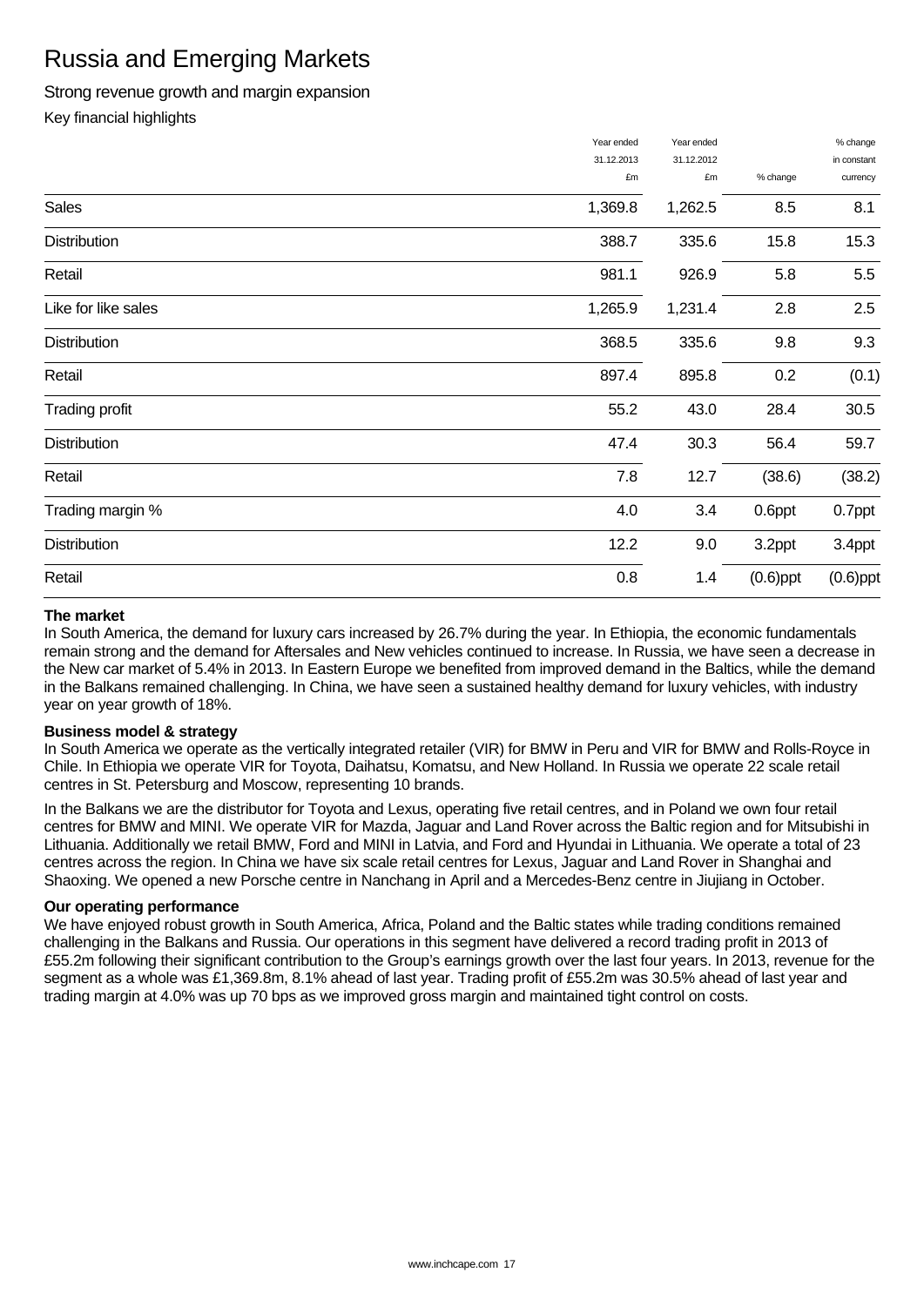# Russia and Emerging Markets

Strong revenue growth and margin expansion

Key financial highlights

| | Year ended 31.12.2013 £m | Year ended 31.12.2012 £m | % change | % change in constant currency |
|---|---|---|---|---|
| Sales | 1,369.8 | 1,262.5 | 8.5 | 8.1 |
| Distribution | 388.7 | 335.6 | 15.8 | 15.3 |
| Retail | 981.1 | 926.9 | 5.8 | 5.5 |
| Like for like sales | 1,265.9 | 1,231.4 | 2.8 | 2.5 |
| Distribution | 368.5 | 335.6 | 9.8 | 9.3 |
| Retail | 897.4 | 895.8 | 0.2 | (0.1) |
| Trading profit | 55.2 | 43.0 | 28.4 | 30.5 |
| Distribution | 47.4 | 30.3 | 56.4 | 59.7 |
| Retail | 7.8 | 12.7 | (38.6) | (38.2) |
| Trading margin % | 4.0 | 3.4 | 0.6ppt | 0.7ppt |
| Distribution | 12.2 | 9.0 | 3.2ppt | 3.4ppt |
| Retail | 0.8 | 1.4 | (0.6)ppt | (0.6)ppt |

**The market**

In South America, the demand for luxury cars increased by 26.7% during the year. In Ethiopia, the economic fundamentals remain strong and the demand for Aftersales and New vehicles continued to increase. In Russia, we have seen a decrease in the New car market of 5.4% in 2013. In Eastern Europe we benefited from improved demand in the Baltics, while the demand in the Balkans remained challenging. In China, we have seen a sustained healthy demand for luxury vehicles, with industry year on year growth of 18%.

**Business model & strategy**

In South America we operate as the vertically integrated retailer (VIR) for BMW in Peru and VIR for BMW and Rolls-Royce in Chile. In Ethiopia we operate VIR for Toyota, Daihatsu, Komatsu, and New Holland. In Russia we operate 22 scale retail centres in St. Petersburg and Moscow, representing 10 brands.

In the Balkans we are the distributor for Toyota and Lexus, operating five retail centres, and in Poland we own four retail centres for BMW and MINI. We operate VIR for Mazda, Jaguar and Land Rover across the Baltic region and for Mitsubishi in Lithuania. Additionally we retail BMW, Ford and MINI in Latvia, and Ford and Hyundai in Lithuania. We operate a total of 23 centres across the region. In China we have six scale retail centres for Lexus, Jaguar and Land Rover in Shanghai and Shaoxing. We opened a new Porsche centre in Nanchang in April and a Mercedes-Benz centre in Jiujiang in October.

**Our operating performance**

We have enjoyed robust growth in South America, Africa, Poland and the Baltic states while trading conditions remained challenging in the Balkans and Russia. Our operations in this segment have delivered a record trading profit in 2013 of £55.2m following their significant contribution to the Group's earnings growth over the last four years. In 2013, revenue for the segment as a whole was £1,369.8m, 8.1% ahead of last year. Trading profit of £55.2m was 30.5% ahead of last year and trading margin at 4.0% was up 70 bps as we improved gross margin and maintained tight control on costs.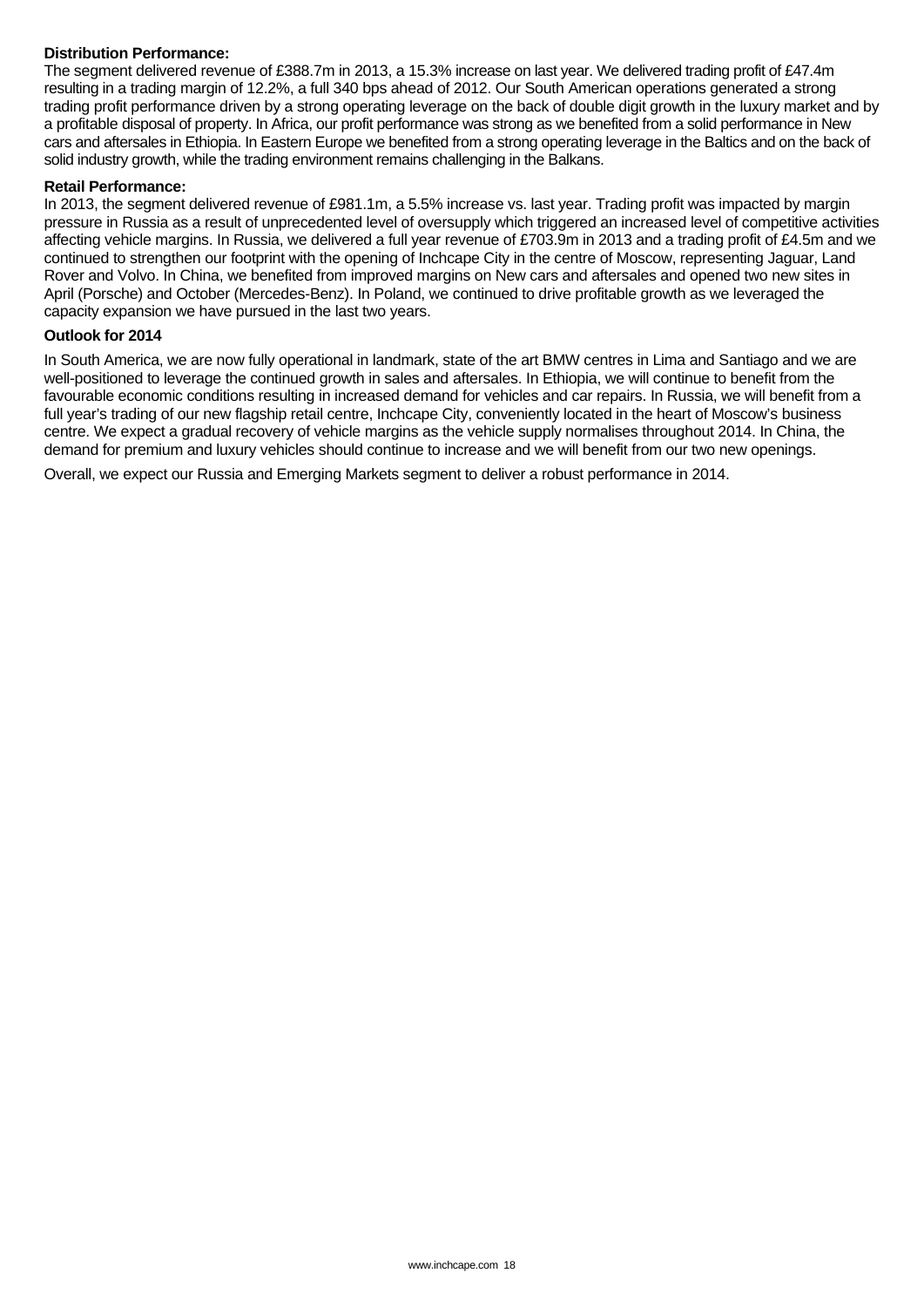**Distribution Performance:**

The segment delivered revenue of £388.7m in 2013, a 15.3% increase on last year. We delivered trading profit of £47.4m resulting in a trading margin of 12.2%, a full 340 bps ahead of 2012. Our South American operations generated a strong trading profit performance driven by a strong operating leverage on the back of double digit growth in the luxury market and by a profitable disposal of property. In Africa, our profit performance was strong as we benefited from a solid performance in New cars and aftersales in Ethiopia. In Eastern Europe we benefited from a strong operating leverage in the Baltics and on the back of solid industry growth, while the trading environment remains challenging in the Balkans.

**Retail Performance:**

In 2013, the segment delivered revenue of £981.1m, a 5.5% increase vs. last year. Trading profit was impacted by margin pressure in Russia as a result of unprecedented level of oversupply which triggered an increased level of competitive activities affecting vehicle margins. In Russia, we delivered a full year revenue of £703.9m in 2013 and a trading profit of £4.5m and we continued to strengthen our footprint with the opening of Inchcape City in the centre of Moscow, representing Jaguar, Land Rover and Volvo. In China, we benefited from improved margins on New cars and aftersales and opened two new sites in April (Porsche) and October (Mercedes-Benz). In Poland, we continued to drive profitable growth as we leveraged the capacity expansion we have pursued in the last two years.

**Outlook for 2014**

In South America, we are now fully operational in landmark, state of the art BMW centres in Lima and Santiago and we are well-positioned to leverage the continued growth in sales and aftersales. In Ethiopia, we will continue to benefit from the favourable economic conditions resulting in increased demand for vehicles and car repairs. In Russia, we will benefit from a full year's trading of our new flagship retail centre, Inchcape City, conveniently located in the heart of Moscow's business centre. We expect a gradual recovery of vehicle margins as the vehicle supply normalises throughout 2014. In China, the demand for premium and luxury vehicles should continue to increase and we will benefit from our two new openings.

Overall, we expect our Russia and Emerging Markets segment to deliver a robust performance in 2014.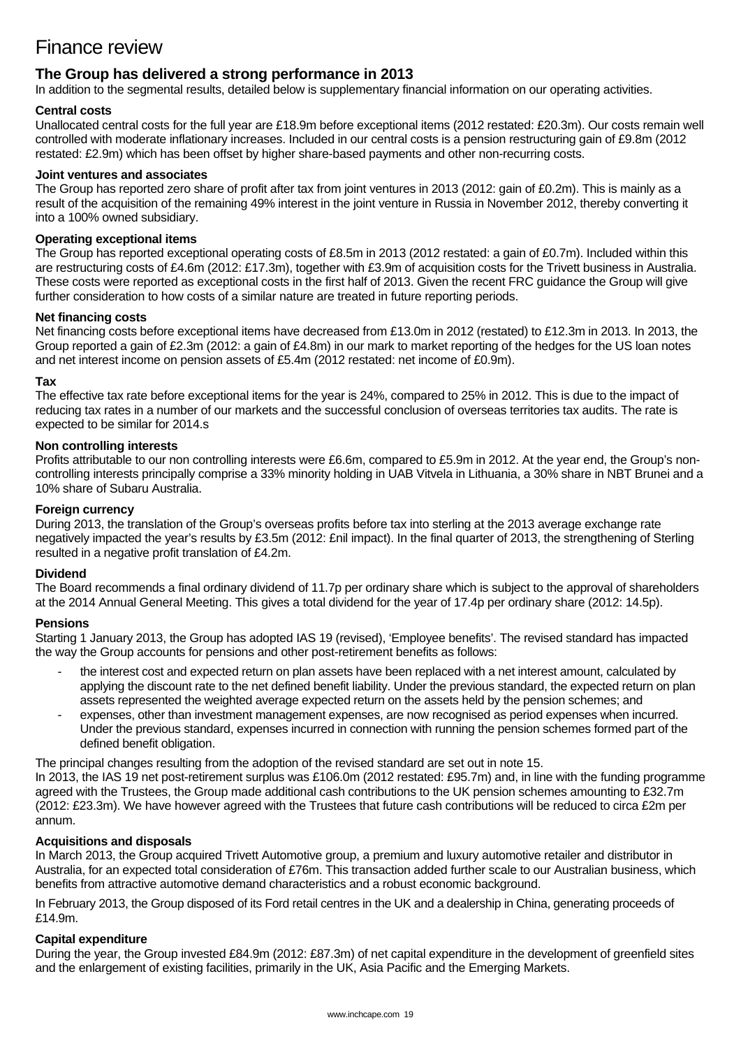# Finance review

## The Group has delivered a strong performance in 2013

In addition to the segmental results, detailed below is supplementary financial information on our operating activities.

### Central costs

Unallocated central costs for the full year are £18.9m before exceptional items (2012 restated: £20.3m). Our costs remain well controlled with moderate inflationary increases. Included in our central costs is a pension restructuring gain of £9.8m (2012 restated: £2.9m) which has been offset by higher share-based payments and other non-recurring costs.

### Joint ventures and associates

The Group has reported zero share of profit after tax from joint ventures in 2013 (2012: gain of £0.2m). This is mainly as a result of the acquisition of the remaining 49% interest in the joint venture in Russia in November 2012, thereby converting it into a 100% owned subsidiary.

### Operating exceptional items

The Group has reported exceptional operating costs of £8.5m in 2013 (2012 restated: a gain of £0.7m). Included within this are restructuring costs of £4.6m (2012: £17.3m), together with £3.9m of acquisition costs for the Trivett business in Australia. These costs were reported as exceptional costs in the first half of 2013. Given the recent FRC guidance the Group will give further consideration to how costs of a similar nature are treated in future reporting periods.

### Net financing costs

Net financing costs before exceptional items have decreased from £13.0m in 2012 (restated) to £12.3m in 2013. In 2013, the Group reported a gain of £2.3m (2012: a gain of £4.8m) in our mark to market reporting of the hedges for the US loan notes and net interest income on pension assets of £5.4m (2012 restated: net income of £0.9m).

### Tax

The effective tax rate before exceptional items for the year is 24%, compared to 25% in 2012. This is due to the impact of reducing tax rates in a number of our markets and the successful conclusion of overseas territories tax audits. The rate is expected to be similar for 2014.s

### Non controlling interests

Profits attributable to our non controlling interests were £6.6m, compared to £5.9m in 2012. At the year end, the Group's non-controlling interests principally comprise a 33% minority holding in UAB Vitvela in Lithuania, a 30% share in NBT Brunei and a 10% share of Subaru Australia.

### Foreign currency

During 2013, the translation of the Group's overseas profits before tax into sterling at the 2013 average exchange rate negatively impacted the year's results by £3.5m (2012: £nil impact). In the final quarter of 2013, the strengthening of Sterling resulted in a negative profit translation of £4.2m.

### Dividend

The Board recommends a final ordinary dividend of 11.7p per ordinary share which is subject to the approval of shareholders at the 2014 Annual General Meeting. This gives a total dividend for the year of 17.4p per ordinary share (2012: 14.5p).

### Pensions

Starting 1 January 2013, the Group has adopted IAS 19 (revised), 'Employee benefits'. The revised standard has impacted the way the Group accounts for pensions and other post-retirement benefits as follows:

- the interest cost and expected return on plan assets have been replaced with a net interest amount, calculated by applying the discount rate to the net defined benefit liability. Under the previous standard, the expected return on plan assets represented the weighted average expected return on the assets held by the pension schemes; and
- expenses, other than investment management expenses, are now recognised as period expenses when incurred. Under the previous standard, expenses incurred in connection with running the pension schemes formed part of the defined benefit obligation.

The principal changes resulting from the adoption of the revised standard are set out in note 15.

In 2013, the IAS 19 net post-retirement surplus was £106.0m (2012 restated: £95.7m) and, in line with the funding programme agreed with the Trustees, the Group made additional cash contributions to the UK pension schemes amounting to £32.7m (2012: £23.3m). We have however agreed with the Trustees that future cash contributions will be reduced to circa £2m per annum.

### Acquisitions and disposals

In March 2013, the Group acquired Trivett Automotive group, a premium and luxury automotive retailer and distributor in Australia, for an expected total consideration of £76m. This transaction added further scale to our Australian business, which benefits from attractive automotive demand characteristics and a robust economic background.

In February 2013, the Group disposed of its Ford retail centres in the UK and a dealership in China, generating proceeds of £14.9m.

### Capital expenditure

During the year, the Group invested £84.9m (2012: £87.3m) of net capital expenditure in the development of greenfield sites and the enlargement of existing facilities, primarily in the UK, Asia Pacific and the Emerging Markets.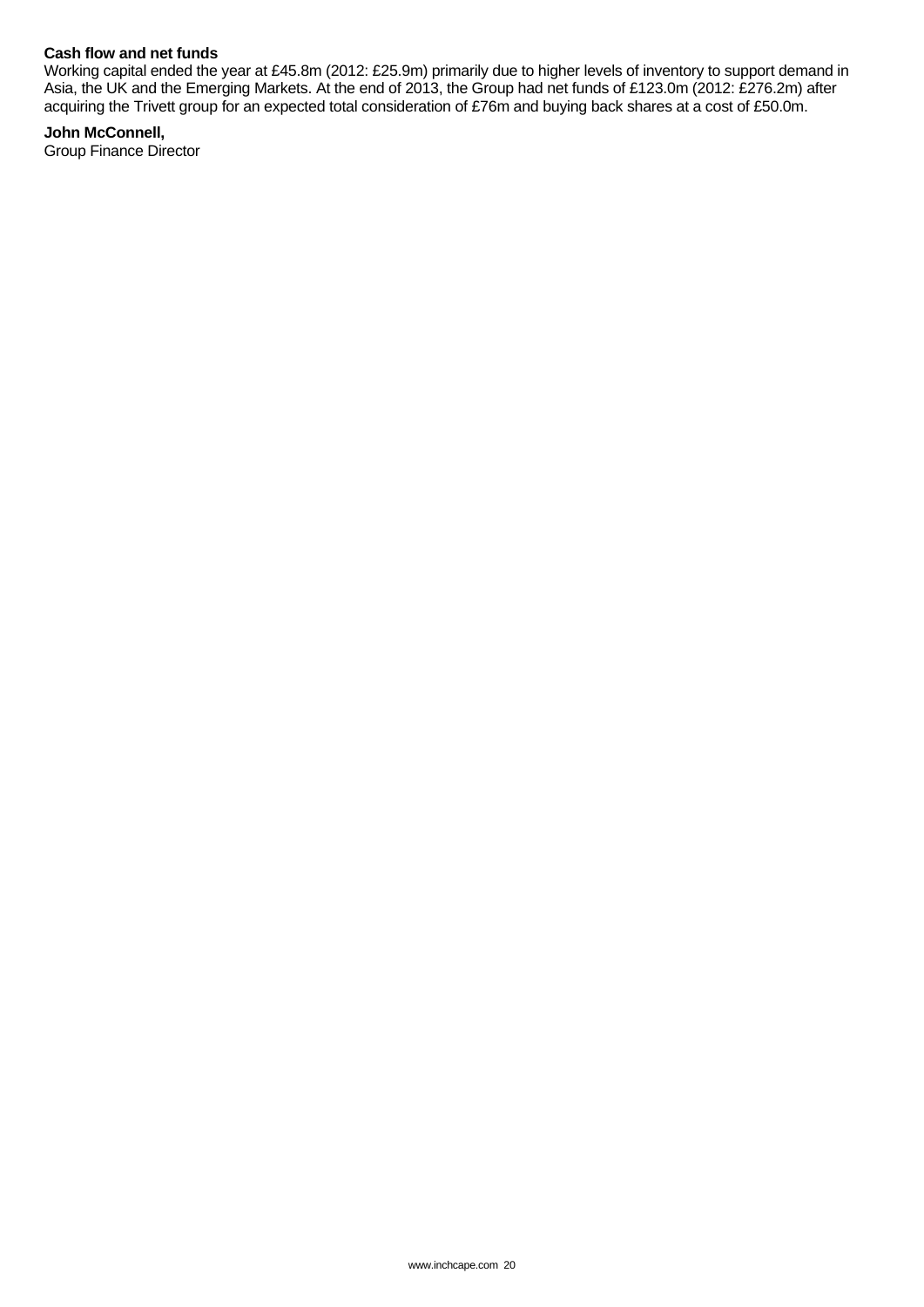**Cash flow and net funds**

Working capital ended the year at £45.8m (2012: £25.9m) primarily due to higher levels of inventory to support demand in Asia, the UK and the Emerging Markets. At the end of 2013, the Group had net funds of £123.0m (2012: £276.2m) after acquiring the Trivett group for an expected total consideration of £76m and buying back shares at a cost of £50.0m.

**John McConnell,**
Group Finance Director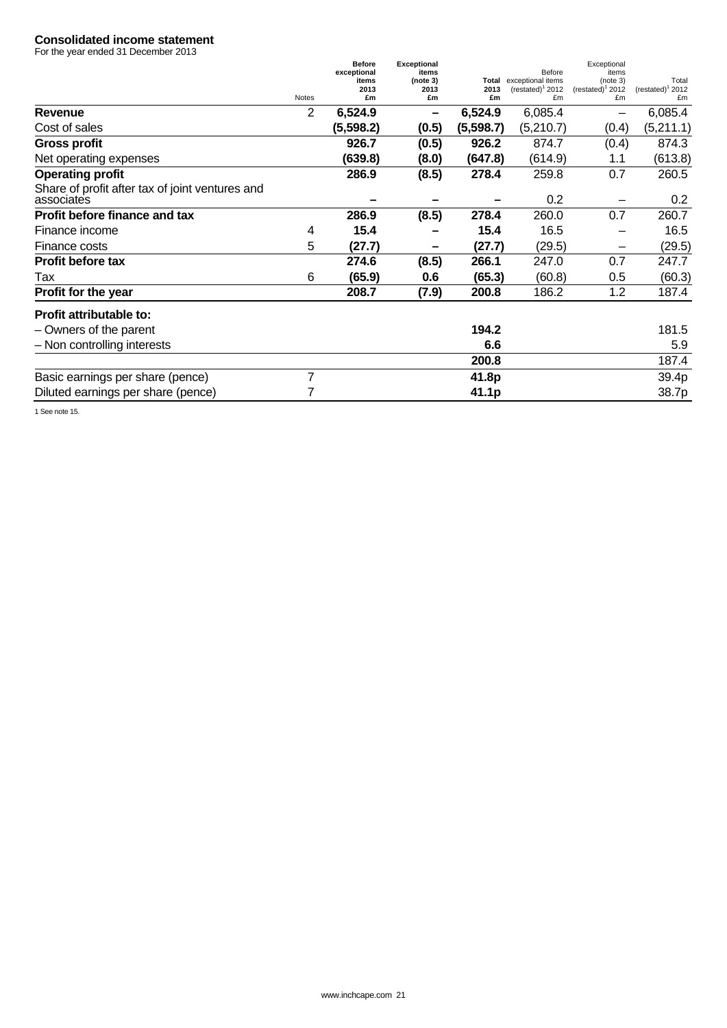# Consolidated income statement

For the year ended 31 December 2013

| | Notes | Before exceptional items 2013 £m | Exceptional items (note 3) 2013 £m | Total 2013 £m | Before exceptional items (restated)[1] 2012 £m | Exceptional items (note 3) (restated)[1] 2012 £m | Total (restated)[1] 2012 £m |
|---|---|---|---|---|---|---|---|
| **Revenue** | 2 | **6,524.9** | **–** | **6,524.9** | 6,085.4 | – | 6,085.4 |
| Cost of sales | | **(5,598.2)** | **(0.5)** | **(5,598.7)** | (5,210.7) | (0.4) | (5,211.1) |
| **Gross profit** | | **926.7** | **(0.5)** | **926.2** | 874.7 | (0.4) | 874.3 |
| Net operating expenses | | **(639.8)** | **(8.0)** | **(647.8)** | (614.9) | 1.1 | (613.8) |
| **Operating profit** | | **286.9** | **(8.5)** | **278.4** | 259.8 | 0.7 | 260.5 |
| Share of profit after tax of joint ventures and associates | | **–** | **–** | **–** | 0.2 | – | 0.2 |
| **Profit before finance and tax** | | **286.9** | **(8.5)** | **278.4** | 260.0 | 0.7 | 260.7 |
| Finance income | 4 | **15.4** | **–** | **15.4** | 16.5 | – | 16.5 |
| Finance costs | 5 | **(27.7)** | **–** | **(27.7)** | (29.5) | – | (29.5) |
| **Profit before tax** | | **274.6** | **(8.5)** | **266.1** | 247.0 | 0.7 | 247.7 |
| Tax | 6 | **(65.9)** | **0.6** | **(65.3)** | (60.8) | 0.5 | (60.3) |
| **Profit for the year** | | **208.7** | **(7.9)** | **200.8** | 186.2 | 1.2 | 187.4 |
| **Profit attributable to:** | | | | | | | |
| – Owners of the parent | | | | **194.2** | | | 181.5 |
| – Non controlling interests | | | | **6.6** | | | 5.9 |
| | | | | **200.8** | | | 187.4 |
| Basic earnings per share (pence) | 7 | | | **41.8p** | | | 39.4p |
| Diluted earnings per share (pence) | 7 | | | **41.1p** | | | 38.7p |

1 See note 15.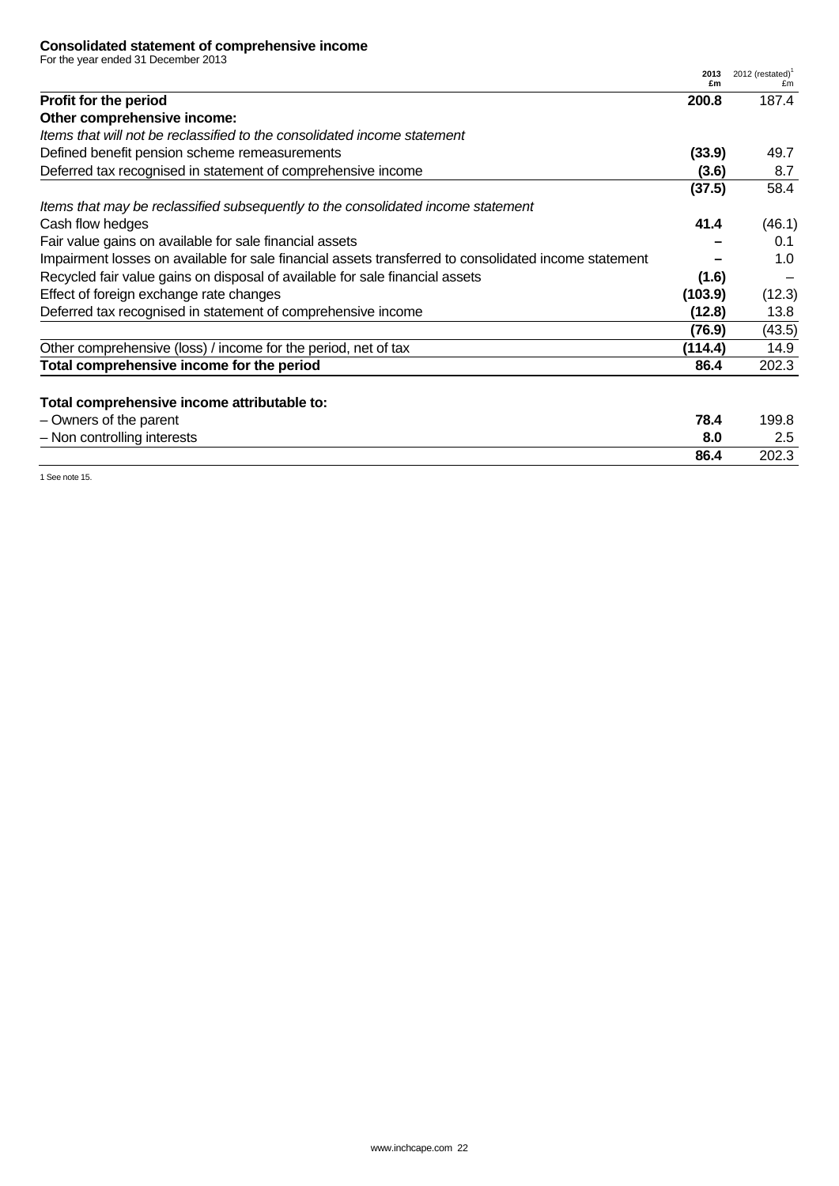## Consolidated statement of comprehensive income

For the year ended 31 December 2013

| | 2013 £m | 2012 (restated)[1] £m |
|---|---|---|
| **Profit for the period** | **200.8** | 187.4 |
| **Other comprehensive income:** | | |
| *Items that will not be reclassified to the consolidated income statement* | | |
| Defined benefit pension scheme remeasurements | **(33.9)** | 49.7 |
| Deferred tax recognised in statement of comprehensive income | **(3.6)** | 8.7 |
| | **(37.5)** | 58.4 |
| *Items that may be reclassified subsequently to the consolidated income statement* | | |
| Cash flow hedges | **41.4** | (46.1) |
| Fair value gains on available for sale financial assets | **–** | 0.1 |
| Impairment losses on available for sale financial assets transferred to consolidated income statement | **–** | 1.0 |
| Recycled fair value gains on disposal of available for sale financial assets | **(1.6)** | – |
| Effect of foreign exchange rate changes | **(103.9)** | (12.3) |
| Deferred tax recognised in statement of comprehensive income | **(12.8)** | 13.8 |
| | **(76.9)** | (43.5) |
| Other comprehensive (loss) / income for the period, net of tax | **(114.4)** | 14.9 |
| **Total comprehensive income for the period** | **86.4** | 202.3 |
| | | |
| **Total comprehensive income attributable to:** | | |
| – Owners of the parent | **78.4** | 199.8 |
| – Non controlling interests | **8.0** | 2.5 |
| | **86.4** | 202.3 |

1 See note 15.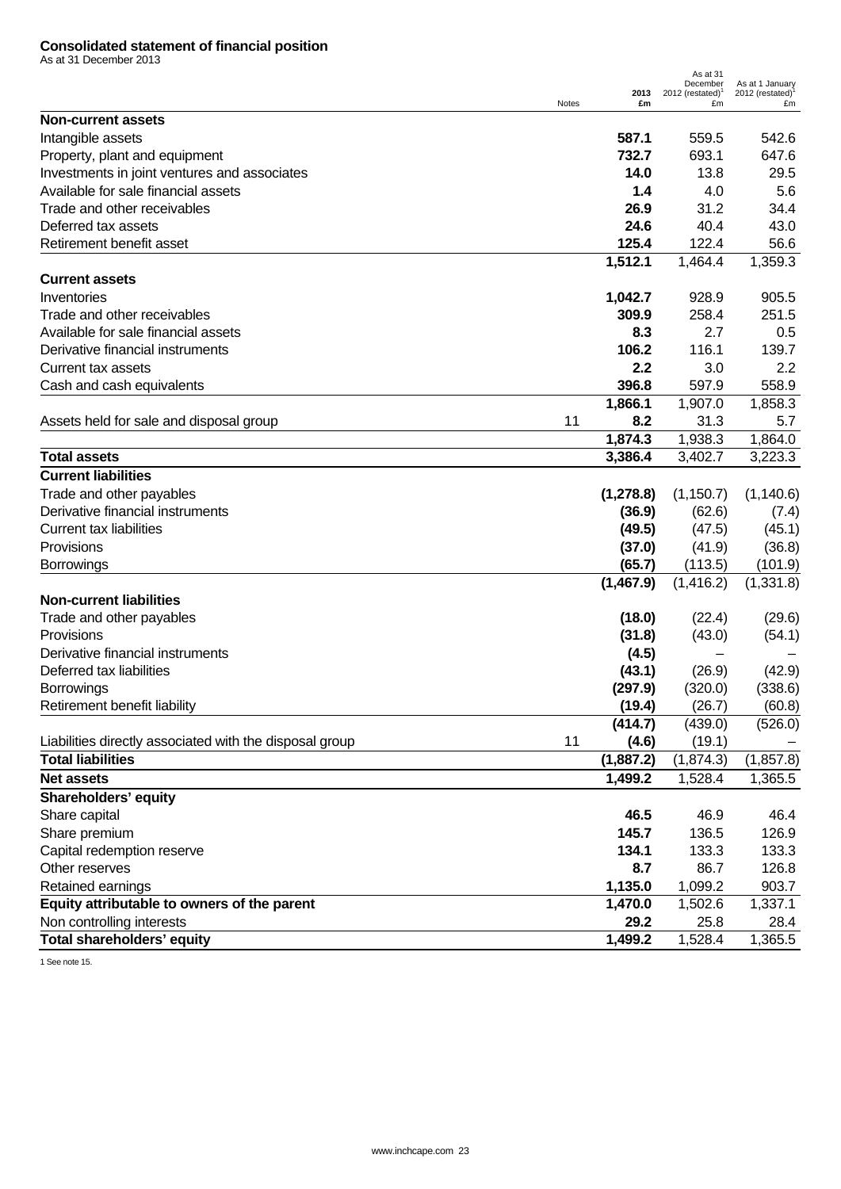## Consolidated statement of financial position

As at 31 December 2013

| | Notes | 2013 £m | As at 31 December 2012 (restated)[1] £m | As at 1 January 2012 (restated)[1] £m |
|---|---|---|---|---|
| **Non-current assets** | | | | |
| Intangible assets | | **587.1** | 559.5 | 542.6 |
| Property, plant and equipment | | **732.7** | 693.1 | 647.6 |
| Investments in joint ventures and associates | | **14.0** | 13.8 | 29.5 |
| Available for sale financial assets | | **1.4** | 4.0 | 5.6 |
| Trade and other receivables | | **26.9** | 31.2 | 34.4 |
| Deferred tax assets | | **24.6** | 40.4 | 43.0 |
| Retirement benefit asset | | **125.4** | 122.4 | 56.6 |
| | | **1,512.1** | 1,464.4 | 1,359.3 |
| **Current assets** | | | | |
| Inventories | | **1,042.7** | 928.9 | 905.5 |
| Trade and other receivables | | **309.9** | 258.4 | 251.5 |
| Available for sale financial assets | | **8.3** | 2.7 | 0.5 |
| Derivative financial instruments | | **106.2** | 116.1 | 139.7 |
| Current tax assets | | **2.2** | 3.0 | 2.2 |
| Cash and cash equivalents | | **396.8** | 597.9 | 558.9 |
| | | **1,866.1** | 1,907.0 | 1,858.3 |
| Assets held for sale and disposal group | 11 | **8.2** | 31.3 | 5.7 |
| | | **1,874.3** | 1,938.3 | 1,864.0 |
| **Total assets** | | **3,386.4** | 3,402.7 | 3,223.3 |
| **Current liabilities** | | | | |
| Trade and other payables | | **(1,278.8)** | (1,150.7) | (1,140.6) |
| Derivative financial instruments | | **(36.9)** | (62.6) | (7.4) |
| Current tax liabilities | | **(49.5)** | (47.5) | (45.1) |
| Provisions | | **(37.0)** | (41.9) | (36.8) |
| Borrowings | | **(65.7)** | (113.5) | (101.9) |
| | | **(1,467.9)** | (1,416.2) | (1,331.8) |
| **Non-current liabilities** | | | | |
| Trade and other payables | | **(18.0)** | (22.4) | (29.6) |
| Provisions | | **(31.8)** | (43.0) | (54.1) |
| Derivative financial instruments | | **(4.5)** | – | – |
| Deferred tax liabilities | | **(43.1)** | (26.9) | (42.9) |
| Borrowings | | **(297.9)** | (320.0) | (338.6) |
| Retirement benefit liability | | **(19.4)** | (26.7) | (60.8) |
| | | **(414.7)** | (439.0) | (526.0) |
| Liabilities directly associated with the disposal group | 11 | **(4.6)** | (19.1) | – |
| **Total liabilities** | | **(1,887.2)** | (1,874.3) | (1,857.8) |
| **Net assets** | | **1,499.2** | 1,528.4 | 1,365.5 |
| **Shareholders' equity** | | | | |
| Share capital | | **46.5** | 46.9 | 46.4 |
| Share premium | | **145.7** | 136.5 | 126.9 |
| Capital redemption reserve | | **134.1** | 133.3 | 133.3 |
| Other reserves | | **8.7** | 86.7 | 126.8 |
| Retained earnings | | **1,135.0** | 1,099.2 | 903.7 |
| **Equity attributable to owners of the parent** | | **1,470.0** | 1,502.6 | 1,337.1 |
| Non controlling interests | | **29.2** | 25.8 | 28.4 |
| **Total shareholders' equity** | | **1,499.2** | 1,528.4 | 1,365.5 |

1 See note 15.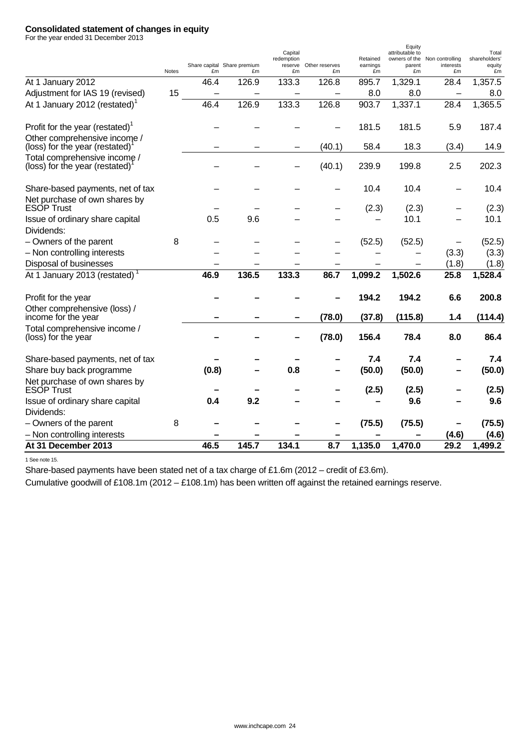# Consolidated statement of changes in equity

For the year ended 31 December 2013

| | Notes | Share capital £m | Share premium £m | Capital redemption reserve £m | Other reserves £m | Retained earnings £m | Equity attributable to owners of the parent £m | Non controlling interests £m | Total shareholders' equity £m |
|---|---|---|---|---|---|---|---|---|---|
| At 1 January 2012 | | 46.4 | 126.9 | 133.3 | 126.8 | 895.7 | 1,329.1 | 28.4 | 1,357.5 |
| Adjustment for IAS 19 (revised) | 15 | – | – | – | – | 8.0 | 8.0 | – | 8.0 |
| At 1 January 2012 (restated)[1] | | 46.4 | 126.9 | 133.3 | 126.8 | 903.7 | 1,337.1 | 28.4 | 1,365.5 |
| Profit for the year (restated)[1] | | – | – | – | – | 181.5 | 181.5 | 5.9 | 187.4 |
| Other comprehensive income / (loss) for the year (restated)[1] | | – | – | – | (40.1) | 58.4 | 18.3 | (3.4) | 14.9 |
| Total comprehensive income / (loss) for the year (restated)[1] | | – | – | – | (40.1) | 239.9 | 199.8 | 2.5 | 202.3 |
| Share-based payments, net of tax | | – | – | – | – | 10.4 | 10.4 | – | 10.4 |
| Net purchase of own shares by ESOP Trust | | – | – | – | – | (2.3) | (2.3) | – | (2.3) |
| Issue of ordinary share capital | | 0.5 | 9.6 | – | – | – | 10.1 | – | 10.1 |
| Dividends: | | | | | | | | | |
| – Owners of the parent | 8 | – | – | – | – | (52.5) | (52.5) | – | (52.5) |
| – Non controlling interests | | – | – | – | – | – | – | (3.3) | (3.3) |
| Disposal of businesses | | – | – | – | – | – | – | (1.8) | (1.8) |
| **At 1 January 2013 (restated)[1]** | | **46.9** | **136.5** | **133.3** | **86.7** | **1,099.2** | **1,502.6** | **25.8** | **1,528.4** |
| Profit for the year | | **–** | **–** | **–** | **–** | **194.2** | **194.2** | **6.6** | **200.8** |
| Other comprehensive (loss) / income for the year | | **–** | **–** | **–** | **(78.0)** | **(37.8)** | **(115.8)** | **1.4** | **(114.4)** |
| Total comprehensive income / (loss) for the year | | **–** | **–** | **–** | **(78.0)** | **156.4** | **78.4** | **8.0** | **86.4** |
| Share-based payments, net of tax | | **–** | **–** | **–** | **–** | **7.4** | **7.4** | **–** | **7.4** |
| Share buy back programme | | **(0.8)** | **–** | **0.8** | **–** | **(50.0)** | **(50.0)** | **–** | **(50.0)** |
| Net purchase of own shares by ESOP Trust | | **–** | **–** | **–** | **–** | **(2.5)** | **(2.5)** | **–** | **(2.5)** |
| Issue of ordinary share capital | | **0.4** | **9.2** | **–** | **–** | **–** | **9.6** | **–** | **9.6** |
| Dividends: | | | | | | | | | |
| – Owners of the parent | 8 | **–** | **–** | **–** | **–** | **(75.5)** | **(75.5)** | **–** | **(75.5)** |
| – Non controlling interests | | **–** | **–** | **–** | **–** | **–** | **–** | **(4.6)** | **(4.6)** |
| **At 31 December 2013** | | **46.5** | **145.7** | **134.1** | **8.7** | **1,135.0** | **1,470.0** | **29.2** | **1,499.2** |

1 See note 15.

Share-based payments have been stated net of a tax charge of £1.6m (2012 – credit of £3.6m).

Cumulative goodwill of £108.1m (2012 – £108.1m) has been written off against the retained earnings reserve.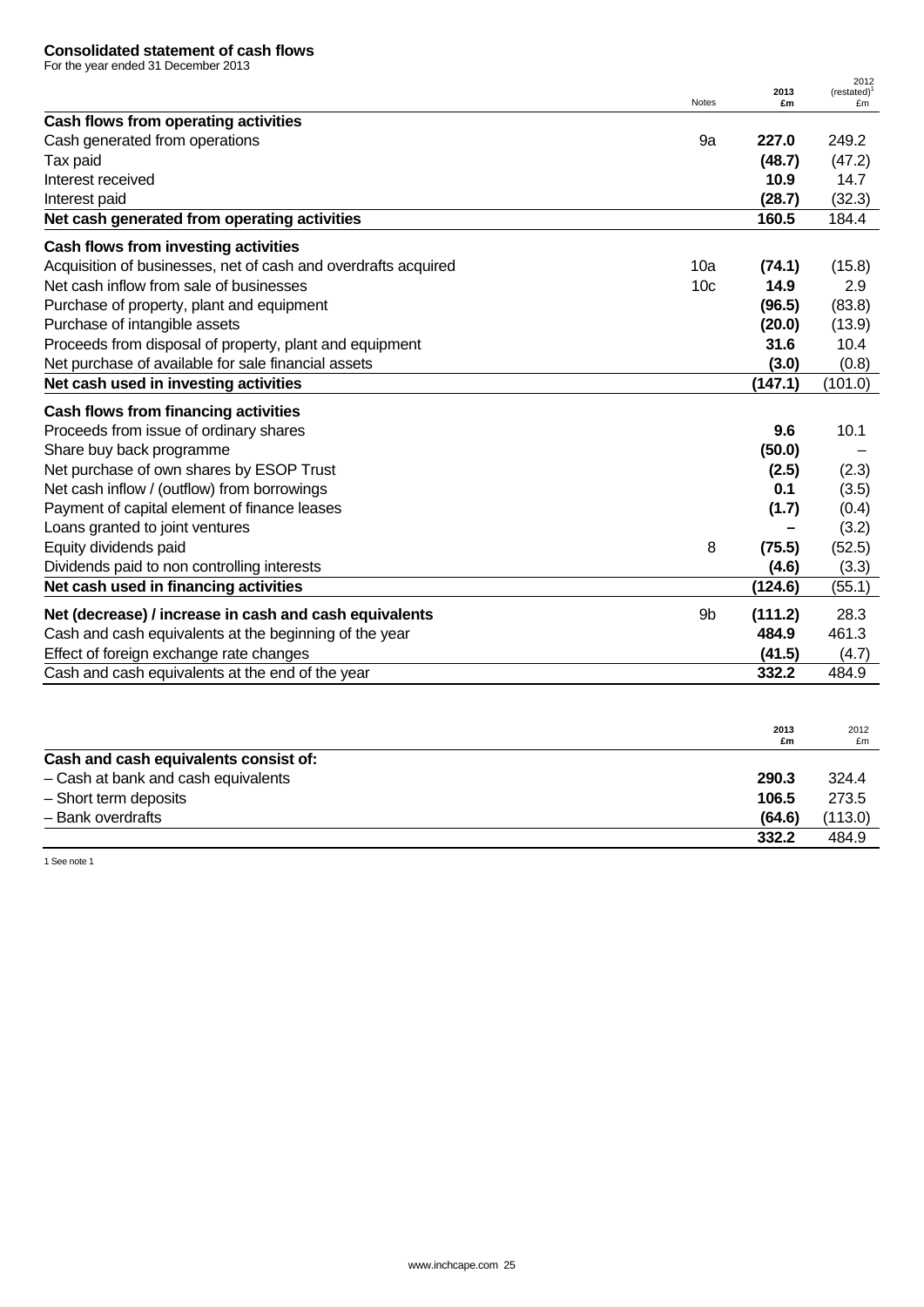## Consolidated statement of cash flows

For the year ended 31 December 2013

| | Notes | 2013 £m | 2012 (restated)[1] £m |
|---|---|---|---|
| **Cash flows from operating activities** | | | |
| Cash generated from operations | 9a | **227.0** | 249.2 |
| Tax paid | | **(48.7)** | (47.2) |
| Interest received | | **10.9** | 14.7 |
| Interest paid | | **(28.7)** | (32.3) |
| **Net cash generated from operating activities** | | **160.5** | 184.4 |
| **Cash flows from investing activities** | | | |
| Acquisition of businesses, net of cash and overdrafts acquired | 10a | **(74.1)** | (15.8) |
| Net cash inflow from sale of businesses | 10c | **14.9** | 2.9 |
| Purchase of property, plant and equipment | | **(96.5)** | (83.8) |
| Purchase of intangible assets | | **(20.0)** | (13.9) |
| Proceeds from disposal of property, plant and equipment | | **31.6** | 10.4 |
| Net purchase of available for sale financial assets | | **(3.0)** | (0.8) |
| **Net cash used in investing activities** | | **(147.1)** | (101.0) |
| **Cash flows from financing activities** | | | |
| Proceeds from issue of ordinary shares | | **9.6** | 10.1 |
| Share buy back programme | | **(50.0)** | – |
| Net purchase of own shares by ESOP Trust | | **(2.5)** | (2.3) |
| Net cash inflow / (outflow) from borrowings | | **0.1** | (3.5) |
| Payment of capital element of finance leases | | **(1.7)** | (0.4) |
| Loans granted to joint ventures | | **–** | (3.2) |
| Equity dividends paid | 8 | **(75.5)** | (52.5) |
| Dividends paid to non controlling interests | | **(4.6)** | (3.3) |
| **Net cash used in financing activities** | | **(124.6)** | (55.1) |
| **Net (decrease) / increase in cash and cash equivalents** | 9b | **(111.2)** | 28.3 |
| Cash and cash equivalents at the beginning of the year | | **484.9** | 461.3 |
| Effect of foreign exchange rate changes | | **(41.5)** | (4.7) |
| Cash and cash equivalents at the end of the year | | **332.2** | 484.9 |

| | 2013 £m | 2012 £m |
|---|---|---|
| **Cash and cash equivalents consist of:** | | |
| – Cash at bank and cash equivalents | **290.3** | 324.4 |
| – Short term deposits | **106.5** | 273.5 |
| – Bank overdrafts | **(64.6)** | (113.0) |
| | **332.2** | 484.9 |

1 See note 1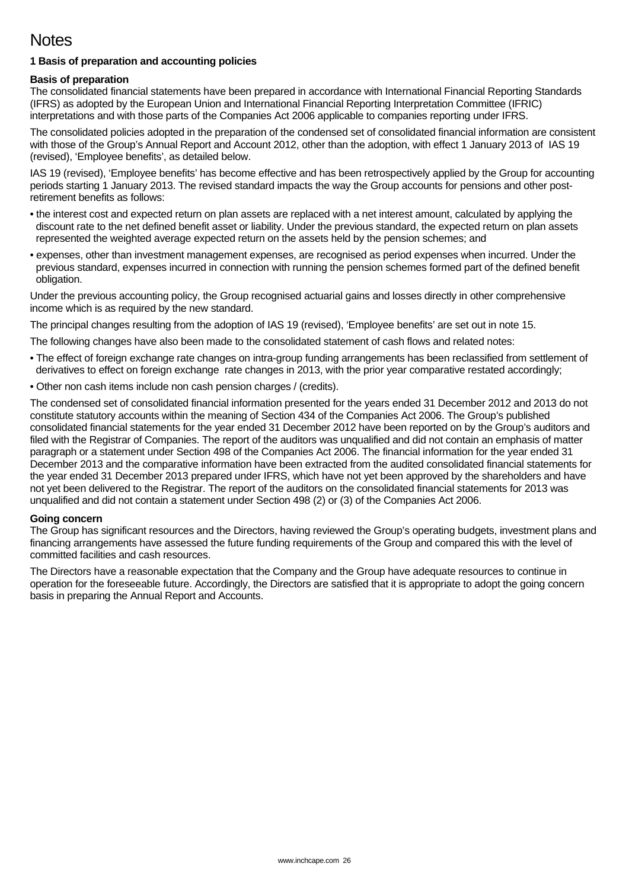# Notes

### 1 Basis of preparation and accounting policies

**Basis of preparation**

The consolidated financial statements have been prepared in accordance with International Financial Reporting Standards (IFRS) as adopted by the European Union and International Financial Reporting Interpretation Committee (IFRIC) interpretations and with those parts of the Companies Act 2006 applicable to companies reporting under IFRS.

The consolidated policies adopted in the preparation of the condensed set of consolidated financial information are consistent with those of the Group's Annual Report and Account 2012, other than the adoption, with effect 1 January 2013 of IAS 19 (revised), 'Employee benefits', as detailed below.

IAS 19 (revised), 'Employee benefits' has become effective and has been retrospectively applied by the Group for accounting periods starting 1 January 2013. The revised standard impacts the way the Group accounts for pensions and other post-retirement benefits as follows:

- the interest cost and expected return on plan assets are replaced with a net interest amount, calculated by applying the discount rate to the net defined benefit asset or liability. Under the previous standard, the expected return on plan assets represented the weighted average expected return on the assets held by the pension schemes; and
- expenses, other than investment management expenses, are recognised as period expenses when incurred. Under the previous standard, expenses incurred in connection with running the pension schemes formed part of the defined benefit obligation.

Under the previous accounting policy, the Group recognised actuarial gains and losses directly in other comprehensive income which is as required by the new standard.

The principal changes resulting from the adoption of IAS 19 (revised), 'Employee benefits' are set out in note 15.

The following changes have also been made to the consolidated statement of cash flows and related notes:

- The effect of foreign exchange rate changes on intra-group funding arrangements has been reclassified from settlement of derivatives to effect on foreign exchange rate changes in 2013, with the prior year comparative restated accordingly;
- Other non cash items include non cash pension charges / (credits).

The condensed set of consolidated financial information presented for the years ended 31 December 2012 and 2013 do not constitute statutory accounts within the meaning of Section 434 of the Companies Act 2006. The Group's published consolidated financial statements for the year ended 31 December 2012 have been reported on by the Group's auditors and filed with the Registrar of Companies. The report of the auditors was unqualified and did not contain an emphasis of matter paragraph or a statement under Section 498 of the Companies Act 2006. The financial information for the year ended 31 December 2013 and the comparative information have been extracted from the audited consolidated financial statements for the year ended 31 December 2013 prepared under IFRS, which have not yet been approved by the shareholders and have not yet been delivered to the Registrar. The report of the auditors on the consolidated financial statements for 2013 was unqualified and did not contain a statement under Section 498 (2) or (3) of the Companies Act 2006.

**Going concern**

The Group has significant resources and the Directors, having reviewed the Group's operating budgets, investment plans and financing arrangements have assessed the future funding requirements of the Group and compared this with the level of committed facilities and cash resources.

The Directors have a reasonable expectation that the Company and the Group have adequate resources to continue in operation for the foreseeable future. Accordingly, the Directors are satisfied that it is appropriate to adopt the going concern basis in preparing the Annual Report and Accounts.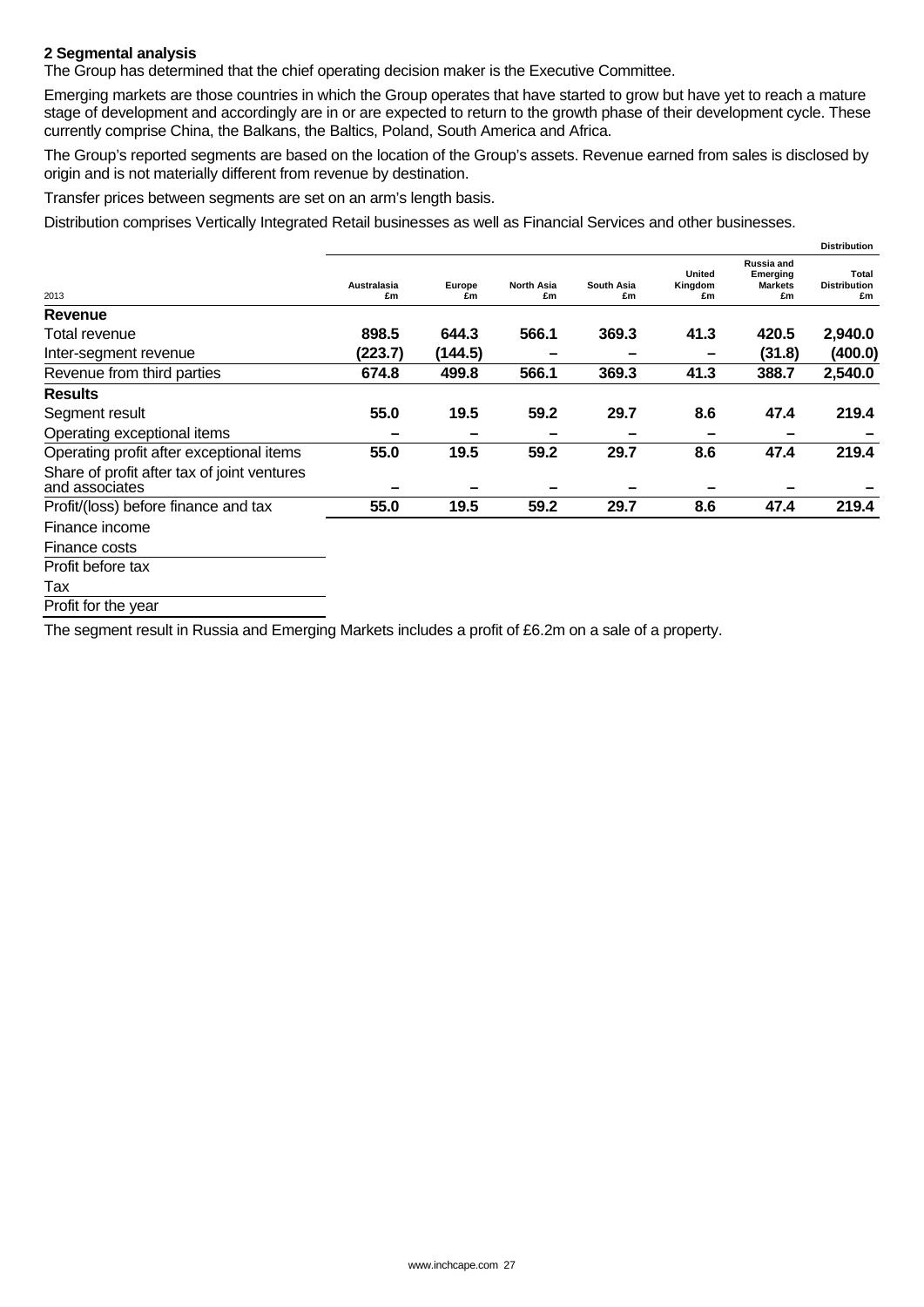## 2 Segmental analysis

The Group has determined that the chief operating decision maker is the Executive Committee.

Emerging markets are those countries in which the Group operates that have started to grow but have yet to reach a mature stage of development and accordingly are in or are expected to return to the growth phase of their development cycle. These currently comprise China, the Balkans, the Baltics, Poland, South America and Africa.

The Group's reported segments are based on the location of the Group's assets. Revenue earned from sales is disclosed by origin and is not materially different from revenue by destination.

Transfer prices between segments are set on an arm's length basis.

Distribution comprises Vertically Integrated Retail businesses as well as Financial Services and other businesses.

| | | | | | | | Distribution |
|---|---|---|---|---|---|---|---|
| 2013 | Australasia £m | Europe £m | North Asia £m | South Asia £m | United Kingdom £m | Russia and Emerging Markets £m | Total Distribution £m |
| **Revenue** | | | | | | | |
| Total revenue | **898.5** | **644.3** | **566.1** | **369.3** | **41.3** | **420.5** | **2,940.0** |
| Inter-segment revenue | **(223.7)** | **(144.5)** | **–** | **–** | **–** | **(31.8)** | **(400.0)** |
| Revenue from third parties | **674.8** | **499.8** | **566.1** | **369.3** | **41.3** | **388.7** | **2,540.0** |
| **Results** | | | | | | | |
| Segment result | **55.0** | **19.5** | **59.2** | **29.7** | **8.6** | **47.4** | **219.4** |
| Operating exceptional items | **–** | **–** | **–** | **–** | **–** | **–** | **–** |
| Operating profit after exceptional items | **55.0** | **19.5** | **59.2** | **29.7** | **8.6** | **47.4** | **219.4** |
| Share of profit after tax of joint ventures and associates | **–** | **–** | **–** | **–** | **–** | **–** | **–** |
| Profit/(loss) before finance and tax | **55.0** | **19.5** | **59.2** | **29.7** | **8.6** | **47.4** | **219.4** |
| Finance income | | | | | | | |
| Finance costs | | | | | | | |
| Profit before tax | | | | | | | |
| Tax | | | | | | | |
| Profit for the year | | | | | | | |

The segment result in Russia and Emerging Markets includes a profit of £6.2m on a sale of a property.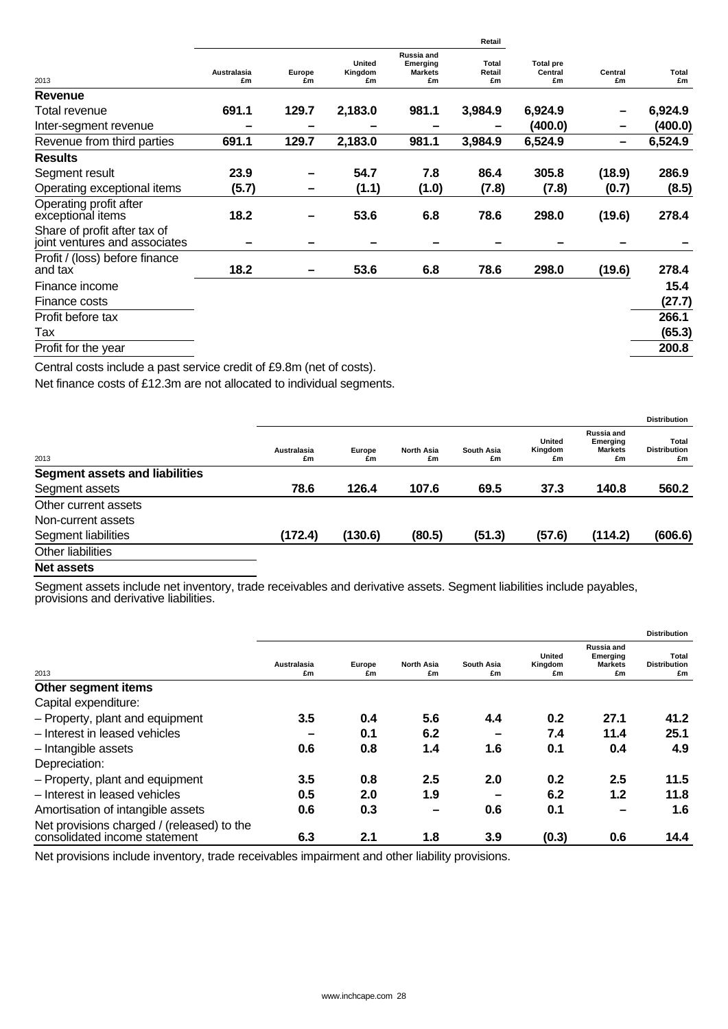| 2013 | Australasia £m | Europe £m | United Kingdom £m | Russia and Emerging Markets £m | Retail Total Retail £m | Total pre Central £m | Central £m | Total £m |
|---|---|---|---|---|---|---|---|---|
| **Revenue** | | | | | | | | |
| Total revenue | **691.1** | **129.7** | **2,183.0** | **981.1** | **3,984.9** | **6,924.9** | **–** | **6,924.9** |
| Inter-segment revenue | **–** | **–** | **–** | **–** | **–** | **(400.0)** | **–** | **(400.0)** |
| Revenue from third parties | **691.1** | **129.7** | **2,183.0** | **981.1** | **3,984.9** | **6,524.9** | **–** | **6,524.9** |
| **Results** | | | | | | | | |
| Segment result | **23.9** | **–** | **54.7** | **7.8** | **86.4** | **305.8** | **(18.9)** | **286.9** |
| Operating exceptional items | **(5.7)** | **–** | **(1.1)** | **(1.0)** | **(7.8)** | **(7.8)** | **(0.7)** | **(8.5)** |
| Operating profit after exceptional items | **18.2** | **–** | **53.6** | **6.8** | **78.6** | **298.0** | **(19.6)** | **278.4** |
| Share of profit after tax of joint ventures and associates | **–** | **–** | **–** | **–** | **–** | **–** | **–** | **–** |
| Profit / (loss) before finance and tax | **18.2** | **–** | **53.6** | **6.8** | **78.6** | **298.0** | **(19.6)** | **278.4** |
| Finance income | | | | | | | | **15.4** |
| Finance costs | | | | | | | | **(27.7)** |
| Profit before tax | | | | | | | | **266.1** |
| Tax | | | | | | | | **(65.3)** |
| Profit for the year | | | | | | | | **200.8** |

Central costs include a past service credit of £9.8m (net of costs).

Net finance costs of £12.3m are not allocated to individual segments.

| 2013 | Australasia £m | Europe £m | North Asia £m | South Asia £m | United Kingdom £m | Russia and Emerging Markets £m | Distribution Total Distribution £m |
|---|---|---|---|---|---|---|---|
| **Segment assets and liabilities** | | | | | | | |
| Segment assets | **78.6** | **126.4** | **107.6** | **69.5** | **37.3** | **140.8** | **560.2** |
| Other current assets | | | | | | | |
| Non-current assets | | | | | | | |
| Segment liabilities | **(172.4)** | **(130.6)** | **(80.5)** | **(51.3)** | **(57.6)** | **(114.2)** | **(606.6)** |
| Other liabilities | | | | | | | |
| **Net assets** | | | | | | | |

Segment assets include net inventory, trade receivables and derivative assets. Segment liabilities include payables, provisions and derivative liabilities.

| 2013 | Australasia £m | Europe £m | North Asia £m | South Asia £m | United Kingdom £m | Russia and Emerging Markets £m | Distribution Total Distribution £m |
|---|---|---|---|---|---|---|---|
| **Other segment items** | | | | | | | |
| Capital expenditure: | | | | | | | |
| – Property, plant and equipment | **3.5** | **0.4** | **5.6** | **4.4** | **0.2** | **27.1** | **41.2** |
| – Interest in leased vehicles | **–** | **0.1** | **6.2** | **–** | **7.4** | **11.4** | **25.1** |
| – Intangible assets | **0.6** | **0.8** | **1.4** | **1.6** | **0.1** | **0.4** | **4.9** |
| Depreciation: | | | | | | | |
| – Property, plant and equipment | **3.5** | **0.8** | **2.5** | **2.0** | **0.2** | **2.5** | **11.5** |
| – Interest in leased vehicles | **0.5** | **2.0** | **1.9** | **–** | **6.2** | **1.2** | **11.8** |
| Amortisation of intangible assets | **0.6** | **0.3** | **–** | **0.6** | **0.1** | **–** | **1.6** |
| Net provisions charged / (released) to the consolidated income statement | **6.3** | **2.1** | **1.8** | **3.9** | **(0.3)** | **0.6** | **14.4** |

Net provisions include inventory, trade receivables impairment and other liability provisions.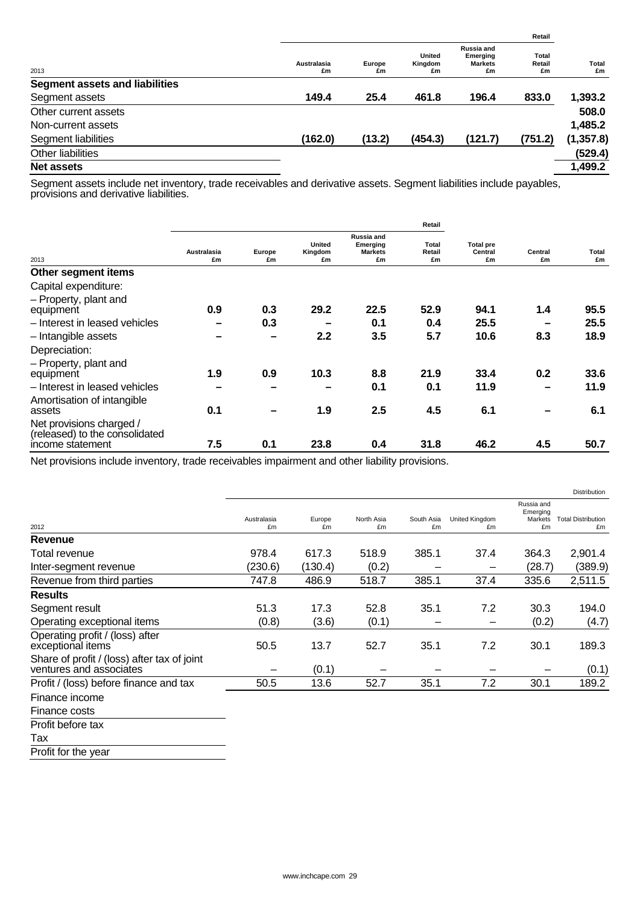| 2013 | Retail | | | | | |
|---|---|---|---|---|---|---|
| | Australasia £m | Europe £m | United Kingdom £m | Russia and Emerging Markets £m | Total Retail £m | Total £m |
| **Segment assets and liabilities** | | | | | | |
| Segment assets | **149.4** | **25.4** | **461.8** | **196.4** | **833.0** | **1,393.2** |
| Other current assets | | | | | | **508.0** |
| Non-current assets | | | | | | **1,485.2** |
| Segment liabilities | **(162.0)** | **(13.2)** | **(454.3)** | **(121.7)** | **(751.2)** | **(1,357.8)** |
| Other liabilities | | | | | | **(529.4)** |
| **Net assets** | | | | | | **1,499.2** |

Segment assets include net inventory, trade receivables and derivative assets. Segment liabilities include payables, provisions and derivative liabilities.

| 2013 | Retail | | | | | | | |
|---|---|---|---|---|---|---|---|---|
| | Australasia £m | Europe £m | United Kingdom £m | Russia and Emerging Markets £m | Total Retail £m | Total pre Central £m | Central £m | Total £m |
| **Other segment items** | | | | | | | | |
| Capital expenditure: | | | | | | | | |
| – Property, plant and equipment | **0.9** | **0.3** | **29.2** | **22.5** | **52.9** | **94.1** | **1.4** | **95.5** |
| – Interest in leased vehicles | **–** | **0.3** | **–** | **0.1** | **0.4** | **25.5** | **–** | **25.5** |
| – Intangible assets | **–** | **–** | **2.2** | **3.5** | **5.7** | **10.6** | **8.3** | **18.9** |
| Depreciation: | | | | | | | | |
| – Property, plant and equipment | **1.9** | **0.9** | **10.3** | **8.8** | **21.9** | **33.4** | **0.2** | **33.6** |
| – Interest in leased vehicles | **–** | **–** | **–** | **0.1** | **0.1** | **11.9** | **–** | **11.9** |
| Amortisation of intangible assets | **0.1** | **–** | **1.9** | **2.5** | **4.5** | **6.1** | **–** | **6.1** |
| Net provisions charged / (released) to the consolidated income statement | **7.5** | **0.1** | **23.8** | **0.4** | **31.8** | **46.2** | **4.5** | **50.7** |

Net provisions include inventory, trade receivables impairment and other liability provisions.

| 2012 | Distribution | | | | | | |
|---|---|---|---|---|---|---|---|
| | Australasia £m | Europe £m | North Asia £m | South Asia £m | United Kingdom £m | Russia and Emerging Markets £m | Total Distribution £m |
| **Revenue** | | | | | | | |
| Total revenue | 978.4 | 617.3 | 518.9 | 385.1 | 37.4 | 364.3 | 2,901.4 |
| Inter-segment revenue | (230.6) | (130.4) | (0.2) | – | – | (28.7) | (389.9) |
| Revenue from third parties | 747.8 | 486.9 | 518.7 | 385.1 | 37.4 | 335.6 | 2,511.5 |
| **Results** | | | | | | | |
| Segment result | 51.3 | 17.3 | 52.8 | 35.1 | 7.2 | 30.3 | 194.0 |
| Operating exceptional items | (0.8) | (3.6) | (0.1) | – | – | (0.2) | (4.7) |
| Operating profit / (loss) after exceptional items | 50.5 | 13.7 | 52.7 | 35.1 | 7.2 | 30.1 | 189.3 |
| Share of profit / (loss) after tax of joint ventures and associates | – | (0.1) | – | – | – | – | (0.1) |
| Profit / (loss) before finance and tax | 50.5 | 13.6 | 52.7 | 35.1 | 7.2 | 30.1 | 189.2 |
| Finance income | | | | | | | |
| Finance costs | | | | | | | |
| Profit before tax | | | | | | | |
| Tax | | | | | | | |
| Profit for the year | | | | | | | |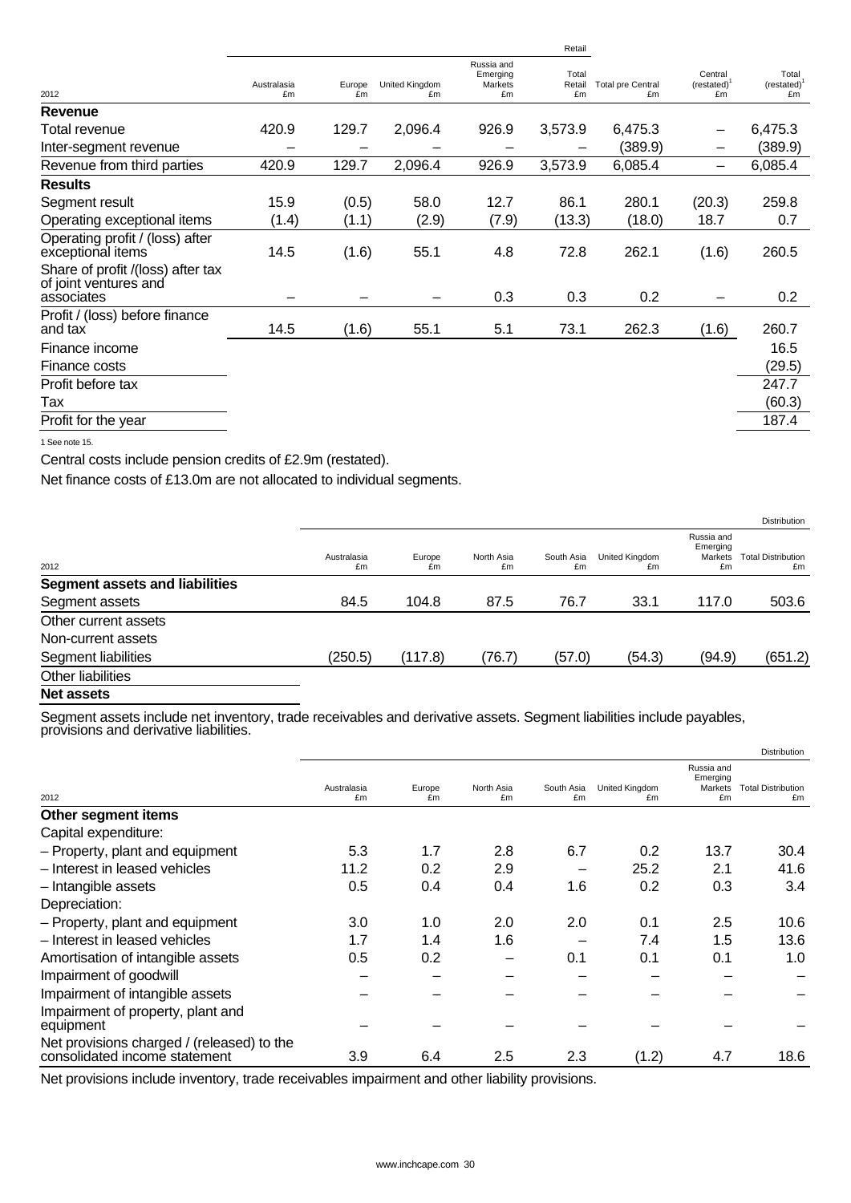| 2012 | Australasia £m | Europe £m | United Kingdom £m | Russia and Emerging Markets £m | Retail Total Retail £m | Total pre Central £m | Central (restated)[1] £m | Total (restated)[1] £m |
|---|---|---|---|---|---|---|---|---|
| **Revenue** | | | | | | | | |
| Total revenue | 420.9 | 129.7 | 2,096.4 | 926.9 | 3,573.9 | 6,475.3 | – | 6,475.3 |
| Inter-segment revenue | – | – | – | – | – | (389.9) | – | (389.9) |
| Revenue from third parties | 420.9 | 129.7 | 2,096.4 | 926.9 | 3,573.9 | 6,085.4 | – | 6,085.4 |
| **Results** | | | | | | | | |
| Segment result | 15.9 | (0.5) | 58.0 | 12.7 | 86.1 | 280.1 | (20.3) | 259.8 |
| Operating exceptional items | (1.4) | (1.1) | (2.9) | (7.9) | (13.3) | (18.0) | 18.7 | 0.7 |
| Operating profit / (loss) after exceptional items | 14.5 | (1.6) | 55.1 | 4.8 | 72.8 | 262.1 | (1.6) | 260.5 |
| Share of profit /(loss) after tax of joint ventures and associates | – | – | – | 0.3 | 0.3 | 0.2 | – | 0.2 |
| Profit / (loss) before finance and tax | 14.5 | (1.6) | 55.1 | 5.1 | 73.1 | 262.3 | (1.6) | 260.7 |
| Finance income | | | | | | | | 16.5 |
| Finance costs | | | | | | | | (29.5) |
| Profit before tax | | | | | | | | 247.7 |
| Tax | | | | | | | | (60.3) |
| Profit for the year | | | | | | | | 187.4 |

1 See note 15.

Central costs include pension credits of £2.9m (restated).

Net finance costs of £13.0m are not allocated to individual segments.

| 2012 | Australasia £m | Europe £m | North Asia £m | South Asia £m | United Kingdom £m | Russia and Emerging Markets £m | Distribution Total Distribution £m |
|---|---|---|---|---|---|---|---|
| **Segment assets and liabilities** | | | | | | | |
| Segment assets | 84.5 | 104.8 | 87.5 | 76.7 | 33.1 | 117.0 | 503.6 |
| Other current assets | | | | | | | |
| Non-current assets | | | | | | | |
| Segment liabilities | (250.5) | (117.8) | (76.7) | (57.0) | (54.3) | (94.9) | (651.2) |
| Other liabilities | | | | | | | |
| **Net assets** | | | | | | | |

Segment assets include net inventory, trade receivables and derivative assets. Segment liabilities include payables, provisions and derivative liabilities.

| 2012 | Australasia £m | Europe £m | North Asia £m | South Asia £m | United Kingdom £m | Russia and Emerging Markets £m | Distribution Total Distribution £m |
|---|---|---|---|---|---|---|---|
| **Other segment items** | | | | | | | |
| Capital expenditure: | | | | | | | |
| – Property, plant and equipment | 5.3 | 1.7 | 2.8 | 6.7 | 0.2 | 13.7 | 30.4 |
| – Interest in leased vehicles | 11.2 | 0.2 | 2.9 | – | 25.2 | 2.1 | 41.6 |
| – Intangible assets | 0.5 | 0.4 | 0.4 | 1.6 | 0.2 | 0.3 | 3.4 |
| Depreciation: | | | | | | | |
| – Property, plant and equipment | 3.0 | 1.0 | 2.0 | 2.0 | 0.1 | 2.5 | 10.6 |
| – Interest in leased vehicles | 1.7 | 1.4 | 1.6 | – | 7.4 | 1.5 | 13.6 |
| Amortisation of intangible assets | 0.5 | 0.2 | – | 0.1 | 0.1 | 0.1 | 1.0 |
| Impairment of goodwill | – | – | – | – | – | – | – |
| Impairment of intangible assets | – | – | – | – | – | – | – |
| Impairment of property, plant and equipment | – | – | – | – | – | – | – |
| Net provisions charged / (released) to the consolidated income statement | 3.9 | 6.4 | 2.5 | 2.3 | (1.2) | 4.7 | 18.6 |

Net provisions include inventory, trade receivables impairment and other liability provisions.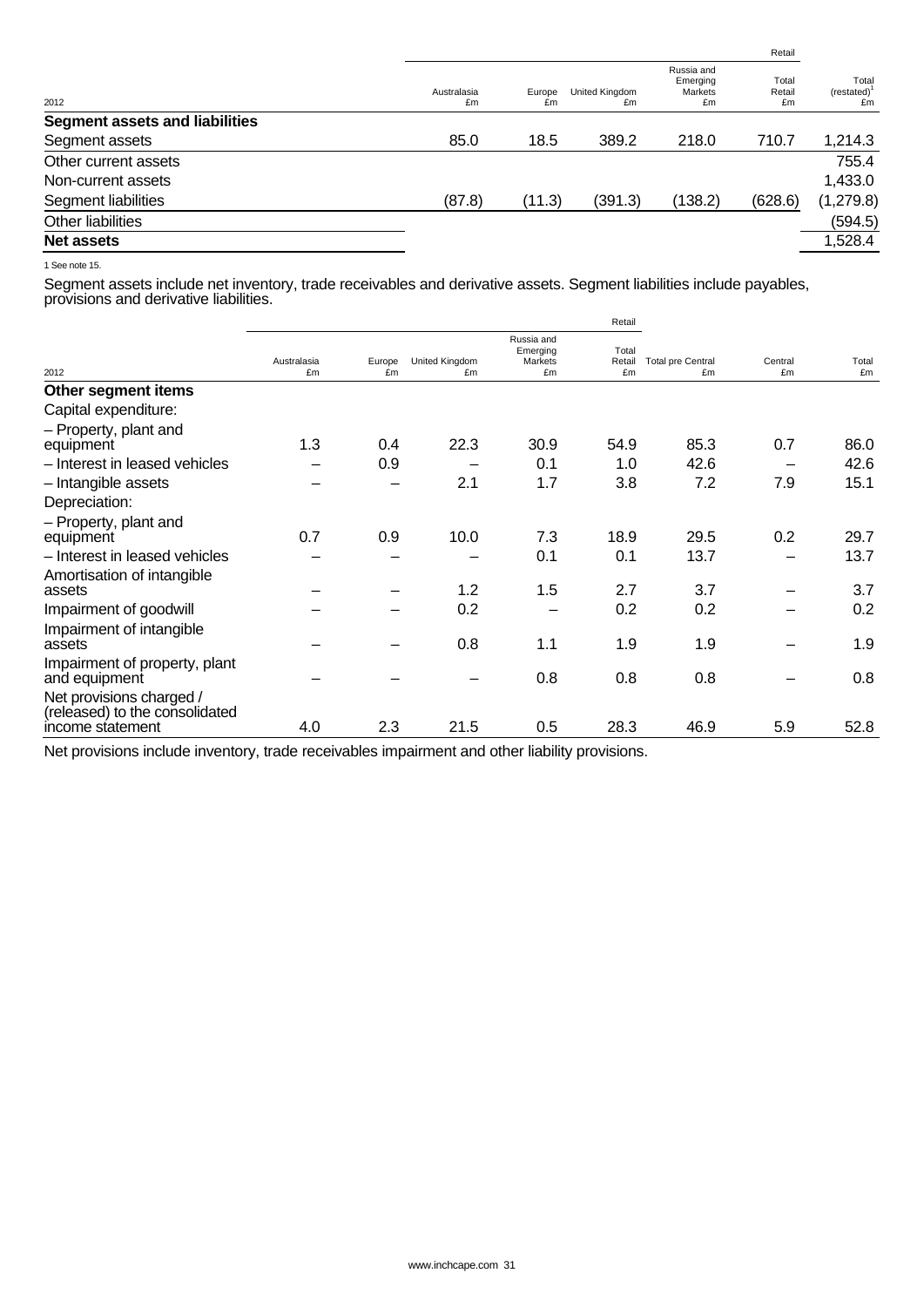| 2012 | Retail | | | | | Total (restated)[1] £m |
|---|---|---|---|---|---|---|
| | Australasia £m | Europe £m | United Kingdom £m | Russia and Emerging Markets £m | Total Retail £m | |
| **Segment assets and liabilities** | | | | | | |
| Segment assets | 85.0 | 18.5 | 389.2 | 218.0 | 710.7 | 1,214.3 |
| Other current assets | | | | | | 755.4 |
| Non-current assets | | | | | | 1,433.0 |
| Segment liabilities | (87.8) | (11.3) | (391.3) | (138.2) | (628.6) | (1,279.8) |
| Other liabilities | | | | | | (594.5) |
| **Net assets** | | | | | | 1,528.4 |

1 See note 15.

Segment assets include net inventory, trade receivables and derivative assets. Segment liabilities include payables, provisions and derivative liabilities.

| 2012 | Retail | | | | | | | |
|---|---|---|---|---|---|---|---|---|
| | Australasia £m | Europe £m | United Kingdom £m | Russia and Emerging Markets £m | Total Retail £m | Total pre Central £m | Central £m | Total £m |
| **Other segment items** | | | | | | | | |
| Capital expenditure: | | | | | | | | |
| – Property, plant and equipment | 1.3 | 0.4 | 22.3 | 30.9 | 54.9 | 85.3 | 0.7 | 86.0 |
| – Interest in leased vehicles | – | 0.9 | – | 0.1 | 1.0 | 42.6 | – | 42.6 |
| – Intangible assets | – | – | 2.1 | 1.7 | 3.8 | 7.2 | 7.9 | 15.1 |
| Depreciation: | | | | | | | | |
| – Property, plant and equipment | 0.7 | 0.9 | 10.0 | 7.3 | 18.9 | 29.5 | 0.2 | 29.7 |
| – Interest in leased vehicles | – | – | – | 0.1 | 0.1 | 13.7 | – | 13.7 |
| Amortisation of intangible assets | – | – | 1.2 | 1.5 | 2.7 | 3.7 | – | 3.7 |
| Impairment of goodwill | – | – | 0.2 | – | 0.2 | 0.2 | – | 0.2 |
| Impairment of intangible assets | – | – | 0.8 | 1.1 | 1.9 | 1.9 | – | 1.9 |
| Impairment of property, plant and equipment | – | – | – | 0.8 | 0.8 | 0.8 | – | 0.8 |
| Net provisions charged / (released) to the consolidated income statement | 4.0 | 2.3 | 21.5 | 0.5 | 28.3 | 46.9 | 5.9 | 52.8 |

Net provisions include inventory, trade receivables impairment and other liability provisions.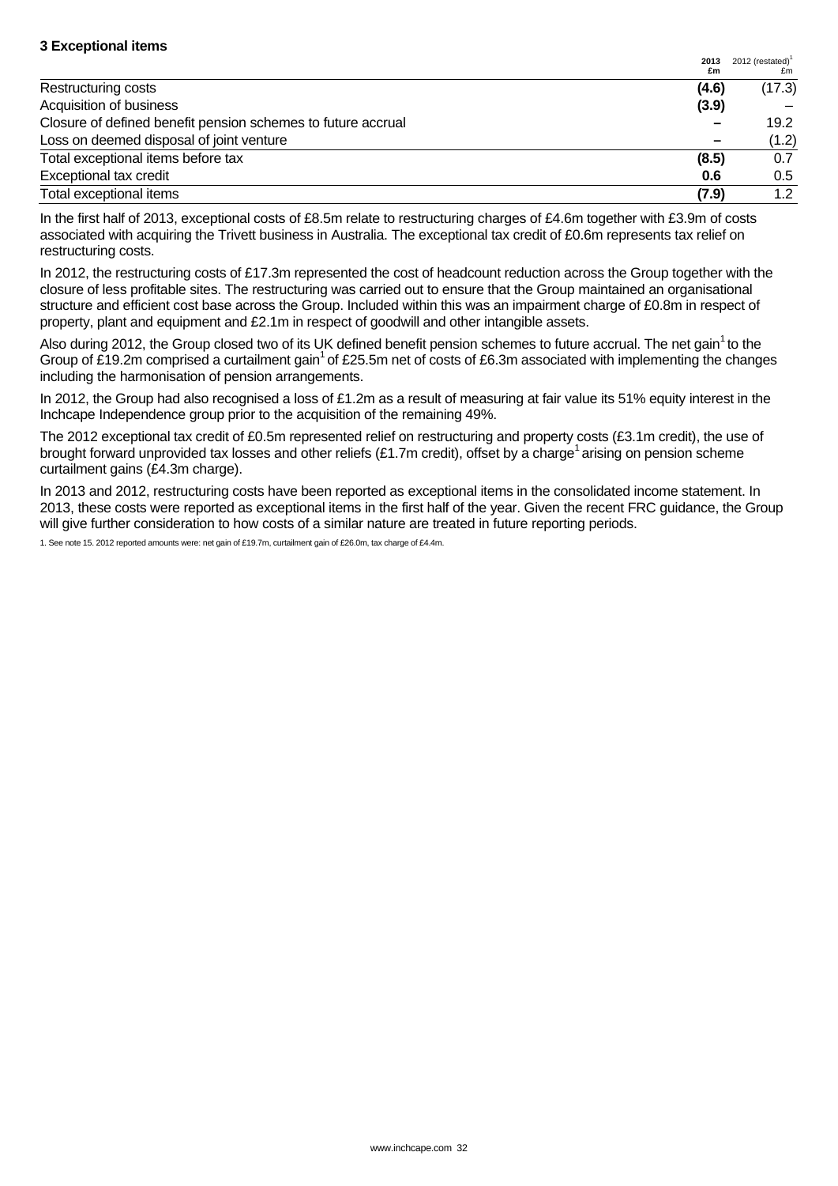### 3 Exceptional items

| | 2013 £m | 2012 (restated)[1] £m |
|---|---|---|
| Restructuring costs | **(4.6)** | (17.3) |
| Acquisition of business | **(3.9)** | – |
| Closure of defined benefit pension schemes to future accrual | **–** | 19.2 |
| Loss on deemed disposal of joint venture | **–** | (1.2) |
| Total exceptional items before tax | **(8.5)** | 0.7 |
| Exceptional tax credit | **0.6** | 0.5 |
| Total exceptional items | **(7.9)** | 1.2 |

In the first half of 2013, exceptional costs of £8.5m relate to restructuring charges of £4.6m together with £3.9m of costs associated with acquiring the Trivett business in Australia. The exceptional tax credit of £0.6m represents tax relief on restructuring costs.

In 2012, the restructuring costs of £17.3m represented the cost of headcount reduction across the Group together with the closure of less profitable sites. The restructuring was carried out to ensure that the Group maintained an organisational structure and efficient cost base across the Group. Included within this was an impairment charge of £0.8m in respect of property, plant and equipment and £2.1m in respect of goodwill and other intangible assets.

Also during 2012, the Group closed two of its UK defined benefit pension schemes to future accrual. The net gain[1] to the Group of £19.2m comprised a curtailment gain[1] of £25.5m net of costs of £6.3m associated with implementing the changes including the harmonisation of pension arrangements.

In 2012, the Group had also recognised a loss of £1.2m as a result of measuring at fair value its 51% equity interest in the Inchcape Independence group prior to the acquisition of the remaining 49%.

The 2012 exceptional tax credit of £0.5m represented relief on restructuring and property costs (£3.1m credit), the use of brought forward unprovided tax losses and other reliefs (£1.7m credit), offset by a charge[1] arising on pension scheme curtailment gains (£4.3m charge).

In 2013 and 2012, restructuring costs have been reported as exceptional items in the consolidated income statement. In 2013, these costs were reported as exceptional items in the first half of the year. Given the recent FRC guidance, the Group will give further consideration to how costs of a similar nature are treated in future reporting periods.

1. See note 15. 2012 reported amounts were: net gain of £19.7m, curtailment gain of £26.0m, tax charge of £4.4m.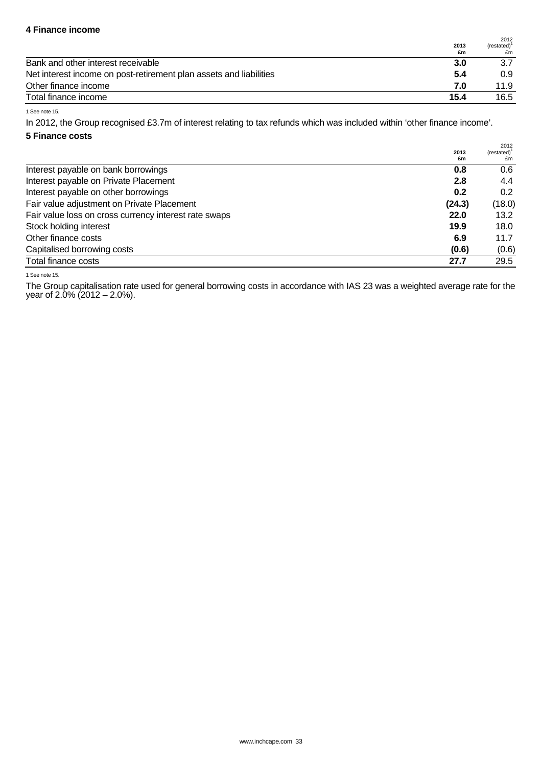### 4 Finance income

| | 2013 £m | 2012 (restated)[1] £m |
|---|---|---|
| Bank and other interest receivable | **3.0** | 3.7 |
| Net interest income on post-retirement plan assets and liabilities | **5.4** | 0.9 |
| Other finance income | **7.0** | 11.9 |
| Total finance income | **15.4** | 16.5 |

1 See note 15.

In 2012, the Group recognised £3.7m of interest relating to tax refunds which was included within 'other finance income'.

### 5 Finance costs

| | 2013 £m | 2012 (restated)[1] £m |
|---|---|---|
| Interest payable on bank borrowings | **0.8** | 0.6 |
| Interest payable on Private Placement | **2.8** | 4.4 |
| Interest payable on other borrowings | **0.2** | 0.2 |
| Fair value adjustment on Private Placement | **(24.3)** | (18.0) |
| Fair value loss on cross currency interest rate swaps | **22.0** | 13.2 |
| Stock holding interest | **19.9** | 18.0 |
| Other finance costs | **6.9** | 11.7 |
| Capitalised borrowing costs | **(0.6)** | (0.6) |
| Total finance costs | **27.7** | 29.5 |

1 See note 15.

The Group capitalisation rate used for general borrowing costs in accordance with IAS 23 was a weighted average rate for the year of 2.0% (2012 – 2.0%).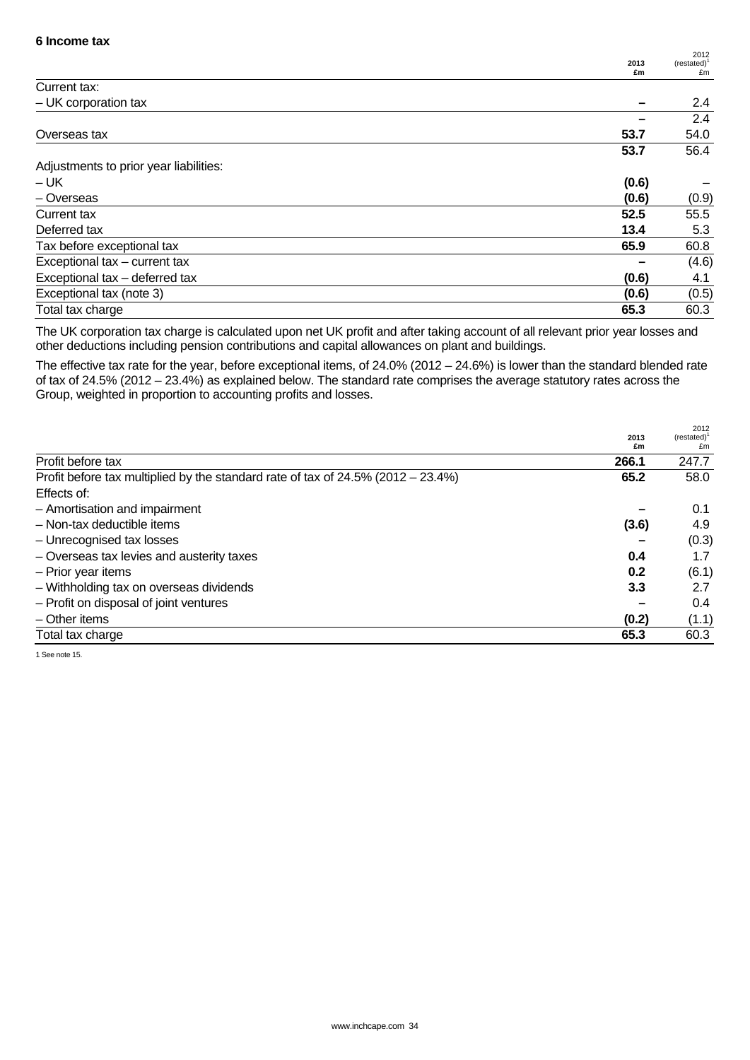**6 Income tax**

| | 2013 £m | 2012 (restated)[1] £m |
|---|---|---|
| Current tax: | | |
| – UK corporation tax | – | 2.4 |
| | – | 2.4 |
| Overseas tax | **53.7** | 54.0 |
| | **53.7** | 56.4 |
| Adjustments to prior year liabilities: | | |
| – UK | **(0.6)** | – |
| – Overseas | **(0.6)** | (0.9) |
| Current tax | **52.5** | 55.5 |
| Deferred tax | **13.4** | 5.3 |
| Tax before exceptional tax | **65.9** | 60.8 |
| Exceptional tax – current tax | – | (4.6) |
| Exceptional tax – deferred tax | **(0.6)** | 4.1 |
| Exceptional tax (note 3) | **(0.6)** | (0.5) |
| Total tax charge | **65.3** | 60.3 |

The UK corporation tax charge is calculated upon net UK profit and after taking account of all relevant prior year losses and other deductions including pension contributions and capital allowances on plant and buildings.

The effective tax rate for the year, before exceptional items, of 24.0% (2012 – 24.6%) is lower than the standard blended rate of tax of 24.5% (2012 – 23.4%) as explained below. The standard rate comprises the average statutory rates across the Group, weighted in proportion to accounting profits and losses.

| | 2013 £m | 2012 (restated)[1] £m |
|---|---|---|
| Profit before tax | **266.1** | 247.7 |
| Profit before tax multiplied by the standard rate of tax of 24.5% (2012 – 23.4%) | **65.2** | 58.0 |
| Effects of: | | |
| – Amortisation and impairment | – | 0.1 |
| – Non-tax deductible items | **(3.6)** | 4.9 |
| – Unrecognised tax losses | – | (0.3) |
| – Overseas tax levies and austerity taxes | **0.4** | 1.7 |
| – Prior year items | **0.2** | (6.1) |
| – Withholding tax on overseas dividends | **3.3** | 2.7 |
| – Profit on disposal of joint ventures | – | 0.4 |
| – Other items | **(0.2)** | (1.1) |
| Total tax charge | **65.3** | 60.3 |

1 See note 15.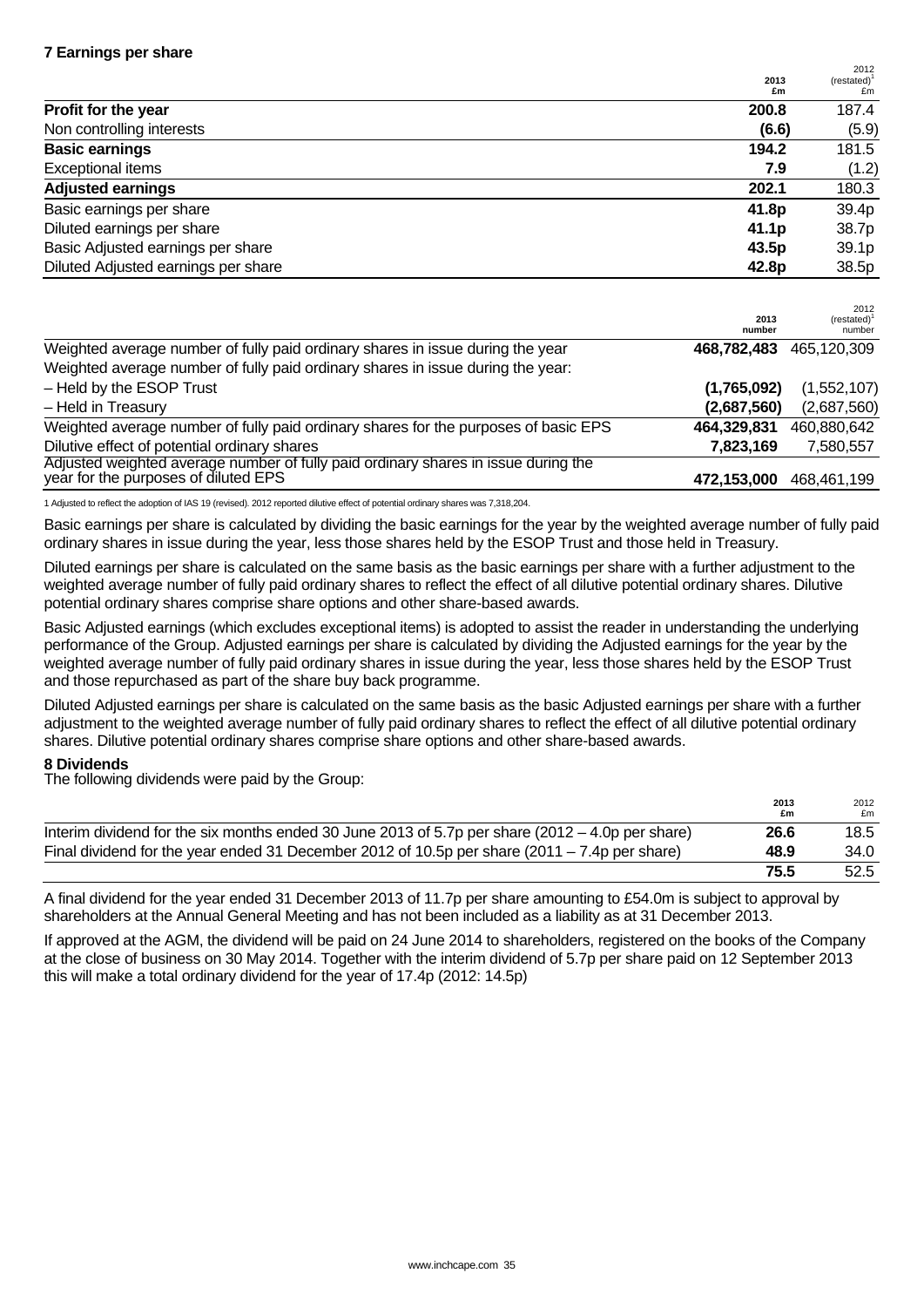**7 Earnings per share**

| | 2013 £m | 2012 (restated)[1] £m |
|---|---|---|
| **Profit for the year** | **200.8** | 187.4 |
| Non controlling interests | **(6.6)** | (5.9) |
| **Basic earnings** | **194.2** | 181.5 |
| Exceptional items | **7.9** | (1.2) |
| **Adjusted earnings** | **202.1** | 180.3 |
| Basic earnings per share | **41.8p** | 39.4p |
| Diluted earnings per share | **41.1p** | 38.7p |
| Basic Adjusted earnings per share | **43.5p** | 39.1p |
| Diluted Adjusted earnings per share | **42.8p** | 38.5p |

| | 2013 number | 2012 (restated)[1] number |
|---|---|---|
| Weighted average number of fully paid ordinary shares in issue during the year | **468,782,483** | 465,120,309 |
| Weighted average number of fully paid ordinary shares in issue during the year: | | |
| – Held by the ESOP Trust | **(1,765,092)** | (1,552,107) |
| – Held in Treasury | **(2,687,560)** | (2,687,560) |
| Weighted average number of fully paid ordinary shares for the purposes of basic EPS | **464,329,831** | 460,880,642 |
| Dilutive effect of potential ordinary shares | **7,823,169** | 7,580,557 |
| Adjusted weighted average number of fully paid ordinary shares in issue during the year for the purposes of diluted EPS | **472,153,000** | 468,461,199 |

1 Adjusted to reflect the adoption of IAS 19 (revised). 2012 reported dilutive effect of potential ordinary shares was 7,318,204.

Basic earnings per share is calculated by dividing the basic earnings for the year by the weighted average number of fully paid ordinary shares in issue during the year, less those shares held by the ESOP Trust and those held in Treasury.

Diluted earnings per share is calculated on the same basis as the basic earnings per share with a further adjustment to the weighted average number of fully paid ordinary shares to reflect the effect of all dilutive potential ordinary shares. Dilutive potential ordinary shares comprise share options and other share-based awards.

Basic Adjusted earnings (which excludes exceptional items) is adopted to assist the reader in understanding the underlying performance of the Group. Adjusted earnings per share is calculated by dividing the Adjusted earnings for the year by the weighted average number of fully paid ordinary shares in issue during the year, less those shares held by the ESOP Trust and those repurchased as part of the share buy back programme.

Diluted Adjusted earnings per share is calculated on the same basis as the basic Adjusted earnings per share with a further adjustment to the weighted average number of fully paid ordinary shares to reflect the effect of all dilutive potential ordinary shares. Dilutive potential ordinary shares comprise share options and other share-based awards.

**8 Dividends**

The following dividends were paid by the Group:

| | 2013 £m | 2012 £m |
|---|---|---|
| Interim dividend for the six months ended 30 June 2013 of 5.7p per share (2012 – 4.0p per share) | **26.6** | 18.5 |
| Final dividend for the year ended 31 December 2012 of 10.5p per share (2011 – 7.4p per share) | **48.9** | 34.0 |
| | **75.5** | 52.5 |

A final dividend for the year ended 31 December 2013 of 11.7p per share amounting to £54.0m is subject to approval by shareholders at the Annual General Meeting and has not been included as a liability as at 31 December 2013.

If approved at the AGM, the dividend will be paid on 24 June 2014 to shareholders, registered on the books of the Company at the close of business on 30 May 2014. Together with the interim dividend of 5.7p per share paid on 12 September 2013 this will make a total ordinary dividend for the year of 17.4p (2012: 14.5p)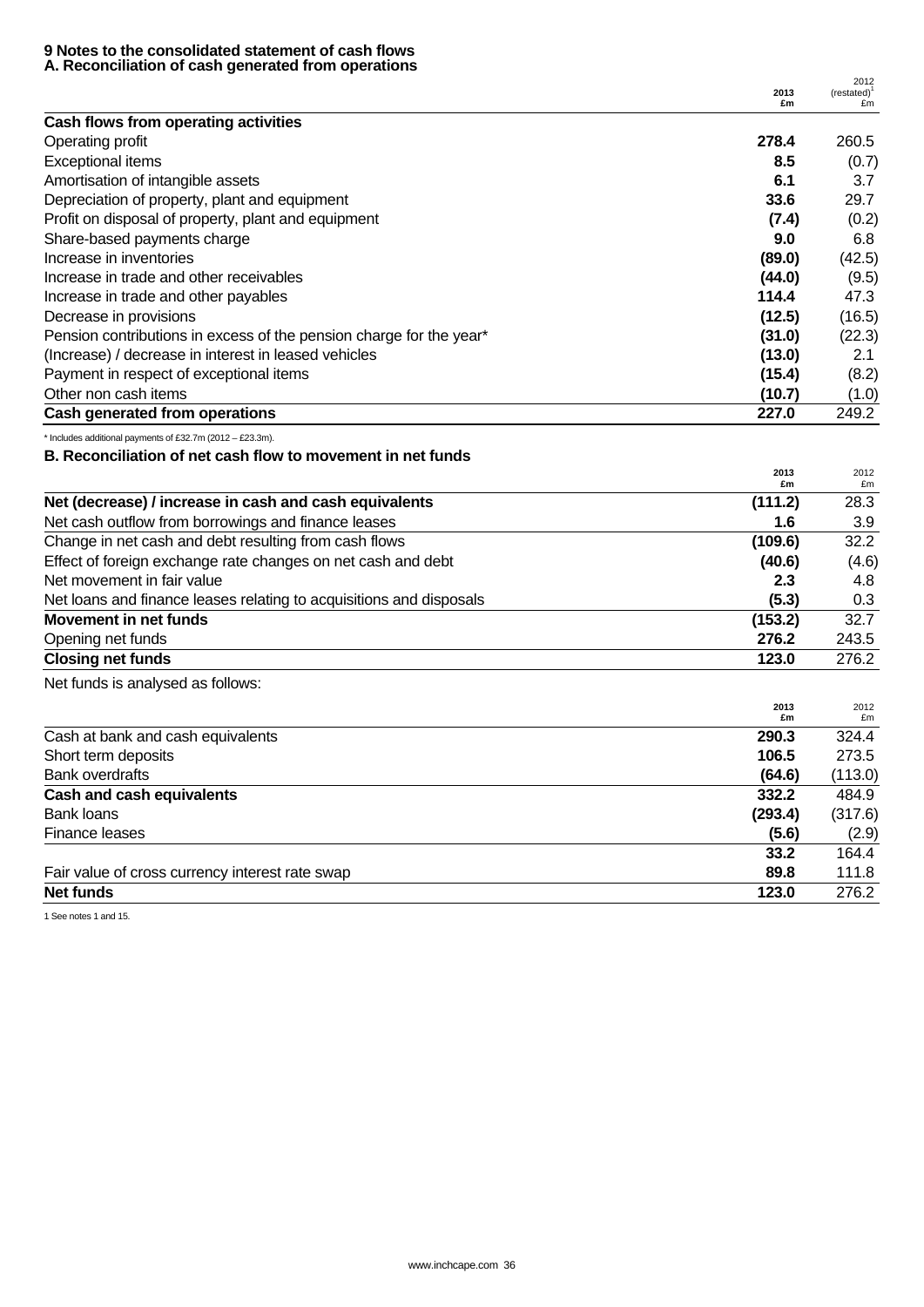## 9 Notes to the consolidated statement of cash flows

### A. Reconciliation of cash generated from operations

| | 2013 £m | 2012 (restated)[1] £m |
|---|---|---|
| **Cash flows from operating activities** | | |
| Operating profit | **278.4** | 260.5 |
| Exceptional items | **8.5** | (0.7) |
| Amortisation of intangible assets | **6.1** | 3.7 |
| Depreciation of property, plant and equipment | **33.6** | 29.7 |
| Profit on disposal of property, plant and equipment | **(7.4)** | (0.2) |
| Share-based payments charge | **9.0** | 6.8 |
| Increase in inventories | **(89.0)** | (42.5) |
| Increase in trade and other receivables | **(44.0)** | (9.5) |
| Increase in trade and other payables | **114.4** | 47.3 |
| Decrease in provisions | **(12.5)** | (16.5) |
| Pension contributions in excess of the pension charge for the year* | **(31.0)** | (22.3) |
| (Increase) / decrease in interest in leased vehicles | **(13.0)** | 2.1 |
| Payment in respect of exceptional items | **(15.4)** | (8.2) |
| Other non cash items | **(10.7)** | (1.0) |
| **Cash generated from operations** | **227.0** | 249.2 |

\* Includes additional payments of £32.7m (2012 – £23.3m).

### B. Reconciliation of net cash flow to movement in net funds

| | 2013 £m | 2012 £m |
|---|---|---|
| **Net (decrease) / increase in cash and cash equivalents** | **(111.2)** | 28.3 |
| Net cash outflow from borrowings and finance leases | **1.6** | 3.9 |
| Change in net cash and debt resulting from cash flows | **(109.6)** | 32.2 |
| Effect of foreign exchange rate changes on net cash and debt | **(40.6)** | (4.6) |
| Net movement in fair value | **2.3** | 4.8 |
| Net loans and finance leases relating to acquisitions and disposals | **(5.3)** | 0.3 |
| **Movement in net funds** | **(153.2)** | 32.7 |
| Opening net funds | **276.2** | 243.5 |
| **Closing net funds** | **123.0** | 276.2 |

Net funds is analysed as follows:

| | 2013 £m | 2012 £m |
|---|---|---|
| Cash at bank and cash equivalents | **290.3** | 324.4 |
| Short term deposits | **106.5** | 273.5 |
| Bank overdrafts | **(64.6)** | (113.0) |
| **Cash and cash equivalents** | **332.2** | 484.9 |
| Bank loans | **(293.4)** | (317.6) |
| Finance leases | **(5.6)** | (2.9) |
| | **33.2** | 164.4 |
| Fair value of cross currency interest rate swap | **89.8** | 111.8 |
| **Net funds** | **123.0** | 276.2 |

1 See notes 1 and 15.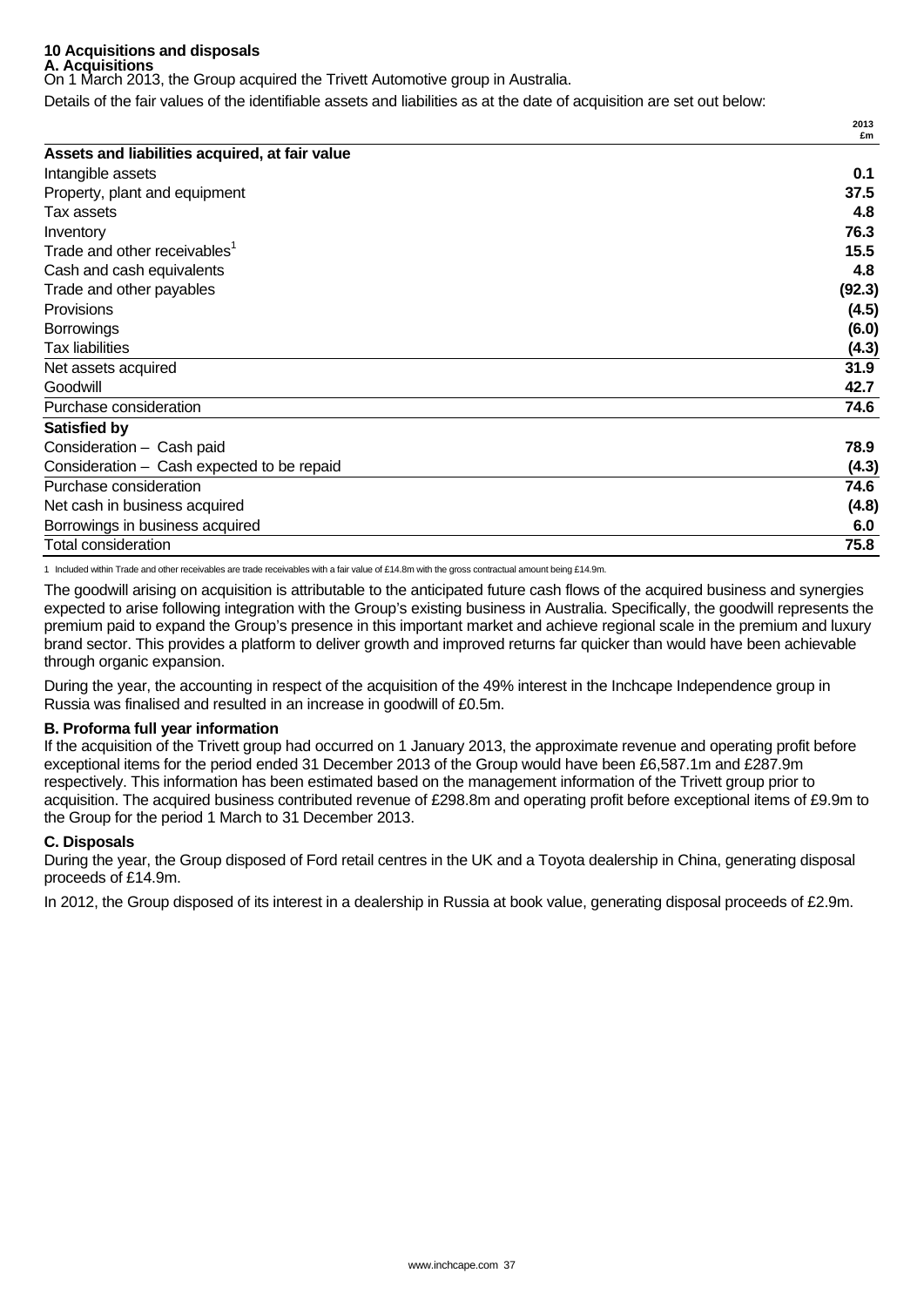## 10 Acquisitions and disposals

### A. Acquisitions

On 1 March 2013, the Group acquired the Trivett Automotive group in Australia.

Details of the fair values of the identifiable assets and liabilities as at the date of acquisition are set out below:

| | 2013 £m |
|---|---|
| **Assets and liabilities acquired, at fair value** | |
| Intangible assets | **0.1** |
| Property, plant and equipment | **37.5** |
| Tax assets | **4.8** |
| Inventory | **76.3** |
| Trade and other receivables[1] | **15.5** |
| Cash and cash equivalents | **4.8** |
| Trade and other payables | **(92.3)** |
| Provisions | **(4.5)** |
| Borrowings | **(6.0)** |
| Tax liabilities | **(4.3)** |
| Net assets acquired | **31.9** |
| Goodwill | **42.7** |
| Purchase consideration | **74.6** |
| **Satisfied by** | |
| Consideration – Cash paid | **78.9** |
| Consideration – Cash expected to be repaid | **(4.3)** |
| Purchase consideration | **74.6** |
| Net cash in business acquired | **(4.8)** |
| Borrowings in business acquired | **6.0** |
| Total consideration | **75.8** |

1 Included within Trade and other receivables are trade receivables with a fair value of £14.8m with the gross contractual amount being £14.9m.

The goodwill arising on acquisition is attributable to the anticipated future cash flows of the acquired business and synergies expected to arise following integration with the Group's existing business in Australia. Specifically, the goodwill represents the premium paid to expand the Group's presence in this important market and achieve regional scale in the premium and luxury brand sector. This provides a platform to deliver growth and improved returns far quicker than would have been achievable through organic expansion.

During the year, the accounting in respect of the acquisition of the 49% interest in the Inchcape Independence group in Russia was finalised and resulted in an increase in goodwill of £0.5m.

### B. Proforma full year information

If the acquisition of the Trivett group had occurred on 1 January 2013, the approximate revenue and operating profit before exceptional items for the period ended 31 December 2013 of the Group would have been £6,587.1m and £287.9m respectively. This information has been estimated based on the management information of the Trivett group prior to acquisition. The acquired business contributed revenue of £298.8m and operating profit before exceptional items of £9.9m to the Group for the period 1 March to 31 December 2013.

### C. Disposals

During the year, the Group disposed of Ford retail centres in the UK and a Toyota dealership in China, generating disposal proceeds of £14.9m.

In 2012, the Group disposed of its interest in a dealership in Russia at book value, generating disposal proceeds of £2.9m.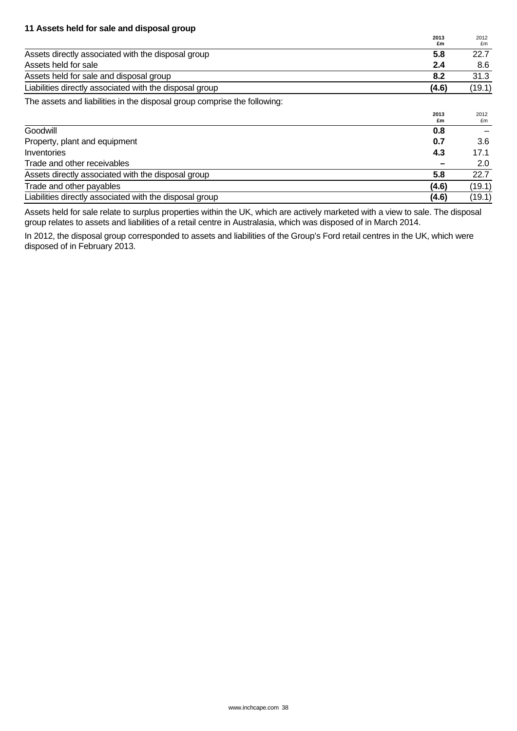**11 Assets held for sale and disposal group**

| | 2013 £m | 2012 £m |
|---|---|---|
| Assets directly associated with the disposal group | **5.8** | 22.7 |
| Assets held for sale | **2.4** | 8.6 |
| Assets held for sale and disposal group | **8.2** | 31.3 |
| Liabilities directly associated with the disposal group | **(4.6)** | (19.1) |

The assets and liabilities in the disposal group comprise the following:

| | 2013 £m | 2012 £m |
|---|---|---|
| Goodwill | **0.8** | – |
| Property, plant and equipment | **0.7** | 3.6 |
| Inventories | **4.3** | 17.1 |
| Trade and other receivables | **–** | 2.0 |
| Assets directly associated with the disposal group | **5.8** | 22.7 |
| Trade and other payables | **(4.6)** | (19.1) |
| Liabilities directly associated with the disposal group | **(4.6)** | (19.1) |

Assets held for sale relate to surplus properties within the UK, which are actively marketed with a view to sale. The disposal group relates to assets and liabilities of a retail centre in Australasia, which was disposed of in March 2014.

In 2012, the disposal group corresponded to assets and liabilities of the Group's Ford retail centres in the UK, which were disposed of in February 2013.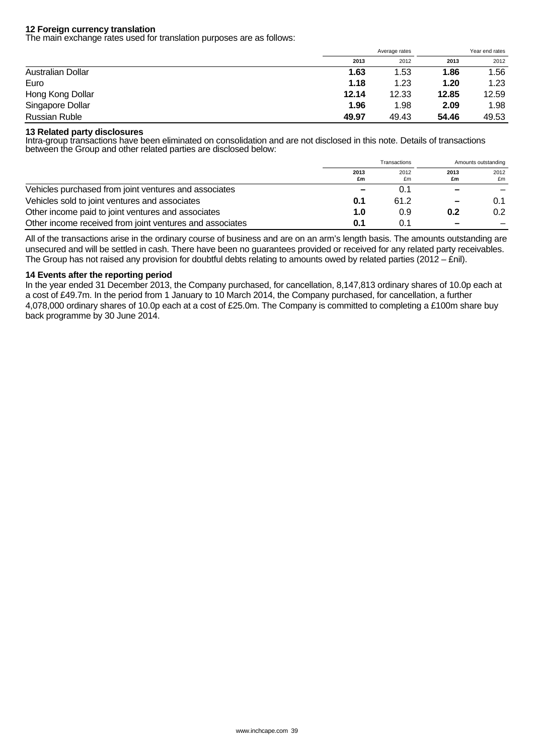### 12 Foreign currency translation

The main exchange rates used for translation purposes are as follows:

| | Average rates | | Year end rates | |
|---|---|---|---|---|
| | **2013** | 2012 | **2013** | 2012 |
| Australian Dollar | **1.63** | 1.53 | **1.86** | 1.56 |
| Euro | **1.18** | 1.23 | **1.20** | 1.23 |
| Hong Kong Dollar | **12.14** | 12.33 | **12.85** | 12.59 |
| Singapore Dollar | **1.96** | 1.98 | **2.09** | 1.98 |
| Russian Ruble | **49.97** | 49.43 | **54.46** | 49.53 |

### 13 Related party disclosures

Intra-group transactions have been eliminated on consolidation and are not disclosed in this note. Details of transactions between the Group and other related parties are disclosed below:

| | Transactions | | Amounts outstanding | |
|---|---|---|---|---|
| | **2013 £m** | 2012 £m | **2013 £m** | 2012 £m |
| Vehicles purchased from joint ventures and associates | **–** | 0.1 | **–** | – |
| Vehicles sold to joint ventures and associates | **0.1** | 61.2 | **–** | 0.1 |
| Other income paid to joint ventures and associates | **1.0** | 0.9 | **0.2** | 0.2 |
| Other income received from joint ventures and associates | **0.1** | 0.1 | **–** | – |

All of the transactions arise in the ordinary course of business and are on an arm's length basis. The amounts outstanding are unsecured and will be settled in cash. There have been no guarantees provided or received for any related party receivables. The Group has not raised any provision for doubtful debts relating to amounts owed by related parties (2012 – £nil).

### 14 Events after the reporting period

In the year ended 31 December 2013, the Company purchased, for cancellation, 8,147,813 ordinary shares of 10.0p each at a cost of £49.7m. In the period from 1 January to 10 March 2014, the Company purchased, for cancellation, a further 4,078,000 ordinary shares of 10.0p each at a cost of £25.0m. The Company is committed to completing a £100m share buy back programme by 30 June 2014.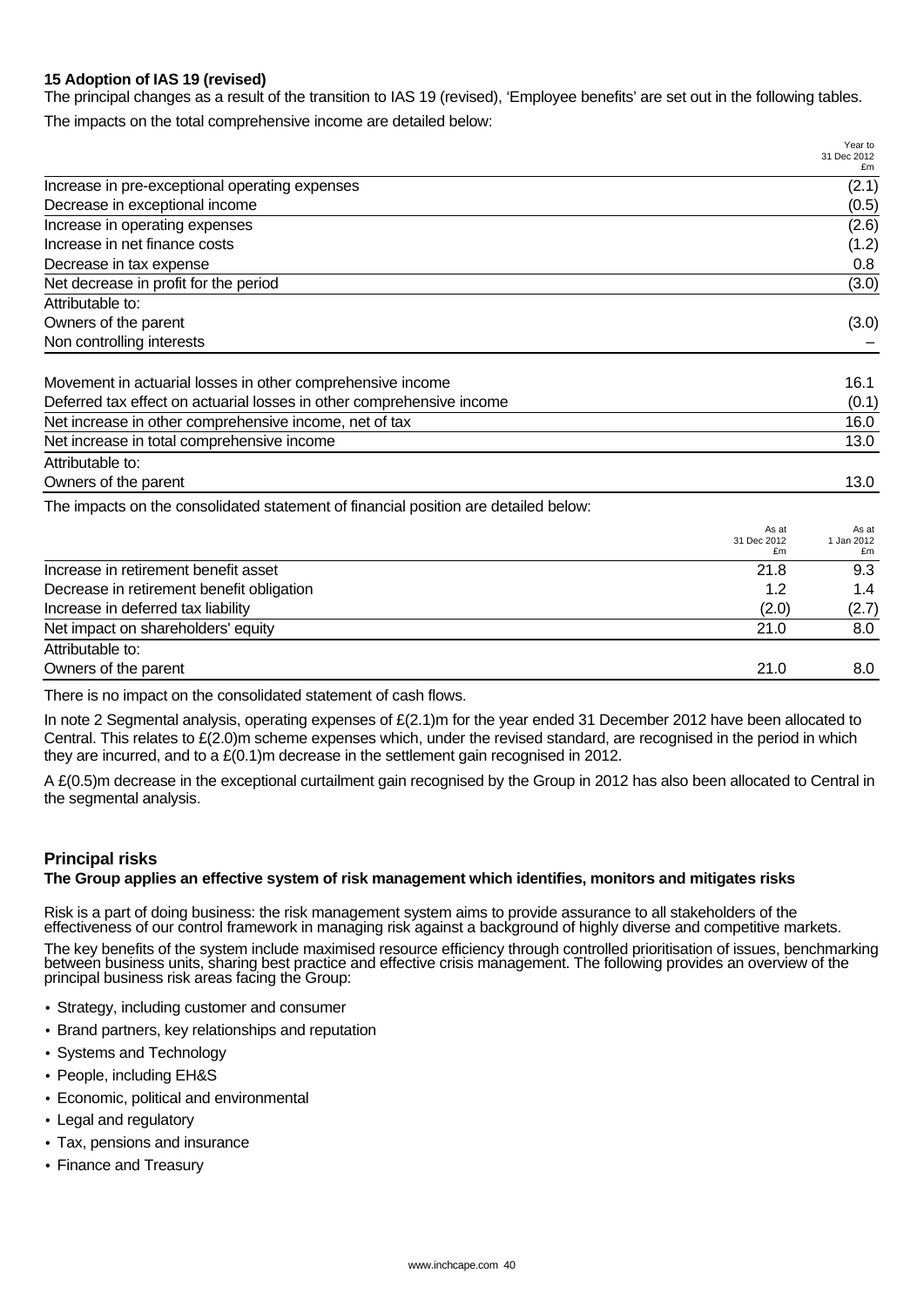**15 Adoption of IAS 19 (revised)**

The principal changes as a result of the transition to IAS 19 (revised), 'Employee benefits' are set out in the following tables.

The impacts on the total comprehensive income are detailed below:

| | Year to 31 Dec 2012 £m |
|---|---|
| Increase in pre-exceptional operating expenses | (2.1) |
| Decrease in exceptional income | (0.5) |
| Increase in operating expenses | (2.6) |
| Increase in net finance costs | (1.2) |
| Decrease in tax expense | 0.8 |
| Net decrease in profit for the period | (3.0) |
| Attributable to: | |
| Owners of the parent | (3.0) |
| Non controlling interests | – |
| | |
| Movement in actuarial losses in other comprehensive income | 16.1 |
| Deferred tax effect on actuarial losses in other comprehensive income | (0.1) |
| Net increase in other comprehensive income, net of tax | 16.0 |
| Net increase in total comprehensive income | 13.0 |
| Attributable to: | |
| Owners of the parent | 13.0 |

The impacts on the consolidated statement of financial position are detailed below:

| | As at 31 Dec 2012 £m | As at 1 Jan 2012 £m |
|---|---|---|
| Increase in retirement benefit asset | 21.8 | 9.3 |
| Decrease in retirement benefit obligation | 1.2 | 1.4 |
| Increase in deferred tax liability | (2.0) | (2.7) |
| Net impact on shareholders' equity | 21.0 | 8.0 |
| Attributable to: | | |
| Owners of the parent | 21.0 | 8.0 |

There is no impact on the consolidated statement of cash flows.

In note 2 Segmental analysis, operating expenses of £(2.1)m for the year ended 31 December 2012 have been allocated to Central. This relates to £(2.0)m scheme expenses which, under the revised standard, are recognised in the period in which they are incurred, and to a £(0.1)m decrease in the settlement gain recognised in 2012.

A £(0.5)m decrease in the exceptional curtailment gain recognised by the Group in 2012 has also been allocated to Central in the segmental analysis.

## Principal risks

**The Group applies an effective system of risk management which identifies, monitors and mitigates risks**

Risk is a part of doing business: the risk management system aims to provide assurance to all stakeholders of the effectiveness of our control framework in managing risk against a background of highly diverse and competitive markets.

The key benefits of the system include maximised resource efficiency through controlled prioritisation of issues, benchmarking between business units, sharing best practice and effective crisis management. The following provides an overview of the principal business risk areas facing the Group:

- Strategy, including customer and consumer
- Brand partners, key relationships and reputation
- Systems and Technology
- People, including EH&S
- Economic, political and environmental
- Legal and regulatory
- Tax, pensions and insurance
- Finance and Treasury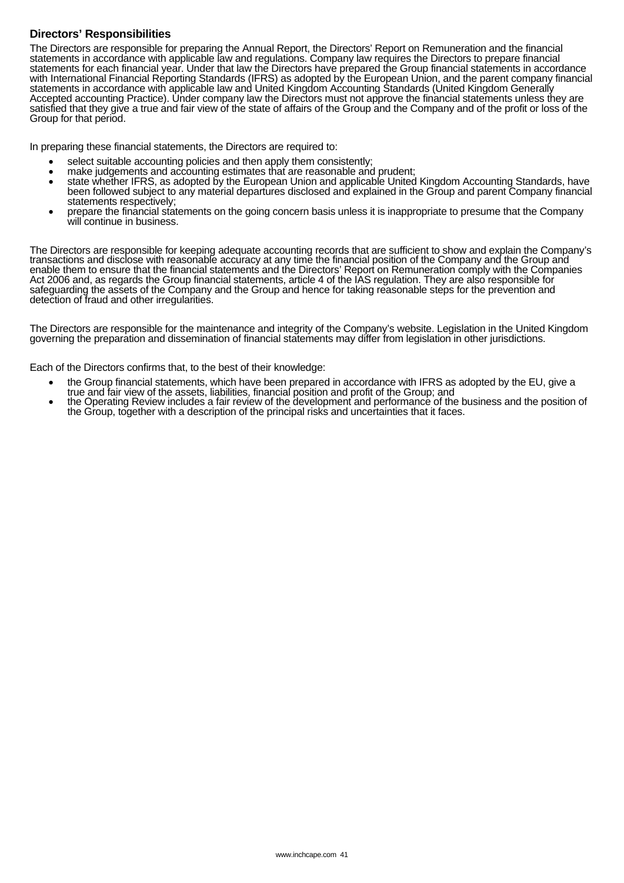## Directors' Responsibilities

The Directors are responsible for preparing the Annual Report, the Directors' Report on Remuneration and the financial statements in accordance with applicable law and regulations. Company law requires the Directors to prepare financial statements for each financial year. Under that law the Directors have prepared the Group financial statements in accordance with International Financial Reporting Standards (IFRS) as adopted by the European Union, and the parent company financial statements in accordance with applicable law and United Kingdom Accounting Standards (United Kingdom Generally Accepted accounting Practice). Under company law the Directors must not approve the financial statements unless they are satisfied that they give a true and fair view of the state of affairs of the Group and the Company and of the profit or loss of the Group for that period.

In preparing these financial statements, the Directors are required to:

- select suitable accounting policies and then apply them consistently;
- make judgements and accounting estimates that are reasonable and prudent;
- state whether IFRS, as adopted by the European Union and applicable United Kingdom Accounting Standards, have been followed subject to any material departures disclosed and explained in the Group and parent Company financial statements respectively;
- prepare the financial statements on the going concern basis unless it is inappropriate to presume that the Company will continue in business.

The Directors are responsible for keeping adequate accounting records that are sufficient to show and explain the Company's transactions and disclose with reasonable accuracy at any time the financial position of the Company and the Group and enable them to ensure that the financial statements and the Directors' Report on Remuneration comply with the Companies Act 2006 and, as regards the Group financial statements, article 4 of the IAS regulation. They are also responsible for safeguarding the assets of the Company and the Group and hence for taking reasonable steps for the prevention and detection of fraud and other irregularities.

The Directors are responsible for the maintenance and integrity of the Company's website. Legislation in the United Kingdom governing the preparation and dissemination of financial statements may differ from legislation in other jurisdictions.

Each of the Directors confirms that, to the best of their knowledge:

- the Group financial statements, which have been prepared in accordance with IFRS as adopted by the EU, give a true and fair view of the assets, liabilities, financial position and profit of the Group; and
- the Operating Review includes a fair review of the development and performance of the business and the position of the Group, together with a description of the principal risks and uncertainties that it faces.